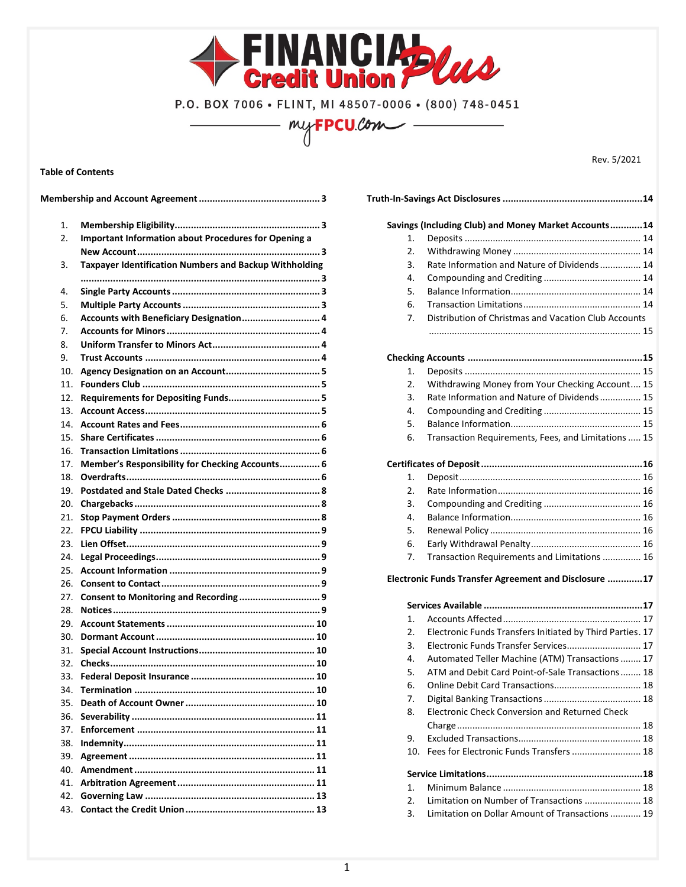# FINANCIAL Plus Credit Union

P.O. BOX 7006 • FLINT, MI 48507-0006 • (800) 748-0451

myFPCU.com

Rev. 5/2021

**Table of Contents**

**Membership and Account Agreement** ........................................ 3

1. **Membership Eligibility** ........................................ 3
2. **Important Information about Procedures for Opening a New Account** ........................................ 3
3. **Taxpayer Identification Numbers and Backup Withholding** ........................................ 3
4. **Single Party Accounts** ........................................ 3
5. **Multiple Party Accounts** ........................................ 3
6. **Accounts with Beneficiary Designation** ........................................ 4
7. **Accounts for Minors** ........................................ 4
8. **Uniform Transfer to Minors Act** ........................................ 4
9. **Trust Accounts** ........................................ 4
10. **Agency Designation on an Account** ........................................ 5
11. **Founders Club** ........................................ 5
12. **Requirements for Depositing Funds** ........................................ 5
13. **Account Access** ........................................ 5
14. **Account Rates and Fees** ........................................ 6
15. **Share Certificates** ........................................ 6
16. **Transaction Limitations** ........................................ 6
17. **Member's Responsibility for Checking Accounts** ........................................ 6
18. **Overdrafts** ........................................ 6
19. **Postdated and Stale Dated Checks** ........................................ 8
20. **Chargebacks** ........................................ 8
21. **Stop Payment Orders** ........................................ 8
22. **FPCU Liability** ........................................ 9
23. **Lien Offset** ........................................ 9
24. **Legal Proceedings** ........................................ 9
25. **Account Information** ........................................ 9
26. **Consent to Contact** ........................................ 9
27. **Consent to Monitoring and Recording** ........................................ 9
28. **Notices** ........................................ 9
29. **Account Statements** ........................................ 10
30. **Dormant Account** ........................................ 10
31. **Special Account Instructions** ........................................ 10
32. **Checks** ........................................ 10
33. **Federal Deposit Insurance** ........................................ 10
34. **Termination** ........................................ 10
35. **Death of Account Owner** ........................................ 10
36. **Severability** ........................................ 11
37. **Enforcement** ........................................ 11
38. **Indemnity** ........................................ 11
39. **Agreement** ........................................ 11
40. **Amendment** ........................................ 11
41. **Arbitration Agreement** ........................................ 11
42. **Governing Law** ........................................ 13
43. **Contact the Credit Union** ........................................ 13

**Truth-In-Savings Act Disclosures** ........................................ 14

**Savings (Including Club) and Money Market Accounts** ........................................ 14

1. Deposits ........................................ 14
2. Withdrawing Money ........................................ 14
3. Rate Information and Nature of Dividends ........................................ 14
4. Compounding and Crediting ........................................ 14
5. Balance Information ........................................ 14
6. Transaction Limitations ........................................ 14
7. Distribution of Christmas and Vacation Club Accounts ........................................ 15

**Checking Accounts** ........................................ 15

1. Deposits ........................................ 15
2. Withdrawing Money from Your Checking Account ........................................ 15
3. Rate Information and Nature of Dividends ........................................ 15
4. Compounding and Crediting ........................................ 15
5. Balance Information ........................................ 15
6. Transaction Requirements, Fees, and Limitations ........................................ 15

**Certificates of Deposit** ........................................ 16

1. Deposit ........................................ 16
2. Rate Information ........................................ 16
3. Compounding and Crediting ........................................ 16
4. Balance Information ........................................ 16
5. Renewal Policy ........................................ 16
6. Early Withdrawal Penalty ........................................ 16
7. Transaction Requirements and Limitations ........................................ 16

**Electronic Funds Transfer Agreement and Disclosure** ........................................ 17

**Services Available** ........................................ 17

1. Accounts Affected ........................................ 17
2. Electronic Funds Transfers Initiated by Third Parties ........................................ 17
3. Electronic Funds Transfer Services ........................................ 17
4. Automated Teller Machine (ATM) Transactions ........................................ 17
5. ATM and Debit Card Point-of-Sale Transactions ........................................ 18
6. Online Debit Card Transactions ........................................ 18
7. Digital Banking Transactions ........................................ 18
8. Electronic Check Conversion and Returned Check Charge ........................................ 18
9. Excluded Transactions ........................................ 18
10. Fees for Electronic Funds Transfers ........................................ 18

**Service Limitations** ........................................ 18

1. Minimum Balance ........................................ 18
2. Limitation on Number of Transactions ........................................ 18
3. Limitation on Dollar Amount of Transactions ........................................ 19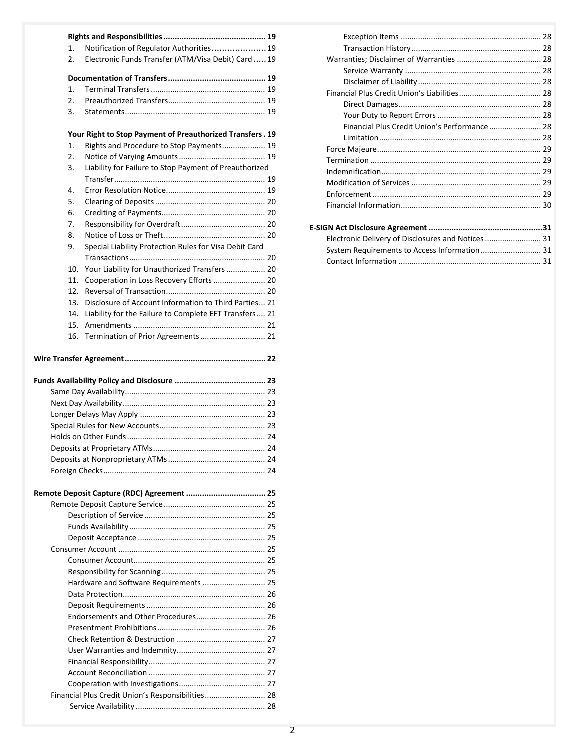**Rights and Responsibilities ............................................ 19**

1. Notification of Regulator Authorities..................... 19
2. Electronic Funds Transfer (ATM/Visa Debit) Card ..... 19

**Documentation of Transfers........................................... 19**

1. Terminal Transfers ..................................................... 19
2. Preauthorized Transfers............................................. 19
3. Statements................................................................. 19

**Your Right to Stop Payment of Preauthorized Transfers . 19**

1. Rights and Procedure to Stop Payments.................... 19
2. Notice of Varying Amounts ........................................ 19
3. Liability for Failure to Stop Payment of Preauthorized Transfer..................................................................... 19
4. Error Resolution Notice.............................................. 19
5. Clearing of Deposits ................................................... 20
6. Crediting of Payments................................................ 20
7. Responsibility for Overdraft....................................... 20
8. Notice of Loss or Theft............................................... 20
9. Special Liability Protection Rules for Visa Debit Card Transactions............................................................... 20
10. Your Liability for Unauthorized Transfers .................. 20
11. Cooperation in Loss Recovery Efforts ........................ 20
12. Reversal of Transaction.............................................. 20
13. Disclosure of Account Information to Third Parties... 21
14. Liability for the Failure to Complete EFT Transfers .... 21
15. Amendments ............................................................. 21
16. Termination of Prior Agreements .............................. 21

**Wire Transfer Agreement............................................................. 22**

**Funds Availability Policy and Disclosure ........................................ 23**

Same Day Availability................................................................ 23
Next Day Availability................................................................. 23
Longer Delays May Apply .......................................................... 23
Special Rules for New Accounts................................................ 23
Holds on Other Funds ............................................................... 24
Deposits at Proprietary ATMs................................................... 24
Deposits at Nonproprietary ATMs............................................ 24
Foreign Checks.......................................................................... 24

**Remote Deposit Capture (RDC) Agreement ................................... 25**

Remote Deposit Capture Service ............................................... 25
- Description of Service ........................................................ 25
- Funds Availability ............................................................... 25
- Deposit Acceptance ........................................................... 25

Consumer Account .................................................................... 25
- Consumer Account............................................................. 25
- Responsibility for Scanning................................................ 25
- Hardware and Software Requirements ............................. 25
- Data Protection.................................................................. 26
- Deposit Requirements ....................................................... 26
- Endorsements and Other Procedures................................ 26
- Presentment Prohibitions.................................................. 26
- Check Retention & Destruction ......................................... 27
- User Warranties and Indemnity......................................... 27
- Financial Responsibility...................................................... 27
- Account Reconciliation ...................................................... 27
- Cooperation with Investigations........................................ 27

Financial Plus Credit Union's Responsibilities............................ 28
- Service Availability ............................................................ 28
- Exception Items ................................................................ 28
- Transaction History ........................................................... 28

Warranties; Disclaimer of Warranties ....................................... 28
- Service Warranty .............................................................. 28
- Disclaimer of Liability ........................................................ 28

Financial Plus Credit Union's Liabilities...................................... 28
- Direct Damages................................................................. 28
- Your Duty to Report Errors ................................................ 28
- Financial Plus Credit Union's Performance ........................ 28
- Limitation.......................................................................... 28

Force Majeure........................................................................... 29
Termination .............................................................................. 29
Indemnification......................................................................... 29
Modification of Services ........................................................... 29
Enforcement ............................................................................. 29
Financial Information................................................................ 30

**E-SIGN Act Disclosure Agreement .................................................31**

Electronic Delivery of Disclosures and Notices .......................... 31
System Requirements to Access Information ............................ 31
Contact Information ................................................................. 31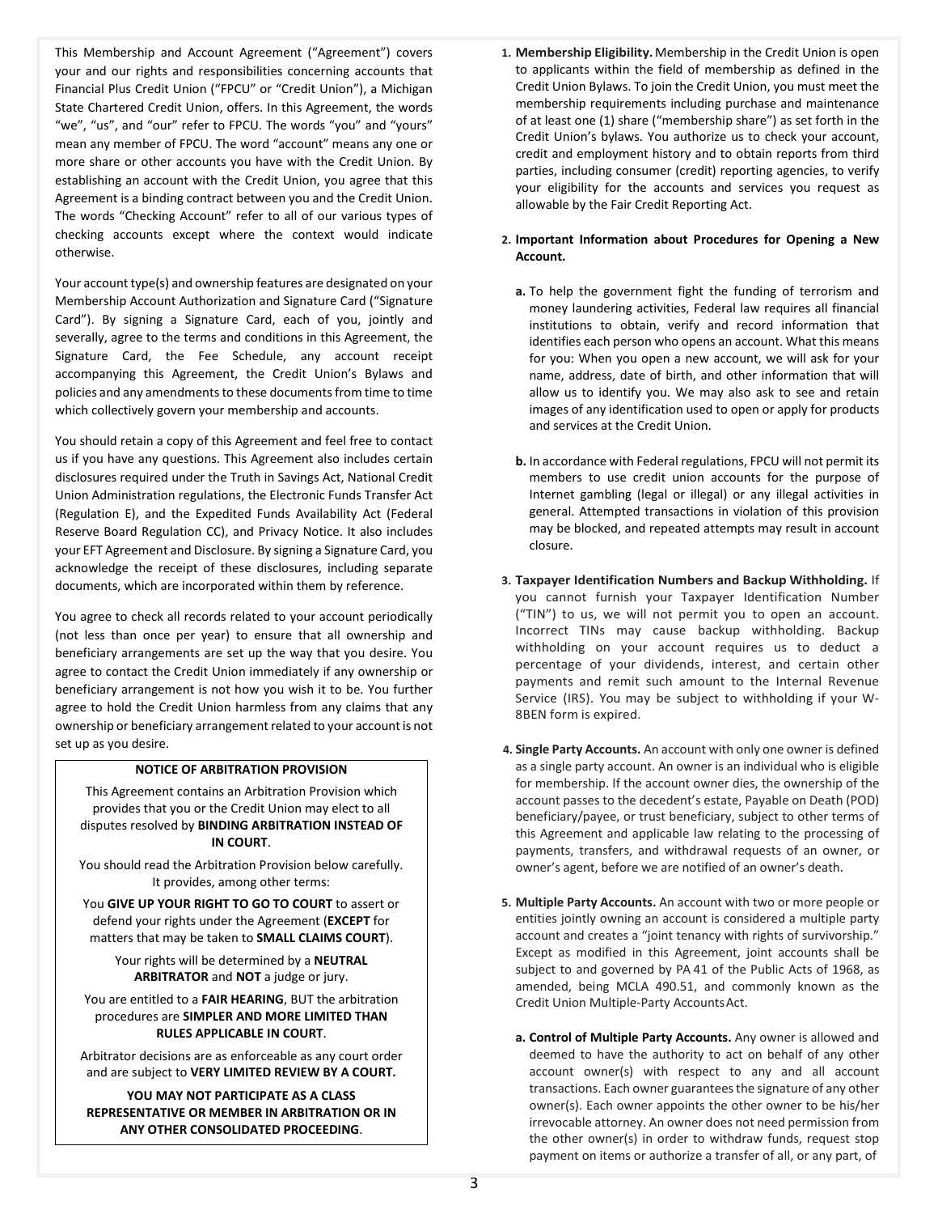This Membership and Account Agreement ("Agreement") covers your and our rights and responsibilities concerning accounts that Financial Plus Credit Union ("FPCU" or "Credit Union"), a Michigan State Chartered Credit Union, offers. In this Agreement, the words "we", "us", and "our" refer to FPCU. The words "you" and "yours" mean any member of FPCU. The word "account" means any one or more share or other accounts you have with the Credit Union. By establishing an account with the Credit Union, you agree that this Agreement is a binding contract between you and the Credit Union. The words "Checking Account" refer to all of our various types of checking accounts except where the context would indicate otherwise.

Your account type(s) and ownership features are designated on your Membership Account Authorization and Signature Card ("Signature Card"). By signing a Signature Card, each of you, jointly and severally, agree to the terms and conditions in this Agreement, the Signature Card, the Fee Schedule, any account receipt accompanying this Agreement, the Credit Union's Bylaws and policies and any amendments to these documents from time to time which collectively govern your membership and accounts.

You should retain a copy of this Agreement and feel free to contact us if you have any questions. This Agreement also includes certain disclosures required under the Truth in Savings Act, National Credit Union Administration regulations, the Electronic Funds Transfer Act (Regulation E), and the Expedited Funds Availability Act (Federal Reserve Board Regulation CC), and Privacy Notice. It also includes your EFT Agreement and Disclosure. By signing a Signature Card, you acknowledge the receipt of these disclosures, including separate documents, which are incorporated within them by reference.

You agree to check all records related to your account periodically (not less than once per year) to ensure that all ownership and beneficiary arrangements are set up the way that you desire. You agree to contact the Credit Union immediately if any ownership or beneficiary arrangement is not how you wish it to be. You further agree to hold the Credit Union harmless from any claims that any ownership or beneficiary arrangement related to your account is not set up as you desire.

**NOTICE OF ARBITRATION PROVISION**

This Agreement contains an Arbitration Provision which provides that you or the Credit Union may elect to all disputes resolved by **BINDING ARBITRATION INSTEAD OF IN COURT**.

You should read the Arbitration Provision below carefully. It provides, among other terms:

You **GIVE UP YOUR RIGHT TO GO TO COURT** to assert or defend your rights under the Agreement (**EXCEPT** for matters that may be taken to **SMALL CLAIMS COURT**).

Your rights will be determined by a **NEUTRAL ARBITRATOR** and **NOT** a judge or jury.

You are entitled to a **FAIR HEARING**, BUT the arbitration procedures are **SIMPLER AND MORE LIMITED THAN RULES APPLICABLE IN COURT**.

Arbitrator decisions are as enforceable as any court order and are subject to **VERY LIMITED REVIEW BY A COURT.**

**YOU MAY NOT PARTICIPATE AS A CLASS REPRESENTATIVE OR MEMBER IN ARBITRATION OR IN ANY OTHER CONSOLIDATED PROCEEDING**.

1. **Membership Eligibility.** Membership in the Credit Union is open to applicants within the field of membership as defined in the Credit Union Bylaws. To join the Credit Union, you must meet the membership requirements including purchase and maintenance of at least one (1) share ("membership share") as set forth in the Credit Union's bylaws. You authorize us to check your account, credit and employment history and to obtain reports from third parties, including consumer (credit) reporting agencies, to verify your eligibility for the accounts and services you request as allowable by the Fair Credit Reporting Act.

2. **Important Information about Procedures for Opening a New Account.**

   **a.** To help the government fight the funding of terrorism and money laundering activities, Federal law requires all financial institutions to obtain, verify and record information that identifies each person who opens an account. What this means for you: When you open a new account, we will ask for your name, address, date of birth, and other information that will allow us to identify you. We may also ask to see and retain images of any identification used to open or apply for products and services at the Credit Union.

   **b.** In accordance with Federal regulations, FPCU will not permit its members to use credit union accounts for the purpose of Internet gambling (legal or illegal) or any illegal activities in general. Attempted transactions in violation of this provision may be blocked, and repeated attempts may result in account closure.

3. **Taxpayer Identification Numbers and Backup Withholding.** If you cannot furnish your Taxpayer Identification Number ("TIN") to us, we will not permit you to open an account. Incorrect TINs may cause backup withholding. Backup withholding on your account requires us to deduct a percentage of your dividends, interest, and certain other payments and remit such amount to the Internal Revenue Service (IRS). You may be subject to withholding if your W-8BEN form is expired.

4. **Single Party Accounts.** An account with only one owner is defined as a single party account. An owner is an individual who is eligible for membership. If the account owner dies, the ownership of the account passes to the decedent's estate, Payable on Death (POD) beneficiary/payee, or trust beneficiary, subject to other terms of this Agreement and applicable law relating to the processing of payments, transfers, and withdrawal requests of an owner, or owner's agent, before we are notified of an owner's death.

5. **Multiple Party Accounts.** An account with two or more people or entities jointly owning an account is considered a multiple party account and creates a "joint tenancy with rights of survivorship." Except as modified in this Agreement, joint accounts shall be subject to and governed by PA 41 of the Public Acts of 1968, as amended, being MCLA 490.51, and commonly known as the Credit Union Multiple-Party Accounts Act.

   **a. Control of Multiple Party Accounts.** Any owner is allowed and deemed to have the authority to act on behalf of any other account owner(s) with respect to any and all account transactions. Each owner guarantees the signature of any other owner(s). Each owner appoints the other owner to be his/her irrevocable attorney. An owner does not need permission from the other owner(s) in order to withdraw funds, request stop payment on items or authorize a transfer of all, or any part, of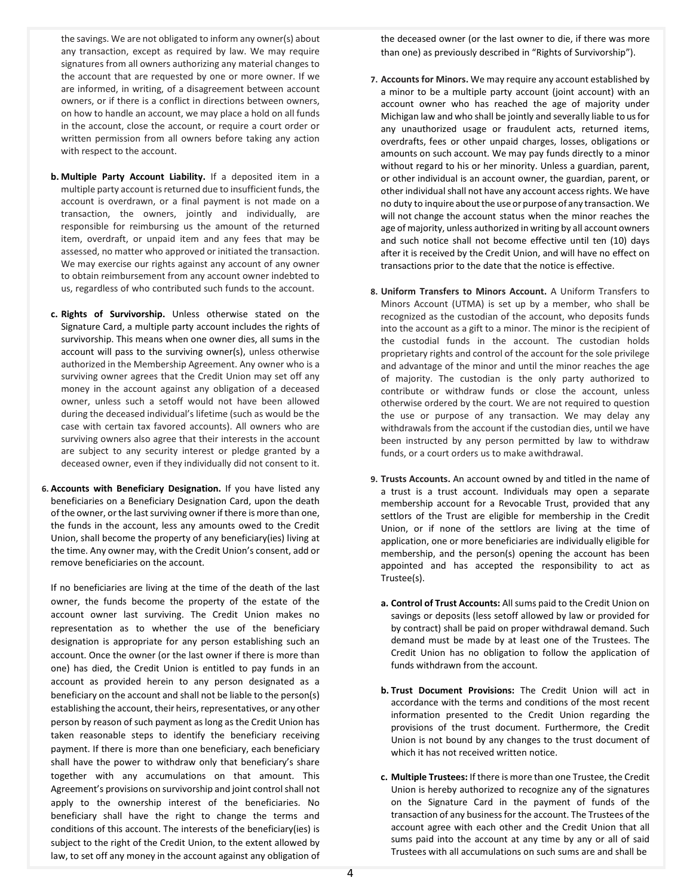the savings. We are not obligated to inform any owner(s) about any transaction, except as required by law. We may require signatures from all owners authorizing any material changes to the account that are requested by one or more owner. If we are informed, in writing, of a disagreement between account owners, or if there is a conflict in directions between owners, on how to handle an account, we may place a hold on all funds in the account, close the account, or require a court order or written permission from all owners before taking any action with respect to the account.

**b. Multiple Party Account Liability.** If a deposited item in a multiple party account is returned due to insufficient funds, the account is overdrawn, or a final payment is not made on a transaction, the owners, jointly and individually, are responsible for reimbursing us the amount of the returned item, overdraft, or unpaid item and any fees that may be assessed, no matter who approved or initiated the transaction. We may exercise our rights against any account of any owner to obtain reimbursement from any account owner indebted to us, regardless of who contributed such funds to the account.

**c. Rights of Survivorship.** Unless otherwise stated on the Signature Card, a multiple party account includes the rights of survivorship. This means when one owner dies, all sums in the account will pass to the surviving owner(s), unless otherwise authorized in the Membership Agreement. Any owner who is a surviving owner agrees that the Credit Union may set off any money in the account against any obligation of a deceased owner, unless such a setoff would not have been allowed during the deceased individual's lifetime (such as would be the case with certain tax favored accounts). All owners who are surviving owners also agree that their interests in the account are subject to any security interest or pledge granted by a deceased owner, even if they individually did not consent to it.

**6. Accounts with Beneficiary Designation.** If you have listed any beneficiaries on a Beneficiary Designation Card, upon the death of the owner, or the last surviving owner if there is more than one, the funds in the account, less any amounts owed to the Credit Union, shall become the property of any beneficiary(ies) living at the time. Any owner may, with the Credit Union's consent, add or remove beneficiaries on the account.

If no beneficiaries are living at the time of the death of the last owner, the funds become the property of the estate of the account owner last surviving. The Credit Union makes no representation as to whether the use of the beneficiary designation is appropriate for any person establishing such an account. Once the owner (or the last owner if there is more than one) has died, the Credit Union is entitled to pay funds in an account as provided herein to any person designated as a beneficiary on the account and shall not be liable to the person(s) establishing the account, their heirs, representatives, or any other person by reason of such payment as long as the Credit Union has taken reasonable steps to identify the beneficiary receiving payment. If there is more than one beneficiary, each beneficiary shall have the power to withdraw only that beneficiary's share together with any accumulations on that amount. This Agreement's provisions on survivorship and joint control shall not apply to the ownership interest of the beneficiaries. No beneficiary shall have the right to change the terms and conditions of this account. The interests of the beneficiary(ies) is subject to the right of the Credit Union, to the extent allowed by law, to set off any money in the account against any obligation of the deceased owner (or the last owner to die, if there was more than one) as previously described in "Rights of Survivorship").

**7. Accounts for Minors.** We may require any account established by a minor to be a multiple party account (joint account) with an account owner who has reached the age of majority under Michigan law and who shall be jointly and severally liable to us for any unauthorized usage or fraudulent acts, returned items, overdrafts, fees or other unpaid charges, losses, obligations or amounts on such account. We may pay funds directly to a minor without regard to his or her minority. Unless a guardian, parent, or other individual is an account owner, the guardian, parent, or other individual shall not have any account access rights. We have no duty to inquire about the use or purpose of any transaction. We will not change the account status when the minor reaches the age of majority, unless authorized in writing by all account owners and such notice shall not become effective until ten (10) days after it is received by the Credit Union, and will have no effect on transactions prior to the date that the notice is effective.

**8. Uniform Transfers to Minors Account.** A Uniform Transfers to Minors Account (UTMA) is set up by a member, who shall be recognized as the custodian of the account, who deposits funds into the account as a gift to a minor. The minor is the recipient of the custodial funds in the account. The custodian holds proprietary rights and control of the account for the sole privilege and advantage of the minor and until the minor reaches the age of majority. The custodian is the only party authorized to contribute or withdraw funds or close the account, unless otherwise ordered by the court. We are not required to question the use or purpose of any transaction. We may delay any withdrawals from the account if the custodian dies, until we have been instructed by any person permitted by law to withdraw funds, or a court orders us to make a withdrawal.

**9. Trusts Accounts.** An account owned by and titled in the name of a trust is a trust account. Individuals may open a separate membership account for a Revocable Trust, provided that any settlors of the Trust are eligible for membership in the Credit Union, or if none of the settlors are living at the time of application, one or more beneficiaries are individually eligible for membership, and the person(s) opening the account has been appointed and has accepted the responsibility to act as Trustee(s).

**a. Control of Trust Accounts:** All sums paid to the Credit Union on savings or deposits (less setoff allowed by law or provided for by contract) shall be paid on proper withdrawal demand. Such demand must be made by at least one of the Trustees. The Credit Union has no obligation to follow the application of funds withdrawn from the account.

**b. Trust Document Provisions:** The Credit Union will act in accordance with the terms and conditions of the most recent information presented to the Credit Union regarding the provisions of the trust document. Furthermore, the Credit Union is not bound by any changes to the trust document of which it has not received written notice.

**c. Multiple Trustees:** If there is more than one Trustee, the Credit Union is hereby authorized to recognize any of the signatures on the Signature Card in the payment of funds of the transaction of any business for the account. The Trustees of the account agree with each other and the Credit Union that all sums paid into the account at any time by any or all of said Trustees with all accumulations on such sums are and shall be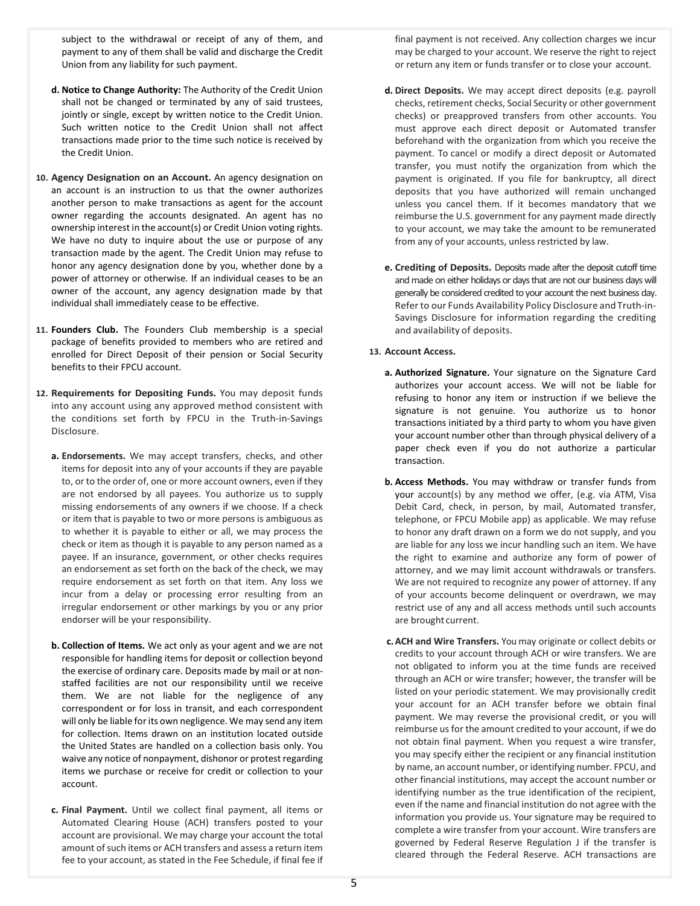subject to the withdrawal or receipt of any of them, and payment to any of them shall be valid and discharge the Credit Union from any liability for such payment.

**d. Notice to Change Authority:** The Authority of the Credit Union shall not be changed or terminated by any of said trustees, jointly or single, except by written notice to the Credit Union. Such written notice to the Credit Union shall not affect transactions made prior to the time such notice is received by the Credit Union.

**10. Agency Designation on an Account.** An agency designation on an account is an instruction to us that the owner authorizes another person to make transactions as agent for the account owner regarding the accounts designated. An agent has no ownership interest in the account(s) or Credit Union voting rights. We have no duty to inquire about the use or purpose of any transaction made by the agent. The Credit Union may refuse to honor any agency designation done by you, whether done by a power of attorney or otherwise. If an individual ceases to be an owner of the account, any agency designation made by that individual shall immediately cease to be effective.

**11. Founders Club.** The Founders Club membership is a special package of benefits provided to members who are retired and enrolled for Direct Deposit of their pension or Social Security benefits to their FPCU account.

**12. Requirements for Depositing Funds.** You may deposit funds into any account using any approved method consistent with the conditions set forth by FPCU in the Truth-in-Savings Disclosure.

**a. Endorsements.** We may accept transfers, checks, and other items for deposit into any of your accounts if they are payable to, or to the order of, one or more account owners, even if they are not endorsed by all payees. You authorize us to supply missing endorsements of any owners if we choose. If a check or item that is payable to two or more persons is ambiguous as to whether it is payable to either or all, we may process the check or item as though it is payable to any person named as a payee. If an insurance, government, or other checks requires an endorsement as set forth on the back of the check, we may require endorsement as set forth on that item. Any loss we incur from a delay or processing error resulting from an irregular endorsement or other markings by you or any prior endorser will be your responsibility.

**b. Collection of Items.** We act only as your agent and we are not responsible for handling items for deposit or collection beyond the exercise of ordinary care. Deposits made by mail or at non-staffed facilities are not our responsibility until we receive them. We are not liable for the negligence of any correspondent or for loss in transit, and each correspondent will only be liable for its own negligence. We may send any item for collection. Items drawn on an institution located outside the United States are handled on a collection basis only. You waive any notice of nonpayment, dishonor or protest regarding items we purchase or receive for credit or collection to your account.

**c. Final Payment.** Until we collect final payment, all items or Automated Clearing House (ACH) transfers posted to your account are provisional. We may charge your account the total amount of such items or ACH transfers and assess a return item fee to your account, as stated in the Fee Schedule, if final fee if final payment is not received. Any collection charges we incur may be charged to your account. We reserve the right to reject or return any item or funds transfer or to close your account.

**d. Direct Deposits.** We may accept direct deposits (e.g. payroll checks, retirement checks, Social Security or other government checks) or preapproved transfers from other accounts. You must approve each direct deposit or Automated transfer beforehand with the organization from which you receive the payment. To cancel or modify a direct deposit or Automated transfer, you must notify the organization from which the payment is originated. If you file for bankruptcy, all direct deposits that you have authorized will remain unchanged unless you cancel them. If it becomes mandatory that we reimburse the U.S. government for any payment made directly to your account, we may take the amount to be remunerated from any of your accounts, unless restricted by law.

**e. Crediting of Deposits.** Deposits made after the deposit cutoff time and made on either holidays or days that are not our business days will generally be considered credited to your account the next business day. Refer to our Funds Availability Policy Disclosure and Truth-in-Savings Disclosure for information regarding the crediting and availability of deposits.

**13. Account Access.**

**a. Authorized Signature.** Your signature on the Signature Card authorizes your account access. We will not be liable for refusing to honor any item or instruction if we believe the signature is not genuine. You authorize us to honor transactions initiated by a third party to whom you have given your account number other than through physical delivery of a paper check even if you do not authorize a particular transaction.

**b. Access Methods.** You may withdraw or transfer funds from your account(s) by any method we offer, (e.g. via ATM, Visa Debit Card, check, in person, by mail, Automated transfer, telephone, or FPCU Mobile app) as applicable. We may refuse to honor any draft drawn on a form we do not supply, and you are liable for any loss we incur handling such an item. We have the right to examine and authorize any form of power of attorney, and we may limit account withdrawals or transfers. We are not required to recognize any power of attorney. If any of your accounts become delinquent or overdrawn, we may restrict use of any and all access methods until such accounts are brought current.

**c. ACH and Wire Transfers.** You may originate or collect debits or credits to your account through ACH or wire transfers. We are not obligated to inform you at the time funds are received through an ACH or wire transfer; however, the transfer will be listed on your periodic statement. We may provisionally credit your account for an ACH transfer before we obtain final payment. We may reverse the provisional credit, or you will reimburse us for the amount credited to your account, if we do not obtain final payment. When you request a wire transfer, you may specify either the recipient or any financial institution by name, an account number, or identifying number. FPCU, and other financial institutions, may accept the account number or identifying number as the true identification of the recipient, even if the name and financial institution do not agree with the information you provide us. Your signature may be required to complete a wire transfer from your account. Wire transfers are governed by Federal Reserve Regulation J if the transfer is cleared through the Federal Reserve. ACH transactions are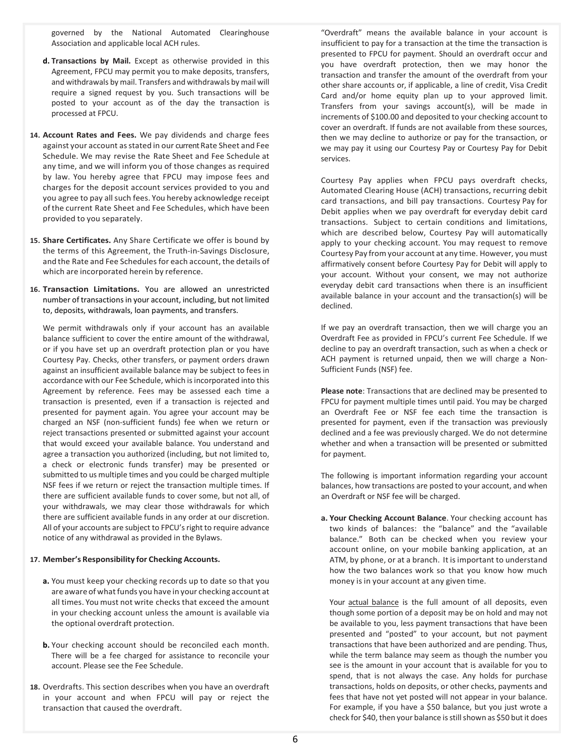governed by the National Automated Clearinghouse Association and applicable local ACH rules.

**d. Transactions by Mail.** Except as otherwise provided in this Agreement, FPCU may permit you to make deposits, transfers, and withdrawals by mail. Transfers and withdrawals by mail will require a signed request by you. Such transactions will be posted to your account as of the day the transaction is processed at FPCU.

**14. Account Rates and Fees.** We pay dividends and charge fees against your account as stated in our current Rate Sheet and Fee Schedule. We may revise the Rate Sheet and Fee Schedule at any time, and we will inform you of those changes as required by law. You hereby agree that FPCU may impose fees and charges for the deposit account services provided to you and you agree to pay all such fees. You hereby acknowledge receipt of the current Rate Sheet and Fee Schedules, which have been provided to you separately.

**15. Share Certificates.** Any Share Certificate we offer is bound by the terms of this Agreement, the Truth-in-Savings Disclosure, and the Rate and Fee Schedules for each account, the details of which are incorporated herein by reference.

**16. Transaction Limitations.** You are allowed an unrestricted number of transactions in your account, including, but not limited to, deposits, withdrawals, loan payments, and transfers.

We permit withdrawals only if your account has an available balance sufficient to cover the entire amount of the withdrawal, or if you have set up an overdraft protection plan or you have Courtesy Pay. Checks, other transfers, or payment orders drawn against an insufficient available balance may be subject to fees in accordance with our Fee Schedule, which is incorporated into this Agreement by reference. Fees may be assessed each time a transaction is presented, even if a transaction is rejected and presented for payment again. You agree your account may be charged an NSF (non-sufficient funds) fee when we return or reject transactions presented or submitted against your account that would exceed your available balance. You understand and agree a transaction you authorized (including, but not limited to, a check or electronic funds transfer) may be presented or submitted to us multiple times and you could be charged multiple NSF fees if we return or reject the transaction multiple times. If there are sufficient available funds to cover some, but not all, of your withdrawals, we may clear those withdrawals for which there are sufficient available funds in any order at our discretion. All of your accounts are subject to FPCU's right to require advance notice of any withdrawal as provided in the Bylaws.

**17. Member's Responsibility for Checking Accounts.**

**a.** You must keep your checking records up to date so that you are aware of what funds you have in your checking account at all times. You must not write checks that exceed the amount in your checking account unless the amount is available via the optional overdraft protection.

**b.** Your checking account should be reconciled each month. There will be a fee charged for assistance to reconcile your account. Please see the Fee Schedule.

**18.** Overdrafts. This section describes when you have an overdraft in your account and when FPCU will pay or reject the transaction that caused the overdraft.

"Overdraft" means the available balance in your account is insufficient to pay for a transaction at the time the transaction is presented to FPCU for payment. Should an overdraft occur and you have overdraft protection, then we may honor the transaction and transfer the amount of the overdraft from your other share accounts or, if applicable, a line of credit, Visa Credit Card and/or home equity plan up to your approved limit. Transfers from your savings account(s), will be made in increments of $100.00 and deposited to your checking account to cover an overdraft. If funds are not available from these sources, then we may decline to authorize or pay for the transaction, or we may pay it using our Courtesy Pay or Courtesy Pay for Debit services.

Courtesy Pay applies when FPCU pays overdraft checks, Automated Clearing House (ACH) transactions, recurring debit card transactions, and bill pay transactions. Courtesy Pay for Debit applies when we pay overdraft for everyday debit card transactions. Subject to certain conditions and limitations, which are described below, Courtesy Pay will automatically apply to your checking account. You may request to remove Courtesy Pay from your account at any time. However, you must affirmatively consent before Courtesy Pay for Debit will apply to your account. Without your consent, we may not authorize everyday debit card transactions when there is an insufficient available balance in your account and the transaction(s) will be declined.

If we pay an overdraft transaction, then we will charge you an Overdraft Fee as provided in FPCU's current Fee Schedule. If we decline to pay an overdraft transaction, such as when a check or ACH payment is returned unpaid, then we will charge a Non-Sufficient Funds (NSF) fee.

**Please note**: Transactions that are declined may be presented to FPCU for payment multiple times until paid. You may be charged an Overdraft Fee or NSF fee each time the transaction is presented for payment, even if the transaction was previously declined and a fee was previously charged. We do not determine whether and when a transaction will be presented or submitted for payment.

The following is important information regarding your account balances, how transactions are posted to your account, and when an Overdraft or NSF fee will be charged.

**a. Your Checking Account Balance**. Your checking account has two kinds of balances: the "balance" and the "available balance." Both can be checked when you review your account online, on your mobile banking application, at an ATM, by phone, or at a branch. It is important to understand how the two balances work so that you know how much money is in your account at any given time.

Your actual balance is the full amount of all deposits, even though some portion of a deposit may be on hold and may not be available to you, less payment transactions that have been presented and "posted" to your account, but not payment transactions that have been authorized and are pending. Thus, while the term balance may seem as though the number you see is the amount in your account that is available for you to spend, that is not always the case. Any holds for purchase transactions, holds on deposits, or other checks, payments and fees that have not yet posted will not appear in your balance. For example, if you have a $50 balance, but you just wrote a check for $40, then your balance is still shown as $50 but it does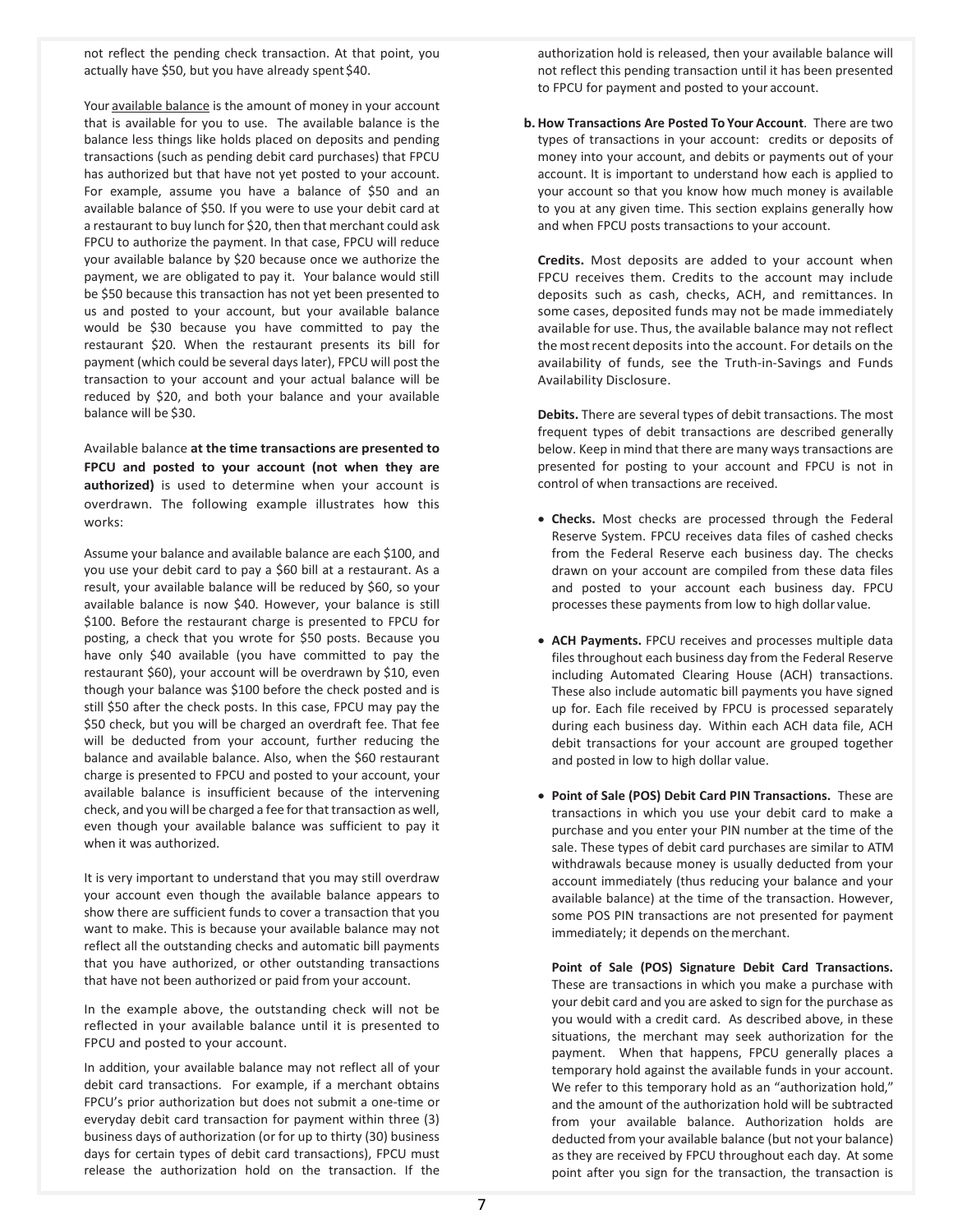not reflect the pending check transaction. At that point, you actually have $50, but you have already spent $40.

Your available balance is the amount of money in your account that is available for you to use. The available balance is the balance less things like holds placed on deposits and pending transactions (such as pending debit card purchases) that FPCU has authorized but that have not yet posted to your account. For example, assume you have a balance of $50 and an available balance of $50. If you were to use your debit card at a restaurant to buy lunch for $20, then that merchant could ask FPCU to authorize the payment. In that case, FPCU will reduce your available balance by $20 because once we authorize the payment, we are obligated to pay it. Your balance would still be $50 because this transaction has not yet been presented to us and posted to your account, but your available balance would be $30 because you have committed to pay the restaurant $20. When the restaurant presents its bill for payment (which could be several days later), FPCU will post the transaction to your account and your actual balance will be reduced by $20, and both your balance and your available balance will be $30.

Available balance **at the time transactions are presented to FPCU and posted to your account (not when they are authorized)** is used to determine when your account is overdrawn. The following example illustrates how this works:

Assume your balance and available balance are each $100, and you use your debit card to pay a $60 bill at a restaurant. As a result, your available balance will be reduced by $60, so your available balance is now $40. However, your balance is still $100. Before the restaurant charge is presented to FPCU for posting, a check that you wrote for $50 posts. Because you have only $40 available (you have committed to pay the restaurant $60), your account will be overdrawn by $10, even though your balance was $100 before the check posted and is still $50 after the check posts. In this case, FPCU may pay the $50 check, but you will be charged an overdraft fee. That fee will be deducted from your account, further reducing the balance and available balance. Also, when the $60 restaurant charge is presented to FPCU and posted to your account, your available balance is insufficient because of the intervening check, and you will be charged a fee for that transaction as well, even though your available balance was sufficient to pay it when it was authorized.

It is very important to understand that you may still overdraw your account even though the available balance appears to show there are sufficient funds to cover a transaction that you want to make. This is because your available balance may not reflect all the outstanding checks and automatic bill payments that you have authorized, or other outstanding transactions that have not been authorized or paid from your account.

In the example above, the outstanding check will not be reflected in your available balance until it is presented to FPCU and posted to your account.

In addition, your available balance may not reflect all of your debit card transactions. For example, if a merchant obtains FPCU's prior authorization but does not submit a one-time or everyday debit card transaction for payment within three (3) business days of authorization (or for up to thirty (30) business days for certain types of debit card transactions), FPCU must release the authorization hold on the transaction. If the authorization hold is released, then your available balance will not reflect this pending transaction until it has been presented to FPCU for payment and posted to your account.

**b. How Transactions Are Posted To Your Account**. There are two types of transactions in your account: credits or deposits of money into your account, and debits or payments out of your account. It is important to understand how each is applied to your account so that you know how much money is available to you at any given time. This section explains generally how and when FPCU posts transactions to your account.

**Credits.** Most deposits are added to your account when FPCU receives them. Credits to the account may include deposits such as cash, checks, ACH, and remittances. In some cases, deposited funds may not be made immediately available for use. Thus, the available balance may not reflect the most recent deposits into the account. For details on the availability of funds, see the Truth-in-Savings and Funds Availability Disclosure.

**Debits.** There are several types of debit transactions. The most frequent types of debit transactions are described generally below. Keep in mind that there are many ways transactions are presented for posting to your account and FPCU is not in control of when transactions are received.

- **Checks.** Most checks are processed through the Federal Reserve System. FPCU receives data files of cashed checks from the Federal Reserve each business day. The checks drawn on your account are compiled from these data files and posted to your account each business day. FPCU processes these payments from low to high dollar value.

- **ACH Payments.** FPCU receives and processes multiple data files throughout each business day from the Federal Reserve including Automated Clearing House (ACH) transactions. These also include automatic bill payments you have signed up for. Each file received by FPCU is processed separately during each business day. Within each ACH data file, ACH debit transactions for your account are grouped together and posted in low to high dollar value.

- **Point of Sale (POS) Debit Card PIN Transactions.** These are transactions in which you use your debit card to make a purchase and you enter your PIN number at the time of the sale. These types of debit card purchases are similar to ATM withdrawals because money is usually deducted from your account immediately (thus reducing your balance and your available balance) at the time of the transaction. However, some POS PIN transactions are not presented for payment immediately; it depends on the merchant.

  **Point of Sale (POS) Signature Debit Card Transactions.** These are transactions in which you make a purchase with your debit card and you are asked to sign for the purchase as you would with a credit card. As described above, in these situations, the merchant may seek authorization for the payment. When that happens, FPCU generally places a temporary hold against the available funds in your account. We refer to this temporary hold as an "authorization hold," and the amount of the authorization hold will be subtracted from your available balance. Authorization holds are deducted from your available balance (but not your balance) as they are received by FPCU throughout each day. At some point after you sign for the transaction, the transaction is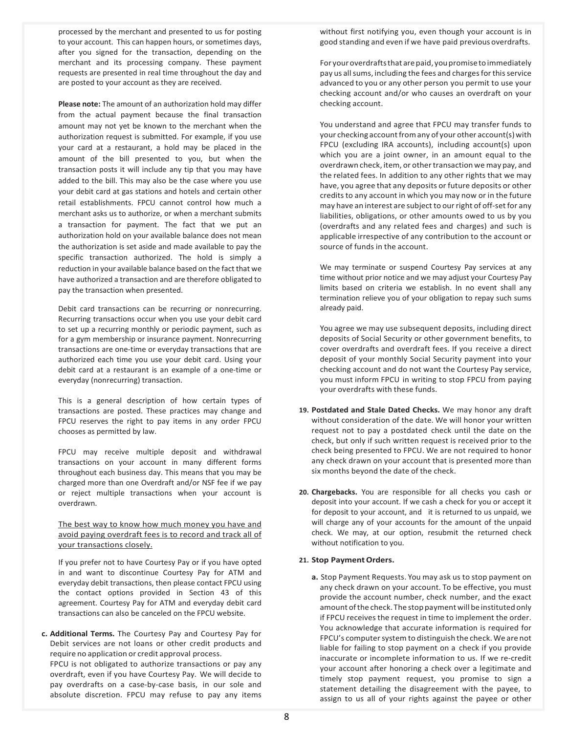processed by the merchant and presented to us for posting to your account. This can happen hours, or sometimes days, after you signed for the transaction, depending on the merchant and its processing company. These payment requests are presented in real time throughout the day and are posted to your account as they are received.

**Please note:** The amount of an authorization hold may differ from the actual payment because the final transaction amount may not yet be known to the merchant when the authorization request is submitted. For example, if you use your card at a restaurant, a hold may be placed in the amount of the bill presented to you, but when the transaction posts it will include any tip that you may have added to the bill. This may also be the case where you use your debit card at gas stations and hotels and certain other retail establishments. FPCU cannot control how much a merchant asks us to authorize, or when a merchant submits a transaction for payment. The fact that we put an authorization hold on your available balance does not mean the authorization is set aside and made available to pay the specific transaction authorized. The hold is simply a reduction in your available balance based on the fact that we have authorized a transaction and are therefore obligated to pay the transaction when presented.

Debit card transactions can be recurring or nonrecurring. Recurring transactions occur when you use your debit card to set up a recurring monthly or periodic payment, such as for a gym membership or insurance payment. Nonrecurring transactions are one-time or everyday transactions that are authorized each time you use your debit card. Using your debit card at a restaurant is an example of a one-time or everyday (nonrecurring) transaction.

This is a general description of how certain types of transactions are posted. These practices may change and FPCU reserves the right to pay items in any order FPCU chooses as permitted by law.

FPCU may receive multiple deposit and withdrawal transactions on your account in many different forms throughout each business day. This means that you may be charged more than one Overdraft and/or NSF fee if we pay or reject multiple transactions when your account is overdrawn.

<u>The best way to know how much money you have and avoid paying overdraft fees is to record and track all of your transactions closely.</u>

If you prefer not to have Courtesy Pay or if you have opted in and want to discontinue Courtesy Pay for ATM and everyday debit transactions, then please contact FPCU using the contact options provided in Section 43 of this agreement. Courtesy Pay for ATM and everyday debit card transactions can also be canceled on the FPCU website.

**c. Additional Terms.** The Courtesy Pay and Courtesy Pay for Debit services are not loans or other credit products and require no application or credit approval process.
FPCU is not obligated to authorize transactions or pay any overdraft, even if you have Courtesy Pay. We will decide to pay overdrafts on a case-by-case basis, in our sole and absolute discretion. FPCU may refuse to pay any items without first notifying you, even though your account is in good standing and even if we have paid previous overdrafts.

For your overdrafts that are paid, you promise to immediately pay us all sums, including the fees and charges for this service advanced to you or any other person you permit to use your checking account and/or who causes an overdraft on your checking account.

You understand and agree that FPCU may transfer funds to your checking account from any of your other account(s) with FPCU (excluding IRA accounts), including account(s) upon which you are a joint owner, in an amount equal to the overdrawn check, item, or other transaction we may pay, and the related fees. In addition to any other rights that we may have, you agree that any deposits or future deposits or other credits to any account in which you may now or in the future may have an interest are subject to our right of off-set for any liabilities, obligations, or other amounts owed to us by you (overdrafts and any related fees and charges) and such is applicable irrespective of any contribution to the account or source of funds in the account.

We may terminate or suspend Courtesy Pay services at any time without prior notice and we may adjust your Courtesy Pay limits based on criteria we establish. In no event shall any termination relieve you of your obligation to repay such sums already paid.

You agree we may use subsequent deposits, including direct deposits of Social Security or other government benefits, to cover overdrafts and overdraft fees. If you receive a direct deposit of your monthly Social Security payment into your checking account and do not want the Courtesy Pay service, you must inform FPCU in writing to stop FPCU from paying your overdrafts with these funds.

**19. Postdated and Stale Dated Checks.** We may honor any draft without consideration of the date. We will honor your written request not to pay a postdated check until the date on the check, but only if such written request is received prior to the check being presented to FPCU. We are not required to honor any check drawn on your account that is presented more than six months beyond the date of the check.

**20. Chargebacks.** You are responsible for all checks you cash or deposit into your account. If we cash a check for you or accept it for deposit to your account, and it is returned to us unpaid, we will charge any of your accounts for the amount of the unpaid check. We may, at our option, resubmit the returned check without notification to you.

**21. Stop Payment Orders.**

**a.** Stop Payment Requests. You may ask us to stop payment on any check drawn on your account. To be effective, you must provide the account number, check number, and the exact amount of the check. The stop payment will be instituted only if FPCU receives the request in time to implement the order. You acknowledge that accurate information is required for FPCU's computer system to distinguish the check. We are not liable for failing to stop payment on a check if you provide inaccurate or incomplete information to us. If we re-credit your account after honoring a check over a legitimate and timely stop payment request, you promise to sign a statement detailing the disagreement with the payee, to assign to us all of your rights against the payee or other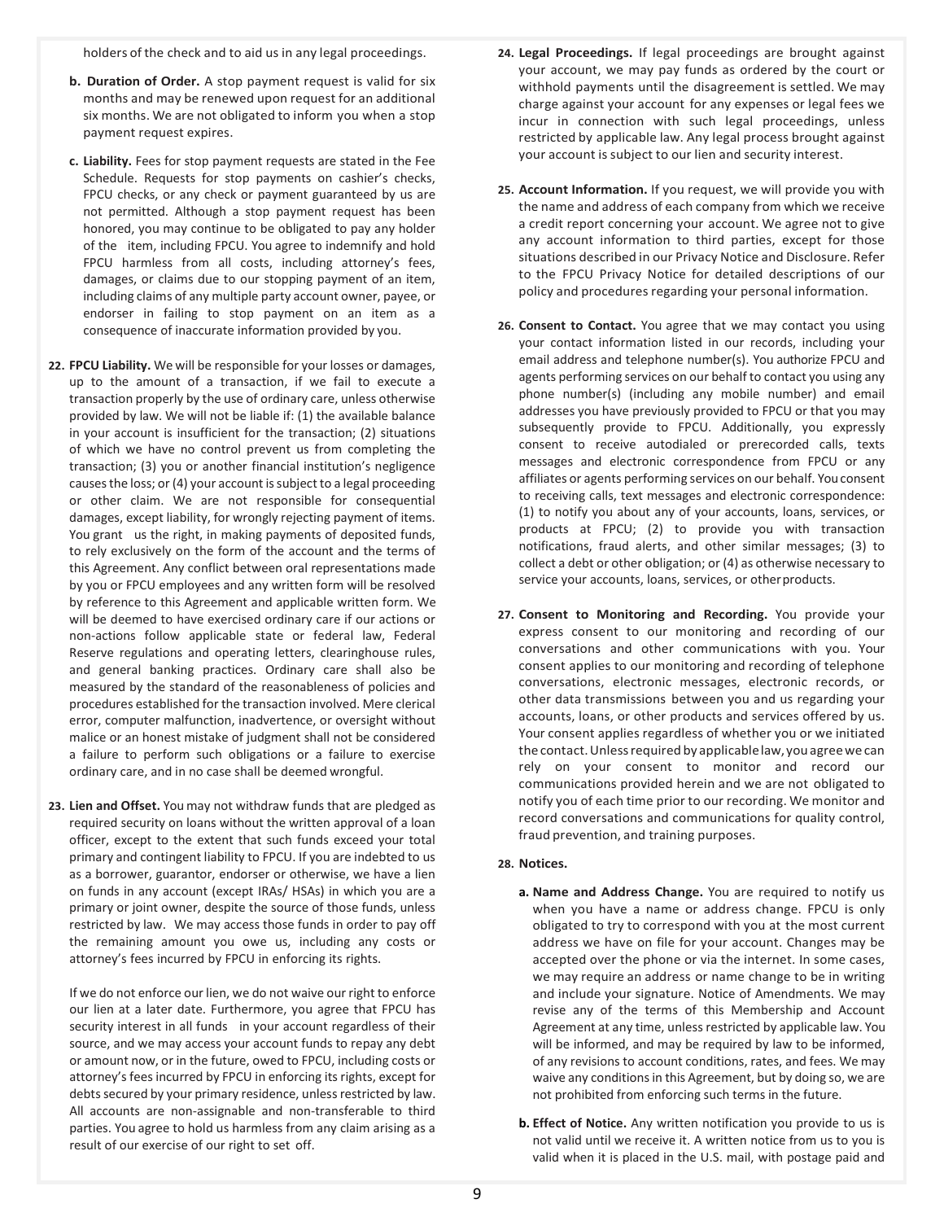holders of the check and to aid us in any legal proceedings.

**b. Duration of Order.** A stop payment request is valid for six months and may be renewed upon request for an additional six months. We are not obligated to inform you when a stop payment request expires.

**c. Liability.** Fees for stop payment requests are stated in the Fee Schedule. Requests for stop payments on cashier's checks, FPCU checks, or any check or payment guaranteed by us are not permitted. Although a stop payment request has been honored, you may continue to be obligated to pay any holder of the item, including FPCU. You agree to indemnify and hold FPCU harmless from all costs, including attorney's fees, damages, or claims due to our stopping payment of an item, including claims of any multiple party account owner, payee, or endorser in failing to stop payment on an item as a consequence of inaccurate information provided by you.

**22. FPCU Liability.** We will be responsible for your losses or damages, up to the amount of a transaction, if we fail to execute a transaction properly by the use of ordinary care, unless otherwise provided by law. We will not be liable if: (1) the available balance in your account is insufficient for the transaction; (2) situations of which we have no control prevent us from completing the transaction; (3) you or another financial institution's negligence causes the loss; or (4) your account is subject to a legal proceeding or other claim. We are not responsible for consequential damages, except liability, for wrongly rejecting payment of items. You grant us the right, in making payments of deposited funds, to rely exclusively on the form of the account and the terms of this Agreement. Any conflict between oral representations made by you or FPCU employees and any written form will be resolved by reference to this Agreement and applicable written form. We will be deemed to have exercised ordinary care if our actions or non-actions follow applicable state or federal law, Federal Reserve regulations and operating letters, clearinghouse rules, and general banking practices. Ordinary care shall also be measured by the standard of the reasonableness of policies and procedures established for the transaction involved. Mere clerical error, computer malfunction, inadvertence, or oversight without malice or an honest mistake of judgment shall not be considered a failure to perform such obligations or a failure to exercise ordinary care, and in no case shall be deemed wrongful.

**23. Lien and Offset.** You may not withdraw funds that are pledged as required security on loans without the written approval of a loan officer, except to the extent that such funds exceed your total primary and contingent liability to FPCU. If you are indebted to us as a borrower, guarantor, endorser or otherwise, we have a lien on funds in any account (except IRAs/ HSAs) in which you are a primary or joint owner, despite the source of those funds, unless restricted by law. We may access those funds in order to pay off the remaining amount you owe us, including any costs or attorney's fees incurred by FPCU in enforcing its rights.

If we do not enforce our lien, we do not waive our right to enforce our lien at a later date. Furthermore, you agree that FPCU has security interest in all funds in your account regardless of their source, and we may access your account funds to repay any debt or amount now, or in the future, owed to FPCU, including costs or attorney's fees incurred by FPCU in enforcing its rights, except for debts secured by your primary residence, unless restricted by law. All accounts are non-assignable and non-transferable to third parties. You agree to hold us harmless from any claim arising as a result of our exercise of our right to set off.

**24. Legal Proceedings.** If legal proceedings are brought against your account, we may pay funds as ordered by the court or withhold payments until the disagreement is settled. We may charge against your account for any expenses or legal fees we incur in connection with such legal proceedings, unless restricted by applicable law. Any legal process brought against your account is subject to our lien and security interest.

**25. Account Information.** If you request, we will provide you with the name and address of each company from which we receive a credit report concerning your account. We agree not to give any account information to third parties, except for those situations described in our Privacy Notice and Disclosure. Refer to the FPCU Privacy Notice for detailed descriptions of our policy and procedures regarding your personal information.

**26. Consent to Contact.** You agree that we may contact you using your contact information listed in our records, including your email address and telephone number(s). You authorize FPCU and agents performing services on our behalf to contact you using any phone number(s) (including any mobile number) and email addresses you have previously provided to FPCU or that you may subsequently provide to FPCU. Additionally, you expressly consent to receive autodialed or prerecorded calls, texts messages and electronic correspondence from FPCU or any affiliates or agents performing services on our behalf. You consent to receiving calls, text messages and electronic correspondence: (1) to notify you about any of your accounts, loans, services, or products at FPCU; (2) to provide you with transaction notifications, fraud alerts, and other similar messages; (3) to collect a debt or other obligation; or (4) as otherwise necessary to service your accounts, loans, services, or other products.

**27. Consent to Monitoring and Recording.** You provide your express consent to our monitoring and recording of our conversations and other communications with you. Your consent applies to our monitoring and recording of telephone conversations, electronic messages, electronic records, or other data transmissions between you and us regarding your accounts, loans, or other products and services offered by us. Your consent applies regardless of whether you or we initiated the contact. Unless required by applicable law, you agree we can rely on your consent to monitor and record our communications provided herein and we are not obligated to notify you of each time prior to our recording. We monitor and record conversations and communications for quality control, fraud prevention, and training purposes.

**28. Notices.**

**a. Name and Address Change.** You are required to notify us when you have a name or address change. FPCU is only obligated to try to correspond with you at the most current address we have on file for your account. Changes may be accepted over the phone or via the internet. In some cases, we may require an address or name change to be in writing and include your signature. Notice of Amendments. We may revise any of the terms of this Membership and Account Agreement at any time, unless restricted by applicable law. You will be informed, and may be required by law to be informed, of any revisions to account conditions, rates, and fees. We may waive any conditions in this Agreement, but by doing so, we are not prohibited from enforcing such terms in the future.

**b. Effect of Notice.** Any written notification you provide to us is not valid until we receive it. A written notice from us to you is valid when it is placed in the U.S. mail, with postage paid and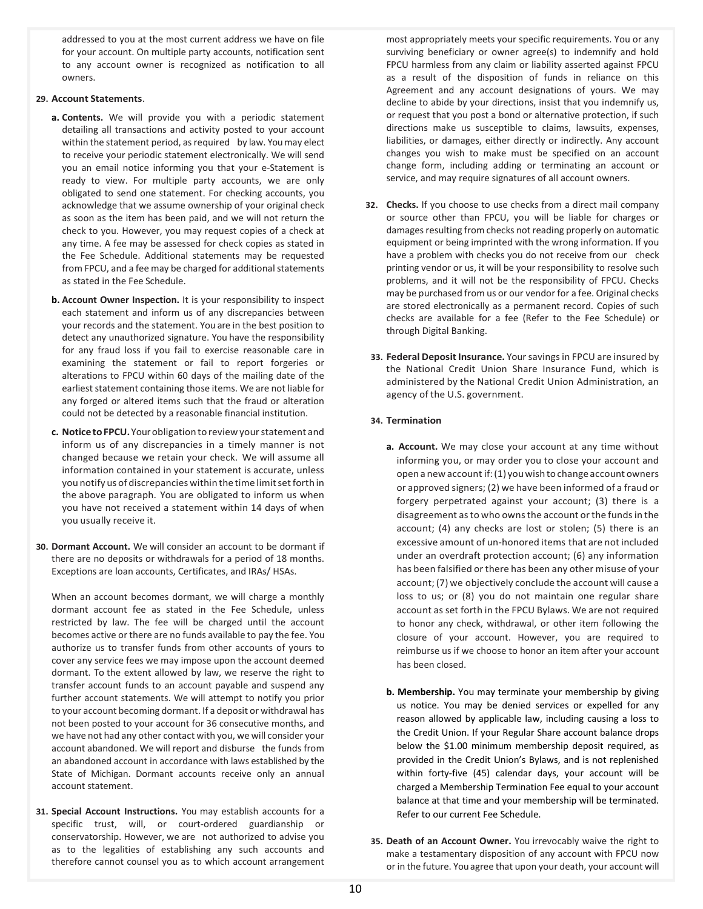addressed to you at the most current address we have on file for your account. On multiple party accounts, notification sent to any account owner is recognized as notification to all owners.

**29. Account Statements**.

**a. Contents.** We will provide you with a periodic statement detailing all transactions and activity posted to your account within the statement period, as required by law. You may elect to receive your periodic statement electronically. We will send you an email notice informing you that your e-Statement is ready to view. For multiple party accounts, we are only obligated to send one statement. For checking accounts, you acknowledge that we assume ownership of your original check as soon as the item has been paid, and we will not return the check to you. However, you may request copies of a check at any time. A fee may be assessed for check copies as stated in the Fee Schedule. Additional statements may be requested from FPCU, and a fee may be charged for additional statements as stated in the Fee Schedule.

**b. Account Owner Inspection.** It is your responsibility to inspect each statement and inform us of any discrepancies between your records and the statement. You are in the best position to detect any unauthorized signature. You have the responsibility for any fraud loss if you fail to exercise reasonable care in examining the statement or fail to report forgeries or alterations to FPCU within 60 days of the mailing date of the earliest statement containing those items. We are not liable for any forged or altered items such that the fraud or alteration could not be detected by a reasonable financial institution.

**c. Notice to FPCU.** Your obligation to review your statement and inform us of any discrepancies in a timely manner is not changed because we retain your check. We will assume all information contained in your statement is accurate, unless you notify us of discrepancies within the time limit set forth in the above paragraph. You are obligated to inform us when you have not received a statement within 14 days of when you usually receive it.

**30. Dormant Account.** We will consider an account to be dormant if there are no deposits or withdrawals for a period of 18 months. Exceptions are loan accounts, Certificates, and IRAs/ HSAs.

When an account becomes dormant, we will charge a monthly dormant account fee as stated in the Fee Schedule, unless restricted by law. The fee will be charged until the account becomes active or there are no funds available to pay the fee. You authorize us to transfer funds from other accounts of yours to cover any service fees we may impose upon the account deemed dormant. To the extent allowed by law, we reserve the right to transfer account funds to an account payable and suspend any further account statements. We will attempt to notify you prior to your account becoming dormant. If a deposit or withdrawal has not been posted to your account for 36 consecutive months, and we have not had any other contact with you, we will consider your account abandoned. We will report and disburse the funds from an abandoned account in accordance with laws established by the State of Michigan. Dormant accounts receive only an annual account statement.

**31. Special Account Instructions.** You may establish accounts for a specific trust, will, or court-ordered guardianship or conservatorship. However, we are not authorized to advise you as to the legalities of establishing any such accounts and therefore cannot counsel you as to which account arrangement most appropriately meets your specific requirements. You or any surviving beneficiary or owner agree(s) to indemnify and hold FPCU harmless from any claim or liability asserted against FPCU as a result of the disposition of funds in reliance on this Agreement and any account designations of yours. We may decline to abide by your directions, insist that you indemnify us, or request that you post a bond or alternative protection, if such directions make us susceptible to claims, lawsuits, expenses, liabilities, or damages, either directly or indirectly. Any account changes you wish to make must be specified on an account change form, including adding or terminating an account or service, and may require signatures of all account owners.

**32. Checks.** If you choose to use checks from a direct mail company or source other than FPCU, you will be liable for charges or damages resulting from checks not reading properly on automatic equipment or being imprinted with the wrong information. If you have a problem with checks you do not receive from our check printing vendor or us, it will be your responsibility to resolve such problems, and it will not be the responsibility of FPCU. Checks may be purchased from us or our vendor for a fee. Original checks are stored electronically as a permanent record. Copies of such checks are available for a fee (Refer to the Fee Schedule) or through Digital Banking.

**33. Federal Deposit Insurance.** Your savings in FPCU are insured by the National Credit Union Share Insurance Fund, which is administered by the National Credit Union Administration, an agency of the U.S. government.

**34. Termination**

**a. Account.** We may close your account at any time without informing you, or may order you to close your account and open a new account if: (1) you wish to change account owners or approved signers; (2) we have been informed of a fraud or forgery perpetrated against your account; (3) there is a disagreement as to who owns the account or the funds in the account; (4) any checks are lost or stolen; (5) there is an excessive amount of un-honored items that are not included under an overdraft protection account; (6) any information has been falsified or there has been any other misuse of your account; (7) we objectively conclude the account will cause a loss to us; or (8) you do not maintain one regular share account as set forth in the FPCU Bylaws. We are not required to honor any check, withdrawal, or other item following the closure of your account. However, you are required to reimburse us if we choose to honor an item after your account has been closed.

**b. Membership.** You may terminate your membership by giving us notice. You may be denied services or expelled for any reason allowed by applicable law, including causing a loss to the Credit Union. If your Regular Share account balance drops below the $1.00 minimum membership deposit required, as provided in the Credit Union's Bylaws, and is not replenished within forty-five (45) calendar days, your account will be charged a Membership Termination Fee equal to your account balance at that time and your membership will be terminated. Refer to our current Fee Schedule.

**35. Death of an Account Owner.** You irrevocably waive the right to make a testamentary disposition of any account with FPCU now or in the future. You agree that upon your death, your account will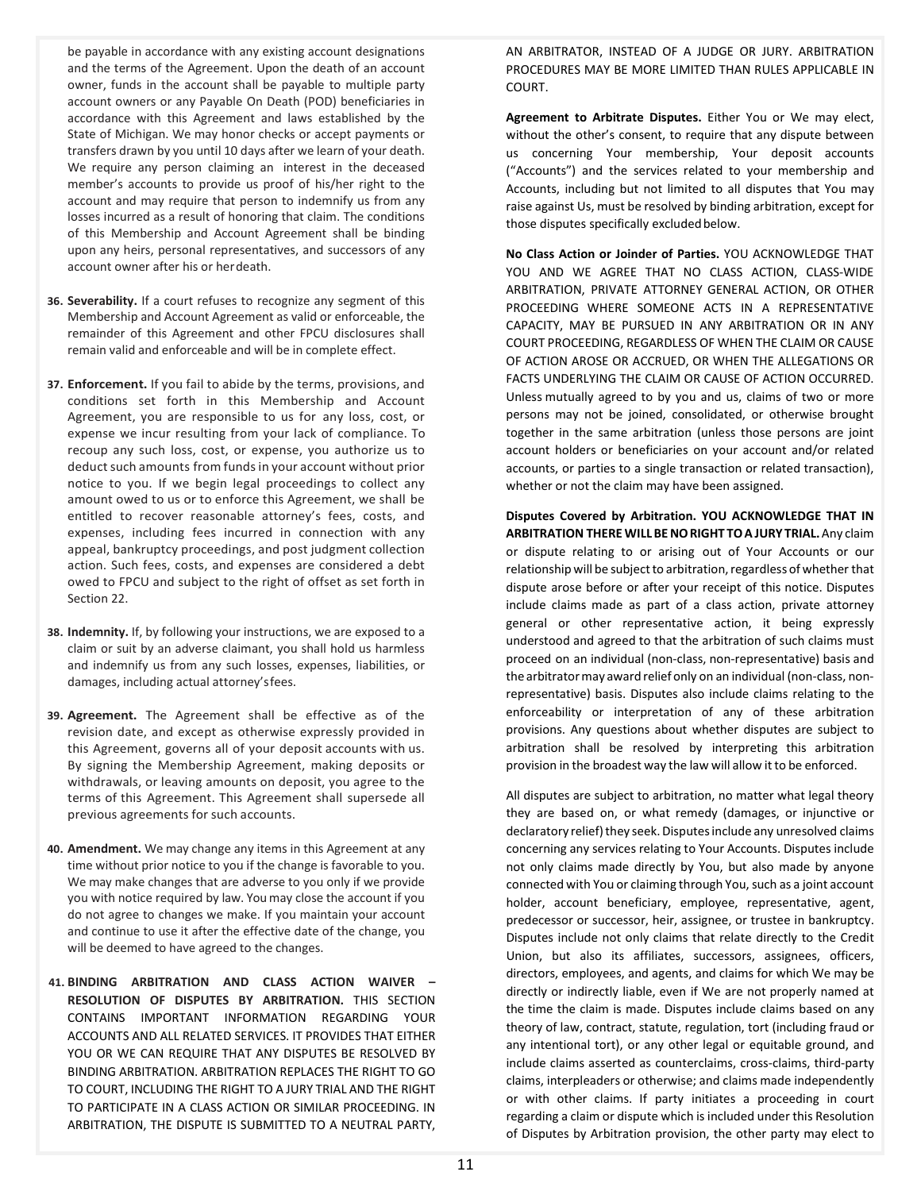be payable in accordance with any existing account designations and the terms of the Agreement. Upon the death of an account owner, funds in the account shall be payable to multiple party account owners or any Payable On Death (POD) beneficiaries in accordance with this Agreement and laws established by the State of Michigan. We may honor checks or accept payments or transfers drawn by you until 10 days after we learn of your death. We require any person claiming an interest in the deceased member's accounts to provide us proof of his/her right to the account and may require that person to indemnify us from any losses incurred as a result of honoring that claim. The conditions of this Membership and Account Agreement shall be binding upon any heirs, personal representatives, and successors of any account owner after his or her death.

36. **Severability.** If a court refuses to recognize any segment of this Membership and Account Agreement as valid or enforceable, the remainder of this Agreement and other FPCU disclosures shall remain valid and enforceable and will be in complete effect.

37. **Enforcement.** If you fail to abide by the terms, provisions, and conditions set forth in this Membership and Account Agreement, you are responsible to us for any loss, cost, or expense we incur resulting from your lack of compliance. To recoup any such loss, cost, or expense, you authorize us to deduct such amounts from funds in your account without prior notice to you. If we begin legal proceedings to collect any amount owed to us or to enforce this Agreement, we shall be entitled to recover reasonable attorney's fees, costs, and expenses, including fees incurred in connection with any appeal, bankruptcy proceedings, and post judgment collection action. Such fees, costs, and expenses are considered a debt owed to FPCU and subject to the right of offset as set forth in Section 22.

38. **Indemnity.** If, by following your instructions, we are exposed to a claim or suit by an adverse claimant, you shall hold us harmless and indemnify us from any such losses, expenses, liabilities, or damages, including actual attorney's fees.

39. **Agreement.** The Agreement shall be effective as of the revision date, and except as otherwise expressly provided in this Agreement, governs all of your deposit accounts with us. By signing the Membership Agreement, making deposits or withdrawals, or leaving amounts on deposit, you agree to the terms of this Agreement. This Agreement shall supersede all previous agreements for such accounts.

40. **Amendment.** We may change any items in this Agreement at any time without prior notice to you if the change is favorable to you. We may make changes that are adverse to you only if we provide you with notice required by law. You may close the account if you do not agree to changes we make. If you maintain your account and continue to use it after the effective date of the change, you will be deemed to have agreed to the changes.

41. **BINDING ARBITRATION AND CLASS ACTION WAIVER – RESOLUTION OF DISPUTES BY ARBITRATION.** THIS SECTION CONTAINS IMPORTANT INFORMATION REGARDING YOUR ACCOUNTS AND ALL RELATED SERVICES. IT PROVIDES THAT EITHER YOU OR WE CAN REQUIRE THAT ANY DISPUTES BE RESOLVED BY BINDING ARBITRATION. ARBITRATION REPLACES THE RIGHT TO GO TO COURT, INCLUDING THE RIGHT TO A JURY TRIAL AND THE RIGHT TO PARTICIPATE IN A CLASS ACTION OR SIMILAR PROCEEDING. IN ARBITRATION, THE DISPUTE IS SUBMITTED TO A NEUTRAL PARTY, AN ARBITRATOR, INSTEAD OF A JUDGE OR JURY. ARBITRATION PROCEDURES MAY BE MORE LIMITED THAN RULES APPLICABLE IN COURT.

**Agreement to Arbitrate Disputes.** Either You or We may elect, without the other's consent, to require that any dispute between us concerning Your membership, Your deposit accounts ("Accounts") and the services related to your membership and Accounts, including but not limited to all disputes that You may raise against Us, must be resolved by binding arbitration, except for those disputes specifically excluded below.

**No Class Action or Joinder of Parties.** YOU ACKNOWLEDGE THAT YOU AND WE AGREE THAT NO CLASS ACTION, CLASS-WIDE ARBITRATION, PRIVATE ATTORNEY GENERAL ACTION, OR OTHER PROCEEDING WHERE SOMEONE ACTS IN A REPRESENTATIVE CAPACITY, MAY BE PURSUED IN ANY ARBITRATION OR IN ANY COURT PROCEEDING, REGARDLESS OF WHEN THE CLAIM OR CAUSE OF ACTION AROSE OR ACCRUED, OR WHEN THE ALLEGATIONS OR FACTS UNDERLYING THE CLAIM OR CAUSE OF ACTION OCCURRED. Unless mutually agreed to by you and us, claims of two or more persons may not be joined, consolidated, or otherwise brought together in the same arbitration (unless those persons are joint account holders or beneficiaries on your account and/or related accounts, or parties to a single transaction or related transaction), whether or not the claim may have been assigned.

**Disputes Covered by Arbitration. YOU ACKNOWLEDGE THAT IN ARBITRATION THERE WILL BE NO RIGHT TO A JURY TRIAL.** Any claim or dispute relating to or arising out of Your Accounts or our relationship will be subject to arbitration, regardless of whether that dispute arose before or after your receipt of this notice. Disputes include claims made as part of a class action, private attorney general or other representative action, it being expressly understood and agreed to that the arbitration of such claims must proceed on an individual (non-class, non-representative) basis and the arbitrator may award relief only on an individual (non-class, non-representative) basis. Disputes also include claims relating to the enforceability or interpretation of any of these arbitration provisions. Any questions about whether disputes are subject to arbitration shall be resolved by interpreting this arbitration provision in the broadest way the law will allow it to be enforced.

All disputes are subject to arbitration, no matter what legal theory they are based on, or what remedy (damages, or injunctive or declaratory relief) they seek. Disputes include any unresolved claims concerning any services relating to Your Accounts. Disputes include not only claims made directly by You, but also made by anyone connected with You or claiming through You, such as a joint account holder, account beneficiary, employee, representative, agent, predecessor or successor, heir, assignee, or trustee in bankruptcy. Disputes include not only claims that relate directly to the Credit Union, but also its affiliates, successors, assignees, officers, directors, employees, and agents, and claims for which We may be directly or indirectly liable, even if We are not properly named at the time the claim is made. Disputes include claims based on any theory of law, contract, statute, regulation, tort (including fraud or any intentional tort), or any other legal or equitable ground, and include claims asserted as counterclaims, cross-claims, third-party claims, interpleaders or otherwise; and claims made independently or with other claims. If party initiates a proceeding in court regarding a claim or dispute which is included under this Resolution of Disputes by Arbitration provision, the other party may elect to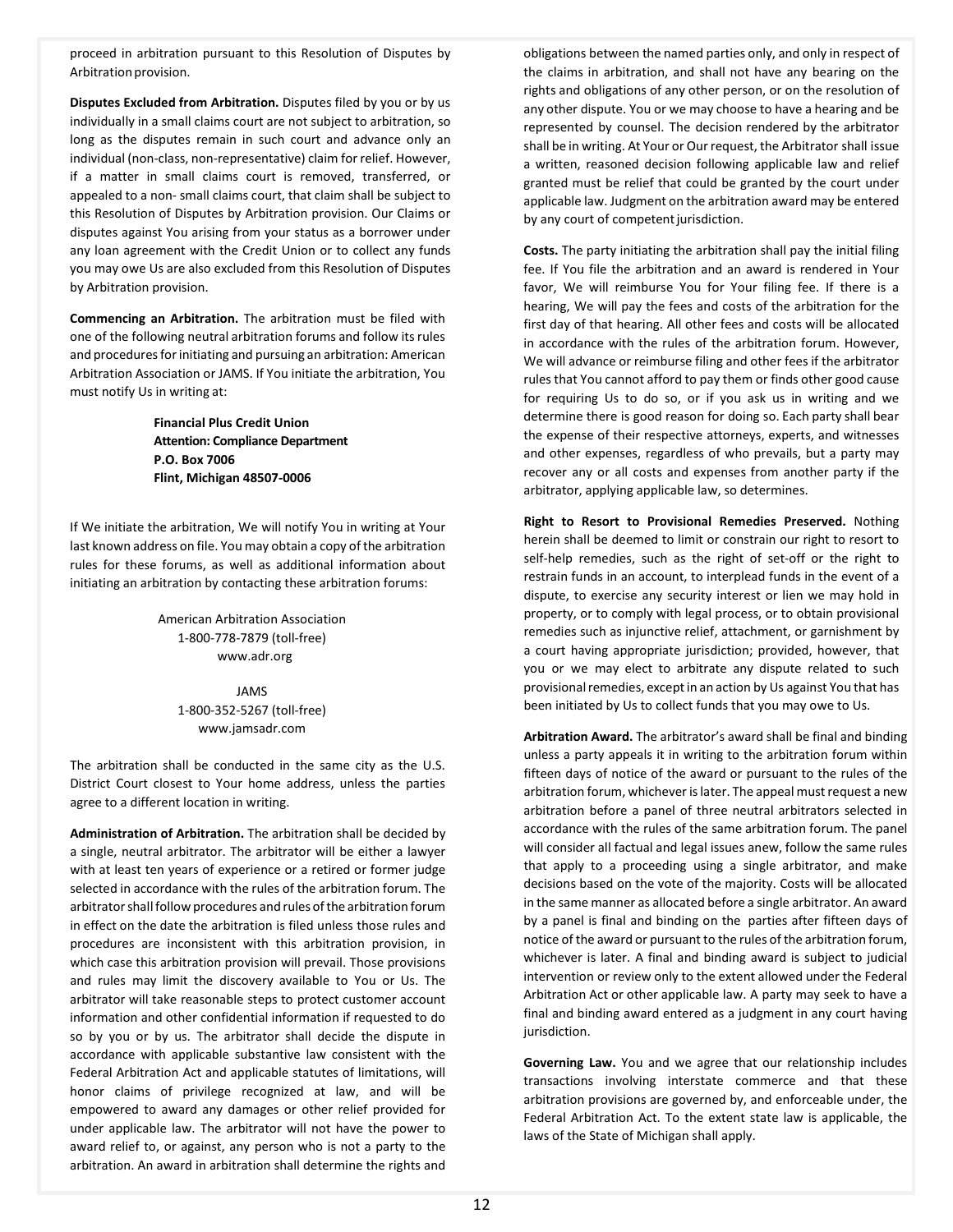proceed in arbitration pursuant to this Resolution of Disputes by Arbitration provision.

**Disputes Excluded from Arbitration.** Disputes filed by you or by us individually in a small claims court are not subject to arbitration, so long as the disputes remain in such court and advance only an individual (non-class, non-representative) claim for relief. However, if a matter in small claims court is removed, transferred, or appealed to a non- small claims court, that claim shall be subject to this Resolution of Disputes by Arbitration provision. Our Claims or disputes against You arising from your status as a borrower under any loan agreement with the Credit Union or to collect any funds you may owe Us are also excluded from this Resolution of Disputes by Arbitration provision.

**Commencing an Arbitration.** The arbitration must be filed with one of the following neutral arbitration forums and follow its rules and procedures for initiating and pursuing an arbitration: American Arbitration Association or JAMS. If You initiate the arbitration, You must notify Us in writing at:

**Financial Plus Credit Union**
**Attention: Compliance Department**
**P.O. Box 7006**
**Flint, Michigan 48507-0006**

If We initiate the arbitration, We will notify You in writing at Your last known address on file. You may obtain a copy of the arbitration rules for these forums, as well as additional information about initiating an arbitration by contacting these arbitration forums:

American Arbitration Association
1-800-778-7879 (toll-free)
www.adr.org

JAMS
1-800-352-5267 (toll-free)
www.jamsadr.com

The arbitration shall be conducted in the same city as the U.S. District Court closest to Your home address, unless the parties agree to a different location in writing.

**Administration of Arbitration.** The arbitration shall be decided by a single, neutral arbitrator. The arbitrator will be either a lawyer with at least ten years of experience or a retired or former judge selected in accordance with the rules of the arbitration forum. The arbitrator shall follow procedures and rules of the arbitration forum in effect on the date the arbitration is filed unless those rules and procedures are inconsistent with this arbitration provision, in which case this arbitration provision will prevail. Those provisions and rules may limit the discovery available to You or Us. The arbitrator will take reasonable steps to protect customer account information and other confidential information if requested to do so by you or by us. The arbitrator shall decide the dispute in accordance with applicable substantive law consistent with the Federal Arbitration Act and applicable statutes of limitations, will honor claims of privilege recognized at law, and will be empowered to award any damages or other relief provided for under applicable law. The arbitrator will not have the power to award relief to, or against, any person who is not a party to the arbitration. An award in arbitration shall determine the rights and obligations between the named parties only, and only in respect of the claims in arbitration, and shall not have any bearing on the rights and obligations of any other person, or on the resolution of any other dispute. You or we may choose to have a hearing and be represented by counsel. The decision rendered by the arbitrator shall be in writing. At Your or Our request, the Arbitrator shall issue a written, reasoned decision following applicable law and relief granted must be relief that could be granted by the court under applicable law. Judgment on the arbitration award may be entered by any court of competent jurisdiction.

**Costs.** The party initiating the arbitration shall pay the initial filing fee. If You file the arbitration and an award is rendered in Your favor, We will reimburse You for Your filing fee. If there is a hearing, We will pay the fees and costs of the arbitration for the first day of that hearing. All other fees and costs will be allocated in accordance with the rules of the arbitration forum. However, We will advance or reimburse filing and other fees if the arbitrator rules that You cannot afford to pay them or finds other good cause for requiring Us to do so, or if you ask us in writing and we determine there is good reason for doing so. Each party shall bear the expense of their respective attorneys, experts, and witnesses and other expenses, regardless of who prevails, but a party may recover any or all costs and expenses from another party if the arbitrator, applying applicable law, so determines.

**Right to Resort to Provisional Remedies Preserved.** Nothing herein shall be deemed to limit or constrain our right to resort to self-help remedies, such as the right of set-off or the right to restrain funds in an account, to interplead funds in the event of a dispute, to exercise any security interest or lien we may hold in property, or to comply with legal process, or to obtain provisional remedies such as injunctive relief, attachment, or garnishment by a court having appropriate jurisdiction; provided, however, that you or we may elect to arbitrate any dispute related to such provisional remedies, except in an action by Us against You that has been initiated by Us to collect funds that you may owe to Us.

**Arbitration Award.** The arbitrator's award shall be final and binding unless a party appeals it in writing to the arbitration forum within fifteen days of notice of the award or pursuant to the rules of the arbitration forum, whichever is later. The appeal must request a new arbitration before a panel of three neutral arbitrators selected in accordance with the rules of the same arbitration forum. The panel will consider all factual and legal issues anew, follow the same rules that apply to a proceeding using a single arbitrator, and make decisions based on the vote of the majority. Costs will be allocated in the same manner as allocated before a single arbitrator. An award by a panel is final and binding on the parties after fifteen days of notice of the award or pursuant to the rules of the arbitration forum, whichever is later. A final and binding award is subject to judicial intervention or review only to the extent allowed under the Federal Arbitration Act or other applicable law. A party may seek to have a final and binding award entered as a judgment in any court having jurisdiction.

**Governing Law.** You and we agree that our relationship includes transactions involving interstate commerce and that these arbitration provisions are governed by, and enforceable under, the Federal Arbitration Act. To the extent state law is applicable, the laws of the State of Michigan shall apply.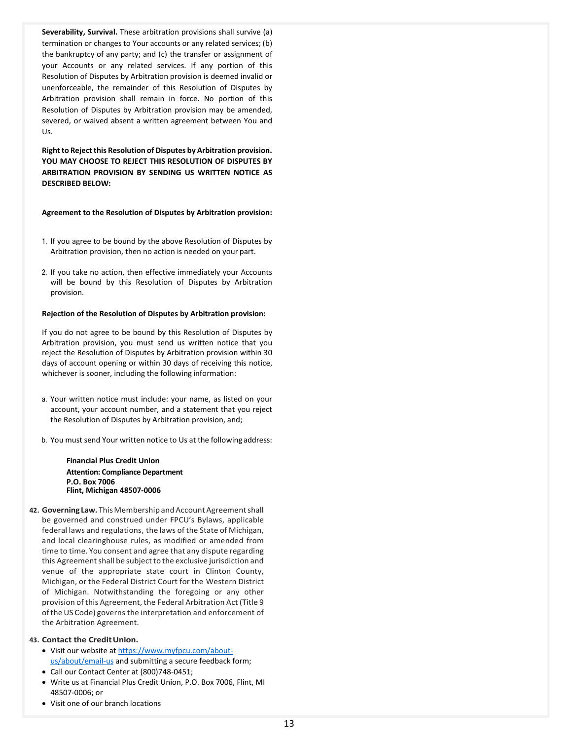**Severability, Survival.** These arbitration provisions shall survive (a) termination or changes to Your accounts or any related services; (b) the bankruptcy of any party; and (c) the transfer or assignment of your Accounts or any related services. If any portion of this Resolution of Disputes by Arbitration provision is deemed invalid or unenforceable, the remainder of this Resolution of Disputes by Arbitration provision shall remain in force. No portion of this Resolution of Disputes by Arbitration provision may be amended, severed, or waived absent a written agreement between You and Us.

**Right to Reject this Resolution of Disputes by Arbitration provision. YOU MAY CHOOSE TO REJECT THIS RESOLUTION OF DISPUTES BY ARBITRATION PROVISION BY SENDING US WRITTEN NOTICE AS DESCRIBED BELOW:**

**Agreement to the Resolution of Disputes by Arbitration provision:**

1. If you agree to be bound by the above Resolution of Disputes by Arbitration provision, then no action is needed on your part.
2. If you take no action, then effective immediately your Accounts will be bound by this Resolution of Disputes by Arbitration provision.

**Rejection of the Resolution of Disputes by Arbitration provision:**

If you do not agree to be bound by this Resolution of Disputes by Arbitration provision, you must send us written notice that you reject the Resolution of Disputes by Arbitration provision within 30 days of account opening or within 30 days of receiving this notice, whichever is sooner, including the following information:

a. Your written notice must include: your name, as listed on your account, your account number, and a statement that you reject the Resolution of Disputes by Arbitration provision, and;

b. You must send Your written notice to Us at the following address:

**Financial Plus Credit Union**
**Attention: Compliance Department**
**P.O. Box 7006**
**Flint, Michigan 48507-0006**

**42. Governing Law.** This Membership and Account Agreement shall be governed and construed under FPCU's Bylaws, applicable federal laws and regulations, the laws of the State of Michigan, and local clearinghouse rules, as modified or amended from time to time. You consent and agree that any dispute regarding this Agreement shall be subject to the exclusive jurisdiction and venue of the appropriate state court in Clinton County, Michigan, or the Federal District Court for the Western District of Michigan. Notwithstanding the foregoing or any other provision of this Agreement, the Federal Arbitration Act (Title 9 of the US Code) governs the interpretation and enforcement of the Arbitration Agreement.

**43. Contact the Credit Union.**

- Visit our website at [https://www.myfpcu.com/about-us/about/email-us](https://www.myfpcu.com/about-us/about/email-us) and submitting a secure feedback form;
- Call our Contact Center at (800)748-0451;
- Write us at Financial Plus Credit Union, P.O. Box 7006, Flint, MI 48507-0006; or
- Visit one of our branch locations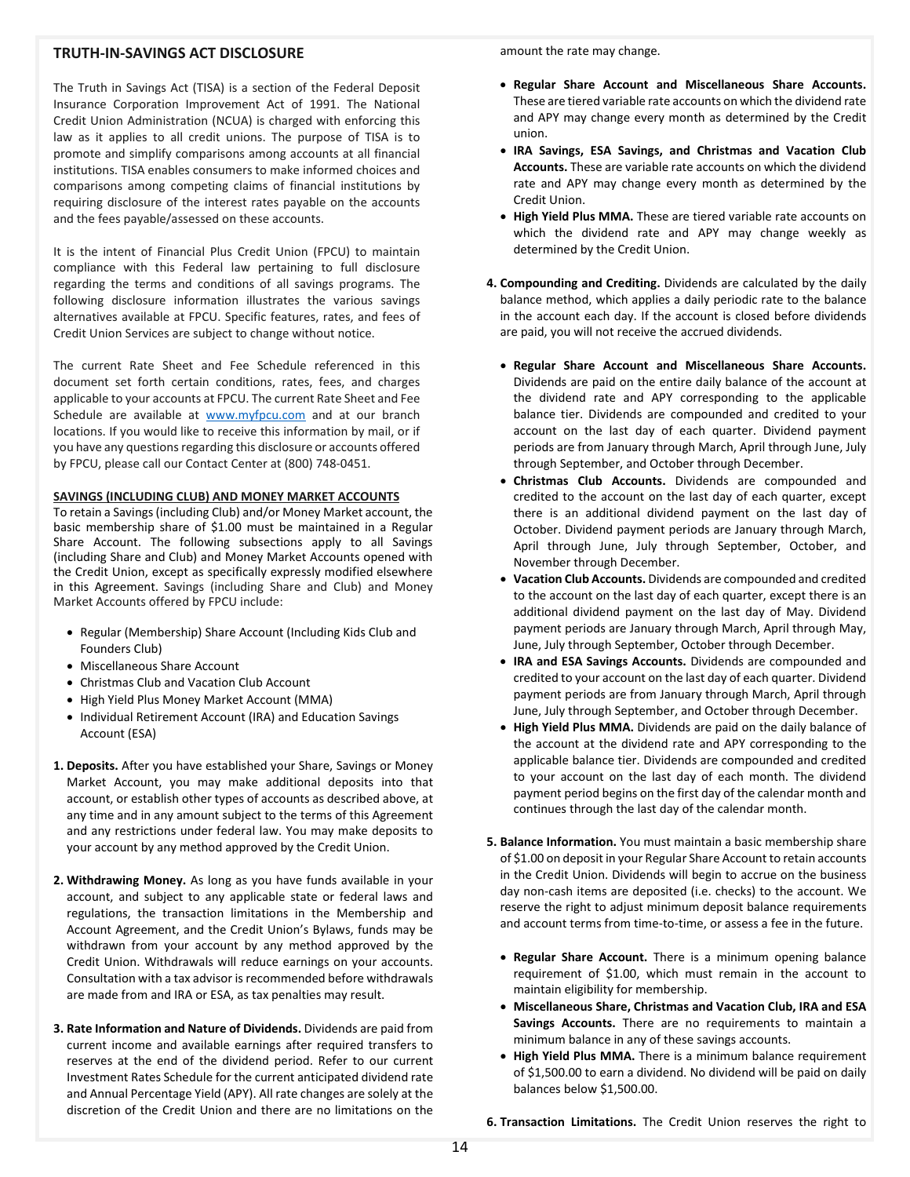## TRUTH-IN-SAVINGS ACT DISCLOSURE

The Truth in Savings Act (TISA) is a section of the Federal Deposit Insurance Corporation Improvement Act of 1991. The National Credit Union Administration (NCUA) is charged with enforcing this law as it applies to all credit unions. The purpose of TISA is to promote and simplify comparisons among accounts at all financial institutions. TISA enables consumers to make informed choices and comparisons among competing claims of financial institutions by requiring disclosure of the interest rates payable on the accounts and the fees payable/assessed on these accounts.

It is the intent of Financial Plus Credit Union (FPCU) to maintain compliance with this Federal law pertaining to full disclosure regarding the terms and conditions of all savings programs. The following disclosure information illustrates the various savings alternatives available at FPCU. Specific features, rates, and fees of Credit Union Services are subject to change without notice.

The current Rate Sheet and Fee Schedule referenced in this document set forth certain conditions, rates, fees, and charges applicable to your accounts at FPCU. The current Rate Sheet and Fee Schedule are available at www.myfpcu.com and at our branch locations. If you would like to receive this information by mail, or if you have any questions regarding this disclosure or accounts offered by FPCU, please call our Contact Center at (800) 748-0451.

**SAVINGS (INCLUDING CLUB) AND MONEY MARKET ACCOUNTS**

To retain a Savings (including Club) and/or Money Market account, the basic membership share of $1.00 must be maintained in a Regular Share Account. The following subsections apply to all Savings (including Share and Club) and Money Market Accounts opened with the Credit Union, except as specifically expressly modified elsewhere in this Agreement. Savings (including Share and Club) and Money Market Accounts offered by FPCU include:

- Regular (Membership) Share Account (Including Kids Club and Founders Club)
- Miscellaneous Share Account
- Christmas Club and Vacation Club Account
- High Yield Plus Money Market Account (MMA)
- Individual Retirement Account (IRA) and Education Savings Account (ESA)

**1. Deposits.** After you have established your Share, Savings or Money Market account, you may make additional deposits into that account, or establish other types of accounts as described above, at any time and in any amount subject to the terms of this Agreement and any restrictions under federal law. You may make deposits to your account by any method approved by the Credit Union.

**2. Withdrawing Money.** As long as you have funds available in your account, and subject to any applicable state or federal laws and regulations, the transaction limitations in the Membership and Account Agreement, and the Credit Union's Bylaws, funds may be withdrawn from your account by any method approved by the Credit Union. Withdrawals will reduce earnings on your accounts. Consultation with a tax advisor is recommended before withdrawals are made from and IRA or ESA, as tax penalties may result.

**3. Rate Information and Nature of Dividends.** Dividends are paid from current income and available earnings after required transfers to reserves at the end of the dividend period. Refer to our current Investment Rates Schedule for the current anticipated dividend rate and Annual Percentage Yield (APY). All rate changes are solely at the discretion of the Credit Union and there are no limitations on the amount the rate may change.

- **Regular Share Account and Miscellaneous Share Accounts.** These are tiered variable rate accounts on which the dividend rate and APY may change every month as determined by the Credit union.
- **IRA Savings, ESA Savings, and Christmas and Vacation Club Accounts.** These are variable rate accounts on which the dividend rate and APY may change every month as determined by the Credit Union.
- **High Yield Plus MMA.** These are tiered variable rate accounts on which the dividend rate and APY may change weekly as determined by the Credit Union.

**4. Compounding and Crediting.** Dividends are calculated by the daily balance method, which applies a daily periodic rate to the balance in the account each day. If the account is closed before dividends are paid, you will not receive the accrued dividends.

- **Regular Share Account and Miscellaneous Share Accounts.** Dividends are paid on the entire daily balance of the account at the dividend rate and APY corresponding to the applicable balance tier. Dividends are compounded and credited to your account on the last day of each quarter. Dividend payment periods are from January through March, April through June, July through September, and October through December.
- **Christmas Club Accounts.** Dividends are compounded and credited to the account on the last day of each quarter, except there is an additional dividend payment on the last day of October. Dividend payment periods are January through March, April through June, July through September, October, and November through December.
- **Vacation Club Accounts.** Dividends are compounded and credited to the account on the last day of each quarter, except there is an additional dividend payment on the last day of May. Dividend payment periods are January through March, April through May, June, July through September, October through December.
- **IRA and ESA Savings Accounts.** Dividends are compounded and credited to your account on the last day of each quarter. Dividend payment periods are from January through March, April through June, July through September, and October through December.
- **High Yield Plus MMA.** Dividends are paid on the daily balance of the account at the dividend rate and APY corresponding to the applicable balance tier. Dividends are compounded and credited to your account on the last day of each month. The dividend payment period begins on the first day of the calendar month and continues through the last day of the calendar month.

**5. Balance Information.** You must maintain a basic membership share of $1.00 on deposit in your Regular Share Account to retain accounts in the Credit Union. Dividends will begin to accrue on the business day non-cash items are deposited (i.e. checks) to the account. We reserve the right to adjust minimum deposit balance requirements and account terms from time-to-time, or assess a fee in the future.

- **Regular Share Account.** There is a minimum opening balance requirement of $1.00, which must remain in the account to maintain eligibility for membership.
- **Miscellaneous Share, Christmas and Vacation Club, IRA and ESA Savings Accounts.** There are no requirements to maintain a minimum balance in any of these savings accounts.
- **High Yield Plus MMA.** There is a minimum balance requirement of $1,500.00 to earn a dividend. No dividend will be paid on daily balances below $1,500.00.

**6. Transaction Limitations.** The Credit Union reserves the right to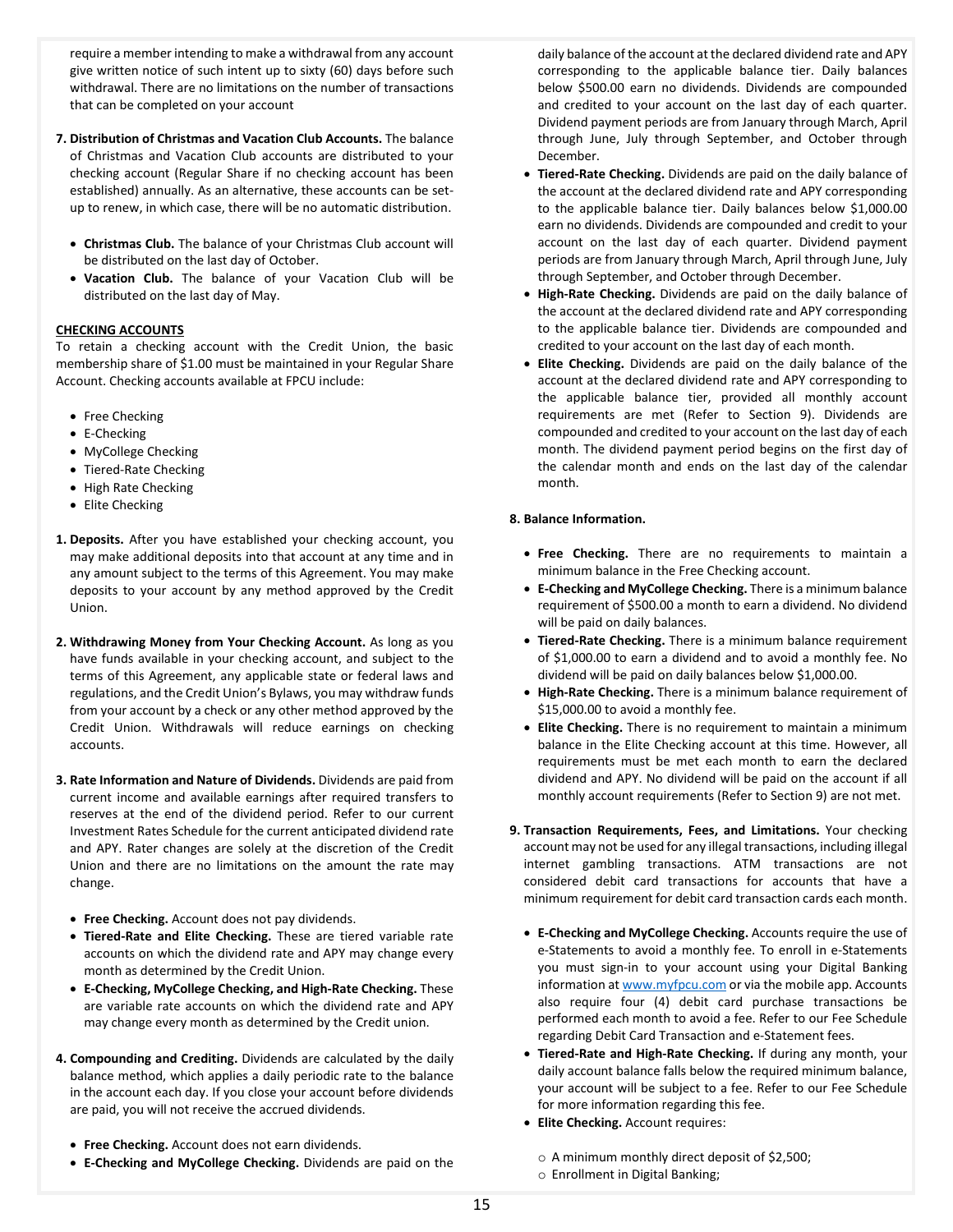require a member intending to make a withdrawal from any account give written notice of such intent up to sixty (60) days before such withdrawal. There are no limitations on the number of transactions that can be completed on your account

7. **Distribution of Christmas and Vacation Club Accounts.** The balance of Christmas and Vacation Club accounts are distributed to your checking account (Regular Share if no checking account has been established) annually. As an alternative, these accounts can be set-up to renew, in which case, there will be no automatic distribution.

   - **Christmas Club.** The balance of your Christmas Club account will be distributed on the last day of October.
   - **Vacation Club.** The balance of your Vacation Club will be distributed on the last day of May.

**CHECKING ACCOUNTS**

To retain a checking account with the Credit Union, the basic membership share of $1.00 must be maintained in your Regular Share Account. Checking accounts available at FPCU include:

- Free Checking
- E-Checking
- MyCollege Checking
- Tiered-Rate Checking
- High Rate Checking
- Elite Checking

1. **Deposits.** After you have established your checking account, you may make additional deposits into that account at any time and in any amount subject to the terms of this Agreement. You may make deposits to your account by any method approved by the Credit Union.

2. **Withdrawing Money from Your Checking Account.** As long as you have funds available in your checking account, and subject to the terms of this Agreement, any applicable state or federal laws and regulations, and the Credit Union's Bylaws, you may withdraw funds from your account by a check or any other method approved by the Credit Union. Withdrawals will reduce earnings on checking accounts.

3. **Rate Information and Nature of Dividends.** Dividends are paid from current income and available earnings after required transfers to reserves at the end of the dividend period. Refer to our current Investment Rates Schedule for the current anticipated dividend rate and APY. Rater changes are solely at the discretion of the Credit Union and there are no limitations on the amount the rate may change.

   - **Free Checking.** Account does not pay dividends.
   - **Tiered-Rate and Elite Checking.** These are tiered variable rate accounts on which the dividend rate and APY may change every month as determined by the Credit Union.
   - **E-Checking, MyCollege Checking, and High-Rate Checking.** These are variable rate accounts on which the dividend rate and APY may change every month as determined by the Credit union.

4. **Compounding and Crediting.** Dividends are calculated by the daily balance method, which applies a daily periodic rate to the balance in the account each day. If you close your account before dividends are paid, you will not receive the accrued dividends.

   - **Free Checking.** Account does not earn dividends.
   - **E-Checking and MyCollege Checking.** Dividends are paid on the daily balance of the account at the declared dividend rate and APY corresponding to the applicable balance tier. Daily balances below $500.00 earn no dividends. Dividends are compounded and credited to your account on the last day of each quarter. Dividend payment periods are from January through March, April through June, July through September, and October through December.
   - **Tiered-Rate Checking.** Dividends are paid on the daily balance of the account at the declared dividend rate and APY corresponding to the applicable balance tier. Daily balances below $1,000.00 earn no dividends. Dividends are compounded and credit to your account on the last day of each quarter. Dividend payment periods are from January through March, April through June, July through September, and October through December.
   - **High-Rate Checking.** Dividends are paid on the daily balance of the account at the declared dividend rate and APY corresponding to the applicable balance tier. Dividends are compounded and credited to your account on the last day of each month.
   - **Elite Checking.** Dividends are paid on the daily balance of the account at the declared dividend rate and APY corresponding to the applicable balance tier, provided all monthly account requirements are met (Refer to Section 9). Dividends are compounded and credited to your account on the last day of each month. The dividend payment period begins on the first day of the calendar month and ends on the last day of the calendar month.

8. **Balance Information.**

   - **Free Checking.** There are no requirements to maintain a minimum balance in the Free Checking account.
   - **E-Checking and MyCollege Checking.** There is a minimum balance requirement of $500.00 a month to earn a dividend. No dividend will be paid on daily balances.
   - **Tiered-Rate Checking.** There is a minimum balance requirement of $1,000.00 to earn a dividend and to avoid a monthly fee. No dividend will be paid on daily balances below $1,000.00.
   - **High-Rate Checking.** There is a minimum balance requirement of $15,000.00 to avoid a monthly fee.
   - **Elite Checking.** There is no requirement to maintain a minimum balance in the Elite Checking account at this time. However, all requirements must be met each month to earn the declared dividend and APY. No dividend will be paid on the account if all monthly account requirements (Refer to Section 9) are not met.

9. **Transaction Requirements, Fees, and Limitations.** Your checking account may not be used for any illegal transactions, including illegal internet gambling transactions. ATM transactions are not considered debit card transactions for accounts that have a minimum requirement for debit card transaction cards each month.

   - **E-Checking and MyCollege Checking.** Accounts require the use of e-Statements to avoid a monthly fee. To enroll in e-Statements you must sign-in to your account using your Digital Banking information at [www.myfpcu.com](http://www.myfpcu.com) or via the mobile app. Accounts also require four (4) debit card purchase transactions be performed each month to avoid a fee. Refer to our Fee Schedule regarding Debit Card Transaction and e-Statement fees.
   - **Tiered-Rate and High-Rate Checking.** If during any month, your daily account balance falls below the required minimum balance, your account will be subject to a fee. Refer to our Fee Schedule for more information regarding this fee.
   - **Elite Checking.** Account requires:
     - A minimum monthly direct deposit of $2,500;
     - Enrollment in Digital Banking;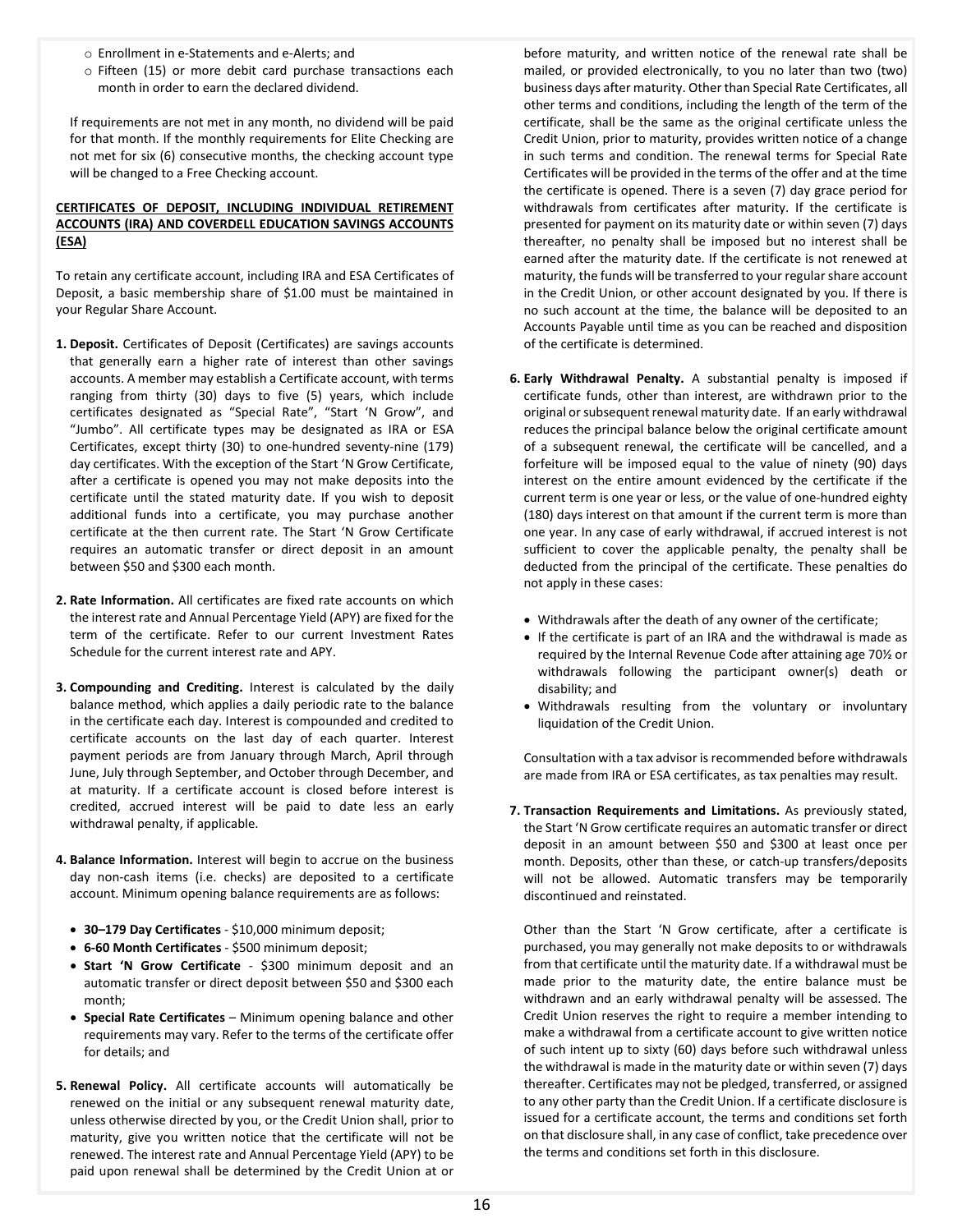- Enrollment in e-Statements and e-Alerts; and
- Fifteen (15) or more debit card purchase transactions each month in order to earn the declared dividend.

If requirements are not met in any month, no dividend will be paid for that month. If the monthly requirements for Elite Checking are not met for six (6) consecutive months, the checking account type will be changed to a Free Checking account.

**CERTIFICATES OF DEPOSIT, INCLUDING INDIVIDUAL RETIREMENT ACCOUNTS (IRA) AND COVERDELL EDUCATION SAVINGS ACCOUNTS (ESA)**

To retain any certificate account, including IRA and ESA Certificates of Deposit, a basic membership share of $1.00 must be maintained in your Regular Share Account.

**1. Deposit.** Certificates of Deposit (Certificates) are savings accounts that generally earn a higher rate of interest than other savings accounts. A member may establish a Certificate account, with terms ranging from thirty (30) days to five (5) years, which include certificates designated as "Special Rate", "Start 'N Grow", and "Jumbo". All certificate types may be designated as IRA or ESA Certificates, except thirty (30) to one-hundred seventy-nine (179) day certificates. With the exception of the Start 'N Grow Certificate, after a certificate is opened you may not make deposits into the certificate until the stated maturity date. If you wish to deposit additional funds into a certificate, you may purchase another certificate at the then current rate. The Start 'N Grow Certificate requires an automatic transfer or direct deposit in an amount between $50 and $300 each month.

**2. Rate Information.** All certificates are fixed rate accounts on which the interest rate and Annual Percentage Yield (APY) are fixed for the term of the certificate. Refer to our current Investment Rates Schedule for the current interest rate and APY.

**3. Compounding and Crediting.** Interest is calculated by the daily balance method, which applies a daily periodic rate to the balance in the certificate each day. Interest is compounded and credited to certificate accounts on the last day of each quarter. Interest payment periods are from January through March, April through June, July through September, and October through December, and at maturity. If a certificate account is closed before interest is credited, accrued interest will be paid to date less an early withdrawal penalty, if applicable.

**4. Balance Information.** Interest will begin to accrue on the business day non-cash items (i.e. checks) are deposited to a certificate account. Minimum opening balance requirements are as follows:

- **30–179 Day Certificates** - $10,000 minimum deposit;
- **6-60 Month Certificates** - $500 minimum deposit;
- **Start 'N Grow Certificate** - $300 minimum deposit and an automatic transfer or direct deposit between $50 and $300 each month;
- **Special Rate Certificates** – Minimum opening balance and other requirements may vary. Refer to the terms of the certificate offer for details; and

**5. Renewal Policy.** All certificate accounts will automatically be renewed on the initial or any subsequent renewal maturity date, unless otherwise directed by you, or the Credit Union shall, prior to maturity, give you written notice that the certificate will not be renewed. The interest rate and Annual Percentage Yield (APY) to be paid upon renewal shall be determined by the Credit Union at or before maturity, and written notice of the renewal rate shall be mailed, or provided electronically, to you no later than two (two) business days after maturity. Other than Special Rate Certificates, all other terms and conditions, including the length of the term of the certificate, shall be the same as the original certificate unless the Credit Union, prior to maturity, provides written notice of a change in such terms and condition. The renewal terms for Special Rate Certificates will be provided in the terms of the offer and at the time the certificate is opened. There is a seven (7) day grace period for withdrawals from certificates after maturity. If the certificate is presented for payment on its maturity date or within seven (7) days thereafter, no penalty shall be imposed but no interest shall be earned after the maturity date. If the certificate is not renewed at maturity, the funds will be transferred to your regular share account in the Credit Union, or other account designated by you. If there is no such account at the time, the balance will be deposited to an Accounts Payable until time as you can be reached and disposition of the certificate is determined.

**6. Early Withdrawal Penalty.** A substantial penalty is imposed if certificate funds, other than interest, are withdrawn prior to the original or subsequent renewal maturity date. If an early withdrawal reduces the principal balance below the original certificate amount of a subsequent renewal, the certificate will be cancelled, and a forfeiture will be imposed equal to the value of ninety (90) days interest on the entire amount evidenced by the certificate if the current term is one year or less, or the value of one-hundred eighty (180) days interest on that amount if the current term is more than one year. In any case of early withdrawal, if accrued interest is not sufficient to cover the applicable penalty, the penalty shall be deducted from the principal of the certificate. These penalties do not apply in these cases:

- Withdrawals after the death of any owner of the certificate;
- If the certificate is part of an IRA and the withdrawal is made as required by the Internal Revenue Code after attaining age 70½ or withdrawals following the participant owner(s) death or disability; and
- Withdrawals resulting from the voluntary or involuntary liquidation of the Credit Union.

Consultation with a tax advisor is recommended before withdrawals are made from IRA or ESA certificates, as tax penalties may result.

**7. Transaction Requirements and Limitations.** As previously stated, the Start 'N Grow certificate requires an automatic transfer or direct deposit in an amount between $50 and $300 at least once per month. Deposits, other than these, or catch-up transfers/deposits will not be allowed. Automatic transfers may be temporarily discontinued and reinstated.

Other than the Start 'N Grow certificate, after a certificate is purchased, you may generally not make deposits to or withdrawals from that certificate until the maturity date. If a withdrawal must be made prior to the maturity date, the entire balance must be withdrawn and an early withdrawal penalty will be assessed. The Credit Union reserves the right to require a member intending to make a withdrawal from a certificate account to give written notice of such intent up to sixty (60) days before such withdrawal unless the withdrawal is made in the maturity date or within seven (7) days thereafter. Certificates may not be pledged, transferred, or assigned to any other party than the Credit Union. If a certificate disclosure is issued for a certificate account, the terms and conditions set forth on that disclosure shall, in any case of conflict, take precedence over the terms and conditions set forth in this disclosure.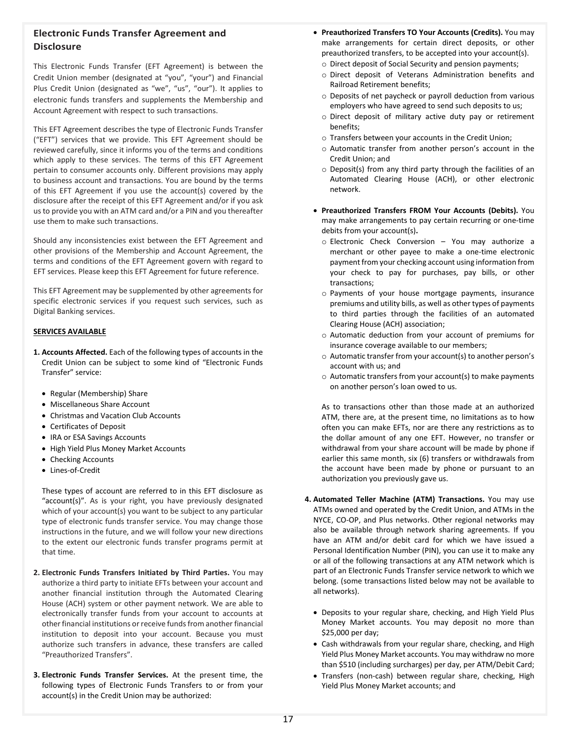## Electronic Funds Transfer Agreement and Disclosure

This Electronic Funds Transfer (EFT Agreement) is between the Credit Union member (designated at "you", "your") and Financial Plus Credit Union (designated as "we", "us", "our"). It applies to electronic funds transfers and supplements the Membership and Account Agreement with respect to such transactions.

This EFT Agreement describes the type of Electronic Funds Transfer ("EFT") services that we provide. This EFT Agreement should be reviewed carefully, since it informs you of the terms and conditions which apply to these services. The terms of this EFT Agreement pertain to consumer accounts only. Different provisions may apply to business account and transactions. You are bound by the terms of this EFT Agreement if you use the account(s) covered by the disclosure after the receipt of this EFT Agreement and/or if you ask us to provide you with an ATM card and/or a PIN and you thereafter use them to make such transactions.

Should any inconsistencies exist between the EFT Agreement and other provisions of the Membership and Account Agreement, the terms and conditions of the EFT Agreement govern with regard to EFT services. Please keep this EFT Agreement for future reference.

This EFT Agreement may be supplemented by other agreements for specific electronic services if you request such services, such as Digital Banking services.

**SERVICES AVAILABLE**

1. **Accounts Affected.** Each of the following types of accounts in the Credit Union can be subject to some kind of "Electronic Funds Transfer" service:

   - Regular (Membership) Share
   - Miscellaneous Share Account
   - Christmas and Vacation Club Accounts
   - Certificates of Deposit
   - IRA or ESA Savings Accounts
   - High Yield Plus Money Market Accounts
   - Checking Accounts
   - Lines-of-Credit

   These types of account are referred to in this EFT disclosure as "account(s)". As is your right, you have previously designated which of your account(s) you want to be subject to any particular type of electronic funds transfer service. You may change those instructions in the future, and we will follow your new directions to the extent our electronic funds transfer programs permit at that time.

2. **Electronic Funds Transfers Initiated by Third Parties.** You may authorize a third party to initiate EFTs between your account and another financial institution through the Automated Clearing House (ACH) system or other payment network. We are able to electronically transfer funds from your account to accounts at other financial institutions or receive funds from another financial institution to deposit into your account. Because you must authorize such transfers in advance, these transfers are called "Preauthorized Transfers".

3. **Electronic Funds Transfer Services.** At the present time, the following types of Electronic Funds Transfers to or from your account(s) in the Credit Union may be authorized:

   - **Preauthorized Transfers TO Your Accounts (Credits).** You may make arrangements for certain direct deposits, or other preauthorized transfers, to be accepted into your account(s).
     - Direct deposit of Social Security and pension payments;
     - Direct deposit of Veterans Administration benefits and Railroad Retirement benefits;
     - Deposits of net paycheck or payroll deduction from various employers who have agreed to send such deposits to us;
     - Direct deposit of military active duty pay or retirement benefits;
     - Transfers between your accounts in the Credit Union;
     - Automatic transfer from another person's account in the Credit Union; and
     - Deposit(s) from any third party through the facilities of an Automated Clearing House (ACH), or other electronic network.

   - **Preauthorized Transfers FROM Your Accounts (Debits).** You may make arrangements to pay certain recurring or one-time debits from your account(s).
     - Electronic Check Conversion – You may authorize a merchant or other payee to make a one-time electronic payment from your checking account using information from your check to pay for purchases, pay bills, or other transactions;
     - Payments of your house mortgage payments, insurance premiums and utility bills, as well as other types of payments to third parties through the facilities of an automated Clearing House (ACH) association;
     - Automatic deduction from your account of premiums for insurance coverage available to our members;
     - Automatic transfer from your account(s) to another person's account with us; and
     - Automatic transfers from your account(s) to make payments on another person's loan owed to us.

   As to transactions other than those made at an authorized ATM, there are, at the present time, no limitations as to how often you can make EFTs, nor are there any restrictions as to the dollar amount of any one EFT. However, no transfer or withdrawal from your share account will be made by phone if earlier this same month, six (6) transfers or withdrawals from the account have been made by phone or pursuant to an authorization you previously gave us.

4. **Automated Teller Machine (ATM) Transactions.** You may use ATMs owned and operated by the Credit Union, and ATMs in the NYCE, CO-OP, and Plus networks. Other regional networks may also be available through network sharing agreements. If you have an ATM and/or debit card for which we have issued a Personal Identification Number (PIN), you can use it to make any or all of the following transactions at any ATM network which is part of an Electronic Funds Transfer service network to which we belong. (some transactions listed below may not be available to all networks).

   - Deposits to your regular share, checking, and High Yield Plus Money Market accounts. You may deposit no more than $25,000 per day;
   - Cash withdrawals from your regular share, checking, and High Yield Plus Money Market accounts. You may withdraw no more than $510 (including surcharges) per day, per ATM/Debit Card;
   - Transfers (non-cash) between regular share, checking, High Yield Plus Money Market accounts; and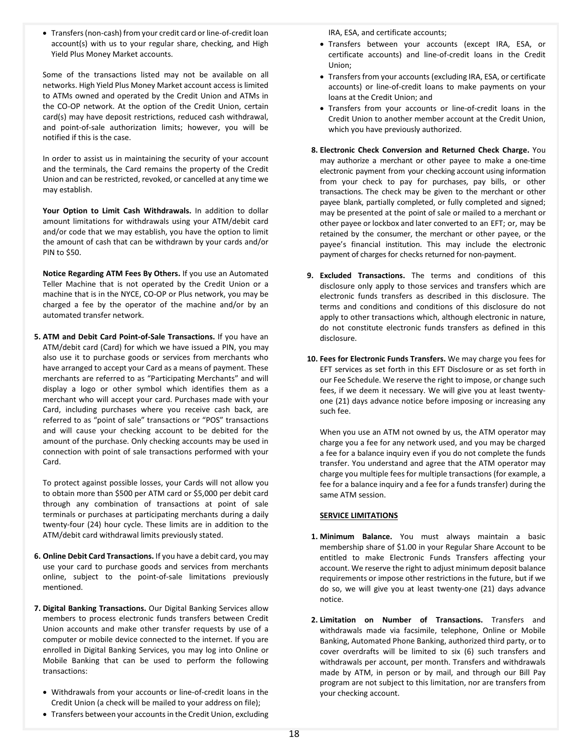- Transfers (non-cash) from your credit card or line-of-credit loan account(s) with us to your regular share, checking, and High Yield Plus Money Market accounts.

Some of the transactions listed may not be available on all networks. High Yield Plus Money Market account access is limited to ATMs owned and operated by the Credit Union and ATMs in the CO-OP network. At the option of the Credit Union, certain card(s) may have deposit restrictions, reduced cash withdrawal, and point-of-sale authorization limits; however, you will be notified if this is the case.

In order to assist us in maintaining the security of your account and the terminals, the Card remains the property of the Credit Union and can be restricted, revoked, or cancelled at any time we may establish.

**Your Option to Limit Cash Withdrawals.** In addition to dollar amount limitations for withdrawals using your ATM/debit card and/or code that we may establish, you have the option to limit the amount of cash that can be withdrawn by your cards and/or PIN to $50.

**Notice Regarding ATM Fees By Others.** If you use an Automated Teller Machine that is not operated by the Credit Union or a machine that is in the NYCE, CO-OP or Plus network, you may be charged a fee by the operator of the machine and/or by an automated transfer network.

5. **ATM and Debit Card Point-of-Sale Transactions.** If you have an ATM/debit card (Card) for which we have issued a PIN, you may also use it to purchase goods or services from merchants who have arranged to accept your Card as a means of payment. These merchants are referred to as "Participating Merchants" and will display a logo or other symbol which identifies them as a merchant who will accept your card. Purchases made with your Card, including purchases where you receive cash back, are referred to as "point of sale" transactions or "POS" transactions and will cause your checking account to be debited for the amount of the purchase. Only checking accounts may be used in connection with point of sale transactions performed with your Card.

   To protect against possible losses, your Cards will not allow you to obtain more than $500 per ATM card or $5,000 per debit card through any combination of transactions at point of sale terminals or purchases at participating merchants during a daily twenty-four (24) hour cycle. These limits are in addition to the ATM/debit card withdrawal limits previously stated.

6. **Online Debit Card Transactions.** If you have a debit card, you may use your card to purchase goods and services from merchants online, subject to the point-of-sale limitations previously mentioned.

7. **Digital Banking Transactions.** Our Digital Banking Services allow members to process electronic funds transfers between Credit Union accounts and make other transfer requests by use of a computer or mobile device connected to the internet. If you are enrolled in Digital Banking Services, you may log into Online or Mobile Banking that can be used to perform the following transactions:

   - Withdrawals from your accounts or line-of-credit loans in the Credit Union (a check will be mailed to your address on file);
   - Transfers between your accounts in the Credit Union, excluding IRA, ESA, and certificate accounts;
   - Transfers between your accounts (except IRA, ESA, or certificate accounts) and line-of-credit loans in the Credit Union;
   - Transfers from your accounts (excluding IRA, ESA, or certificate accounts) or line-of-credit loans to make payments on your loans at the Credit Union; and
   - Transfers from your accounts or line-of-credit loans in the Credit Union to another member account at the Credit Union, which you have previously authorized.

8. **Electronic Check Conversion and Returned Check Charge.** You may authorize a merchant or other payee to make a one-time electronic payment from your checking account using information from your check to pay for purchases, pay bills, or other transactions. The check may be given to the merchant or other payee blank, partially completed, or fully completed and signed; may be presented at the point of sale or mailed to a merchant or other payee or lockbox and later converted to an EFT; or, may be retained by the consumer, the merchant or other payee, or the payee's financial institution. This may include the electronic payment of charges for checks returned for non-payment.

9. **Excluded Transactions.** The terms and conditions of this disclosure only apply to those services and transfers which are electronic funds transfers as described in this disclosure. The terms and conditions and conditions of this disclosure do not apply to other transactions which, although electronic in nature, do not constitute electronic funds transfers as defined in this disclosure.

10. **Fees for Electronic Funds Transfers.** We may charge you fees for EFT services as set forth in this EFT Disclosure or as set forth in our Fee Schedule. We reserve the right to impose, or change such fees, if we deem it necessary. We will give you at least twenty-one (21) days advance notice before imposing or increasing any such fee.

    When you use an ATM not owned by us, the ATM operator may charge you a fee for any network used, and you may be charged a fee for a balance inquiry even if you do not complete the funds transfer. You understand and agree that the ATM operator may charge you multiple fees for multiple transactions (for example, a fee for a balance inquiry and a fee for a funds transfer) during the same ATM session.

**SERVICE LIMITATIONS**

1. **Minimum Balance.** You must always maintain a basic membership share of $1.00 in your Regular Share Account to be entitled to make Electronic Funds Transfers affecting your account. We reserve the right to adjust minimum deposit balance requirements or impose other restrictions in the future, but if we do so, we will give you at least twenty-one (21) days advance notice.

2. **Limitation on Number of Transactions.** Transfers and withdrawals made via facsimile, telephone, Online or Mobile Banking, Automated Phone Banking, authorized third party, or to cover overdrafts will be limited to six (6) such transfers and withdrawals per account, per month. Transfers and withdrawals made by ATM, in person or by mail, and through our Bill Pay program are not subject to this limitation, nor are transfers from your checking account.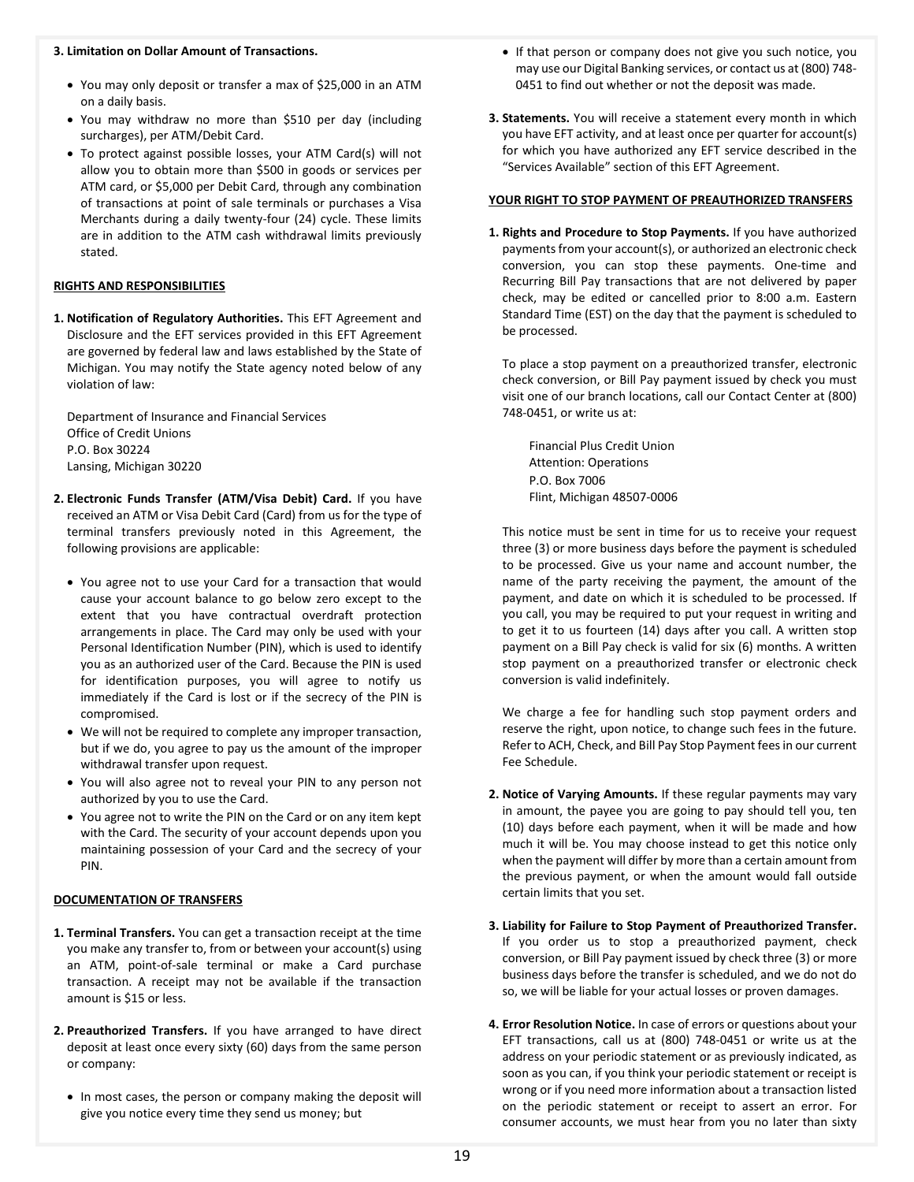**3. Limitation on Dollar Amount of Transactions.**

- You may only deposit or transfer a max of $25,000 in an ATM on a daily basis.
- You may withdraw no more than $510 per day (including surcharges), per ATM/Debit Card.
- To protect against possible losses, your ATM Card(s) will not allow you to obtain more than $500 in goods or services per ATM card, or $5,000 per Debit Card, through any combination of transactions at point of sale terminals or purchases a Visa Merchants during a daily twenty-four (24) cycle. These limits are in addition to the ATM cash withdrawal limits previously stated.

**RIGHTS AND RESPONSIBILITIES**

**1. Notification of Regulatory Authorities.** This EFT Agreement and Disclosure and the EFT services provided in this EFT Agreement are governed by federal law and laws established by the State of Michigan. You may notify the State agency noted below of any violation of law:

Department of Insurance and Financial Services
Office of Credit Unions
P.O. Box 30224
Lansing, Michigan 30220

**2. Electronic Funds Transfer (ATM/Visa Debit) Card.** If you have received an ATM or Visa Debit Card (Card) from us for the type of terminal transfers previously noted in this Agreement, the following provisions are applicable:

- You agree not to use your Card for a transaction that would cause your account balance to go below zero except to the extent that you have contractual overdraft protection arrangements in place. The Card may only be used with your Personal Identification Number (PIN), which is used to identify you as an authorized user of the Card. Because the PIN is used for identification purposes, you will agree to notify us immediately if the Card is lost or if the secrecy of the PIN is compromised.
- We will not be required to complete any improper transaction, but if we do, you agree to pay us the amount of the improper withdrawal transfer upon request.
- You will also agree not to reveal your PIN to any person not authorized by you to use the Card.
- You agree not to write the PIN on the Card or on any item kept with the Card. The security of your account depends upon you maintaining possession of your Card and the secrecy of your PIN.

**DOCUMENTATION OF TRANSFERS**

**1. Terminal Transfers.** You can get a transaction receipt at the time you make any transfer to, from or between your account(s) using an ATM, point-of-sale terminal or make a Card purchase transaction. A receipt may not be available if the transaction amount is $15 or less.

**2. Preauthorized Transfers.** If you have arranged to have direct deposit at least once every sixty (60) days from the same person or company:

- In most cases, the person or company making the deposit will give you notice every time they send us money; but
- If that person or company does not give you such notice, you may use our Digital Banking services, or contact us at (800) 748-0451 to find out whether or not the deposit was made.

**3. Statements.** You will receive a statement every month in which you have EFT activity, and at least once per quarter for account(s) for which you have authorized any EFT service described in the "Services Available" section of this EFT Agreement.

**YOUR RIGHT TO STOP PAYMENT OF PREAUTHORIZED TRANSFERS**

**1. Rights and Procedure to Stop Payments.** If you have authorized payments from your account(s), or authorized an electronic check conversion, you can stop these payments. One-time and Recurring Bill Pay transactions that are not delivered by paper check, may be edited or cancelled prior to 8:00 a.m. Eastern Standard Time (EST) on the day that the payment is scheduled to be processed.

To place a stop payment on a preauthorized transfer, electronic check conversion, or Bill Pay payment issued by check you must visit one of our branch locations, call our Contact Center at (800) 748-0451, or write us at:

Financial Plus Credit Union
Attention: Operations
P.O. Box 7006
Flint, Michigan 48507-0006

This notice must be sent in time for us to receive your request three (3) or more business days before the payment is scheduled to be processed. Give us your name and account number, the name of the party receiving the payment, the amount of the payment, and date on which it is scheduled to be processed. If you call, you may be required to put your request in writing and to get it to us fourteen (14) days after you call. A written stop payment on a Bill Pay check is valid for six (6) months. A written stop payment on a preauthorized transfer or electronic check conversion is valid indefinitely.

We charge a fee for handling such stop payment orders and reserve the right, upon notice, to change such fees in the future. Refer to ACH, Check, and Bill Pay Stop Payment fees in our current Fee Schedule.

**2. Notice of Varying Amounts.** If these regular payments may vary in amount, the payee you are going to pay should tell you, ten (10) days before each payment, when it will be made and how much it will be. You may choose instead to get this notice only when the payment will differ by more than a certain amount from the previous payment, or when the amount would fall outside certain limits that you set.

**3. Liability for Failure to Stop Payment of Preauthorized Transfer.** If you order us to stop a preauthorized payment, check conversion, or Bill Pay payment issued by check three (3) or more business days before the transfer is scheduled, and we do not do so, we will be liable for your actual losses or proven damages.

**4. Error Resolution Notice.** In case of errors or questions about your EFT transactions, call us at (800) 748-0451 or write us at the address on your periodic statement or as previously indicated, as soon as you can, if you think your periodic statement or receipt is wrong or if you need more information about a transaction listed on the periodic statement or receipt to assert an error. For consumer accounts, we must hear from you no later than sixty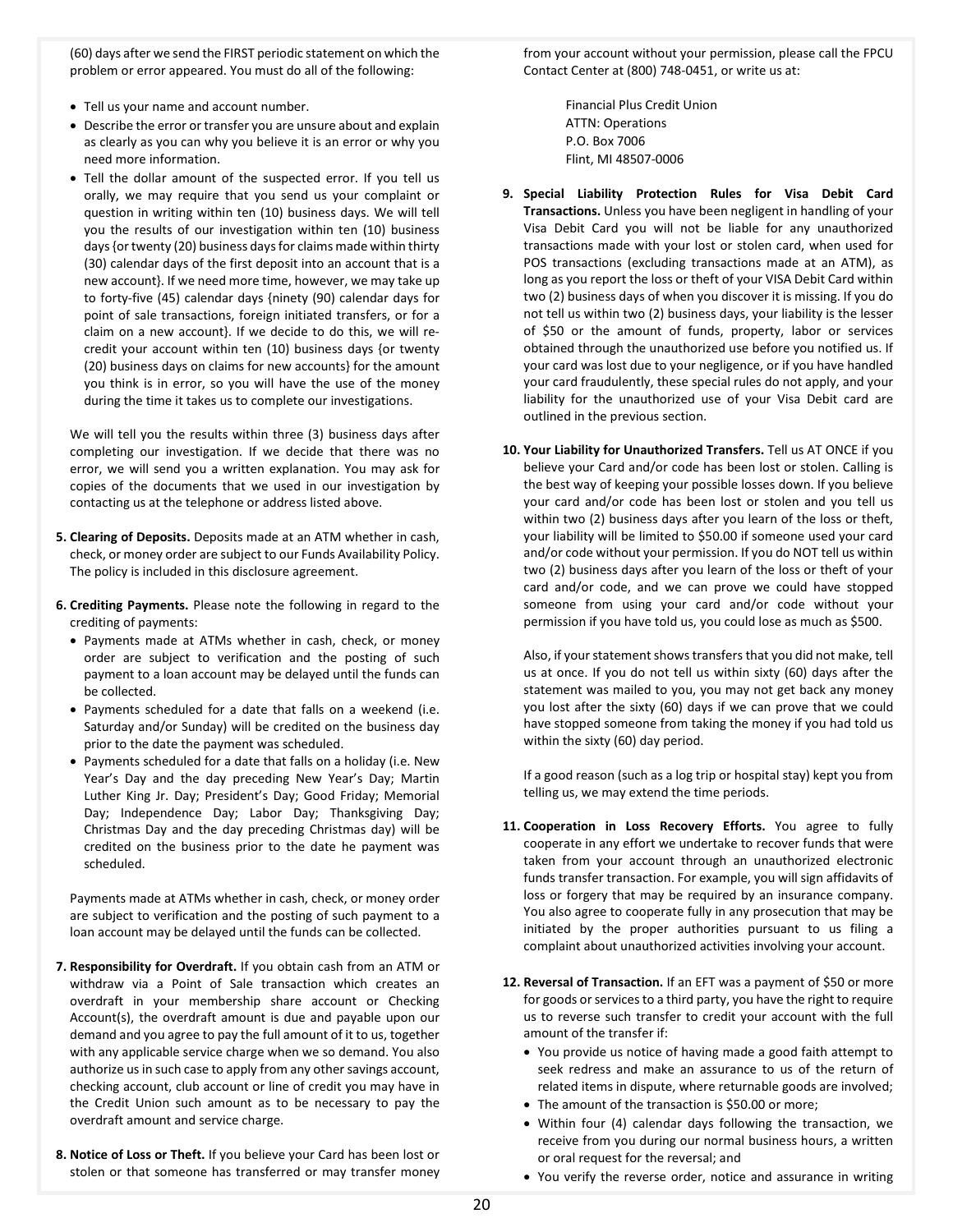(60) days after we send the FIRST periodic statement on which the problem or error appeared. You must do all of the following:

- Tell us your name and account number.
- Describe the error or transfer you are unsure about and explain as clearly as you can why you believe it is an error or why you need more information.
- Tell the dollar amount of the suspected error. If you tell us orally, we may require that you send us your complaint or question in writing within ten (10) business days. We will tell you the results of our investigation within ten (10) business days {or twenty (20) business days for claims made within thirty (30) calendar days of the first deposit into an account that is a new account}. If we need more time, however, we may take up to forty-five (45) calendar days {ninety (90) calendar days for point of sale transactions, foreign initiated transfers, or for a claim on a new account}. If we decide to do this, we will re-credit your account within ten (10) business days {or twenty (20) business days on claims for new accounts} for the amount you think is in error, so you will have the use of the money during the time it takes us to complete our investigations.

We will tell you the results within three (3) business days after completing our investigation. If we decide that there was no error, we will send you a written explanation. You may ask for copies of the documents that we used in our investigation by contacting us at the telephone or address listed above.

5. **Clearing of Deposits.** Deposits made at an ATM whether in cash, check, or money order are subject to our Funds Availability Policy. The policy is included in this disclosure agreement.

6. **Crediting Payments.** Please note the following in regard to the crediting of payments:
   - Payments made at ATMs whether in cash, check, or money order are subject to verification and the posting of such payment to a loan account may be delayed until the funds can be collected.
   - Payments scheduled for a date that falls on a weekend (i.e. Saturday and/or Sunday) will be credited on the business day prior to the date the payment was scheduled.
   - Payments scheduled for a date that falls on a holiday (i.e. New Year's Day and the day preceding New Year's Day; Martin Luther King Jr. Day; President's Day; Good Friday; Memorial Day; Independence Day; Labor Day; Thanksgiving Day; Christmas Day and the day preceding Christmas day) will be credited on the business prior to the date he payment was scheduled.

   Payments made at ATMs whether in cash, check, or money order are subject to verification and the posting of such payment to a loan account may be delayed until the funds can be collected.

7. **Responsibility for Overdraft.** If you obtain cash from an ATM or withdraw via a Point of Sale transaction which creates an overdraft in your membership share account or Checking Account(s), the overdraft amount is due and payable upon our demand and you agree to pay the full amount of it to us, together with any applicable service charge when we so demand. You also authorize us in such case to apply from any other savings account, checking account, club account or line of credit you may have in the Credit Union such amount as to be necessary to pay the overdraft amount and service charge.

8. **Notice of Loss or Theft.** If you believe your Card has been lost or stolen or that someone has transferred or may transfer money from your account without your permission, please call the FPCU Contact Center at (800) 748-0451, or write us at:

   Financial Plus Credit Union
   ATTN: Operations
   P.O. Box 7006
   Flint, MI 48507-0006

9. **Special Liability Protection Rules for Visa Debit Card Transactions.** Unless you have been negligent in handling of your Visa Debit Card you will not be liable for any unauthorized transactions made with your lost or stolen card, when used for POS transactions (excluding transactions made at an ATM), as long as you report the loss or theft of your VISA Debit Card within two (2) business days of when you discover it is missing. If you do not tell us within two (2) business days, your liability is the lesser of $50 or the amount of funds, property, labor or services obtained through the unauthorized use before you notified us. If your card was lost due to your negligence, or if you have handled your card fraudulently, these special rules do not apply, and your liability for the unauthorized use of your Visa Debit card are outlined in the previous section.

10. **Your Liability for Unauthorized Transfers.** Tell us AT ONCE if you believe your Card and/or code has been lost or stolen. Calling is the best way of keeping your possible losses down. If you believe your card and/or code has been lost or stolen and you tell us within two (2) business days after you learn of the loss or theft, your liability will be limited to $50.00 if someone used your card and/or code without your permission. If you do NOT tell us within two (2) business days after you learn of the loss or theft of your card and/or code, and we can prove we could have stopped someone from using your card and/or code without your permission if you have told us, you could lose as much as $500.

    Also, if your statement shows transfers that you did not make, tell us at once. If you do not tell us within sixty (60) days after the statement was mailed to you, you may not get back any money you lost after the sixty (60) days if we can prove that we could have stopped someone from taking the money if you had told us within the sixty (60) day period.

    If a good reason (such as a log trip or hospital stay) kept you from telling us, we may extend the time periods.

11. **Cooperation in Loss Recovery Efforts.** You agree to fully cooperate in any effort we undertake to recover funds that were taken from your account through an unauthorized electronic funds transfer transaction. For example, you will sign affidavits of loss or forgery that may be required by an insurance company. You also agree to cooperate fully in any prosecution that may be initiated by the proper authorities pursuant to us filing a complaint about unauthorized activities involving your account.

12. **Reversal of Transaction.** If an EFT was a payment of $50 or more for goods or services to a third party, you have the right to require us to reverse such transfer to credit your account with the full amount of the transfer if:
    - You provide us notice of having made a good faith attempt to seek redress and make an assurance to us of the return of related items in dispute, where returnable goods are involved;
    - The amount of the transaction is $50.00 or more;
    - Within four (4) calendar days following the transaction, we receive from you during our normal business hours, a written or oral request for the reversal; and
    - You verify the reverse order, notice and assurance in writing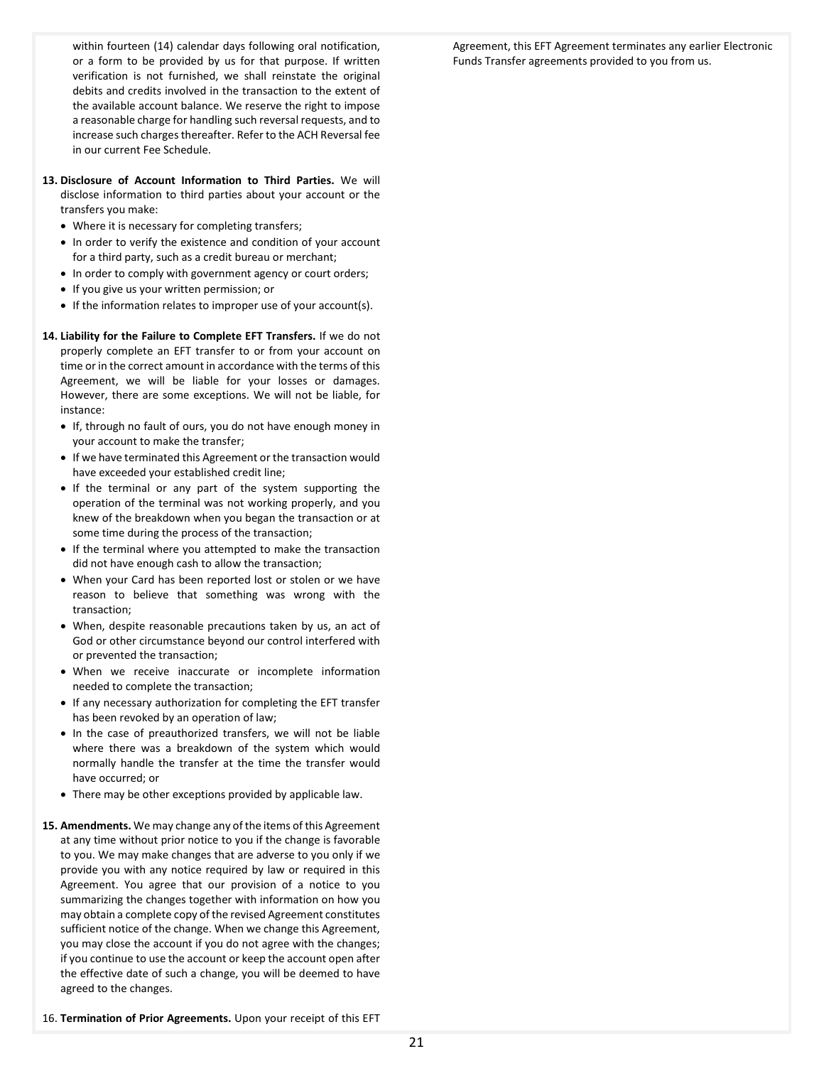within fourteen (14) calendar days following oral notification, or a form to be provided by us for that purpose. If written verification is not furnished, we shall reinstate the original debits and credits involved in the transaction to the extent of the available account balance. We reserve the right to impose a reasonable charge for handling such reversal requests, and to increase such charges thereafter. Refer to the ACH Reversal fee in our current Fee Schedule.

13. **Disclosure of Account Information to Third Parties.** We will disclose information to third parties about your account or the transfers you make:
    - Where it is necessary for completing transfers;
    - In order to verify the existence and condition of your account for a third party, such as a credit bureau or merchant;
    - In order to comply with government agency or court orders;
    - If you give us your written permission; or
    - If the information relates to improper use of your account(s).

14. **Liability for the Failure to Complete EFT Transfers.** If we do not properly complete an EFT transfer to or from your account on time or in the correct amount in accordance with the terms of this Agreement, we will be liable for your losses or damages. However, there are some exceptions. We will not be liable, for instance:
    - If, through no fault of ours, you do not have enough money in your account to make the transfer;
    - If we have terminated this Agreement or the transaction would have exceeded your established credit line;
    - If the terminal or any part of the system supporting the operation of the terminal was not working properly, and you knew of the breakdown when you began the transaction or at some time during the process of the transaction;
    - If the terminal where you attempted to make the transaction did not have enough cash to allow the transaction;
    - When your Card has been reported lost or stolen or we have reason to believe that something was wrong with the transaction;
    - When, despite reasonable precautions taken by us, an act of God or other circumstance beyond our control interfered with or prevented the transaction;
    - When we receive inaccurate or incomplete information needed to complete the transaction;
    - If any necessary authorization for completing the EFT transfer has been revoked by an operation of law;
    - In the case of preauthorized transfers, we will not be liable where there was a breakdown of the system which would normally handle the transfer at the time the transfer would have occurred; or
    - There may be other exceptions provided by applicable law.

15. **Amendments.** We may change any of the items of this Agreement at any time without prior notice to you if the change is favorable to you. We may make changes that are adverse to you only if we provide you with any notice required by law or required in this Agreement. You agree that our provision of a notice to you summarizing the changes together with information on how you may obtain a complete copy of the revised Agreement constitutes sufficient notice of the change. When we change this Agreement, you may close the account if you do not agree with the changes; if you continue to use the account or keep the account open after the effective date of such a change, you will be deemed to have agreed to the changes.

16. **Termination of Prior Agreements.** Upon your receipt of this EFT Agreement, this EFT Agreement terminates any earlier Electronic Funds Transfer agreements provided to you from us.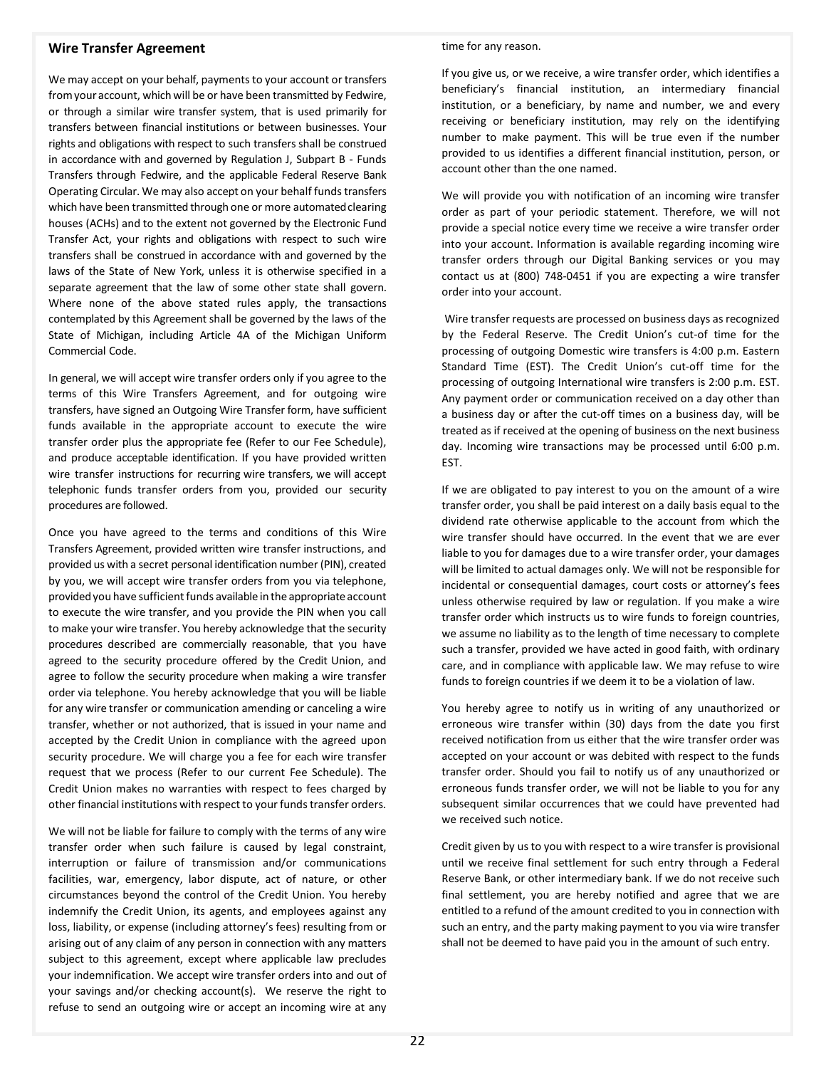## Wire Transfer Agreement

We may accept on your behalf, payments to your account or transfers from your account, which will be or have been transmitted by Fedwire, or through a similar wire transfer system, that is used primarily for transfers between financial institutions or between businesses. Your rights and obligations with respect to such transfers shall be construed in accordance with and governed by Regulation J, Subpart B - Funds Transfers through Fedwire, and the applicable Federal Reserve Bank Operating Circular. We may also accept on your behalf funds transfers which have been transmitted through one or more automated clearing houses (ACHs) and to the extent not governed by the Electronic Fund Transfer Act, your rights and obligations with respect to such wire transfers shall be construed in accordance with and governed by the laws of the State of New York, unless it is otherwise specified in a separate agreement that the law of some other state shall govern. Where none of the above stated rules apply, the transactions contemplated by this Agreement shall be governed by the laws of the State of Michigan, including Article 4A of the Michigan Uniform Commercial Code.

In general, we will accept wire transfer orders only if you agree to the terms of this Wire Transfers Agreement, and for outgoing wire transfers, have signed an Outgoing Wire Transfer form, have sufficient funds available in the appropriate account to execute the wire transfer order plus the appropriate fee (Refer to our Fee Schedule), and produce acceptable identification. If you have provided written wire transfer instructions for recurring wire transfers, we will accept telephonic funds transfer orders from you, provided our security procedures are followed.

Once you have agreed to the terms and conditions of this Wire Transfers Agreement, provided written wire transfer instructions, and provided us with a secret personal identification number (PIN), created by you, we will accept wire transfer orders from you via telephone, provided you have sufficient funds available in the appropriate account to execute the wire transfer, and you provide the PIN when you call to make your wire transfer. You hereby acknowledge that the security procedures described are commercially reasonable, that you have agreed to the security procedure offered by the Credit Union, and agree to follow the security procedure when making a wire transfer order via telephone. You hereby acknowledge that you will be liable for any wire transfer or communication amending or canceling a wire transfer, whether or not authorized, that is issued in your name and accepted by the Credit Union in compliance with the agreed upon security procedure. We will charge you a fee for each wire transfer request that we process (Refer to our current Fee Schedule). The Credit Union makes no warranties with respect to fees charged by other financial institutions with respect to your funds transfer orders.

We will not be liable for failure to comply with the terms of any wire transfer order when such failure is caused by legal constraint, interruption or failure of transmission and/or communications facilities, war, emergency, labor dispute, act of nature, or other circumstances beyond the control of the Credit Union. You hereby indemnify the Credit Union, its agents, and employees against any loss, liability, or expense (including attorney's fees) resulting from or arising out of any claim of any person in connection with any matters subject to this agreement, except where applicable law precludes your indemnification. We accept wire transfer orders into and out of your savings and/or checking account(s). We reserve the right to refuse to send an outgoing wire or accept an incoming wire at any time for any reason.

If you give us, or we receive, a wire transfer order, which identifies a beneficiary's financial institution, an intermediary financial institution, or a beneficiary, by name and number, we and every receiving or beneficiary institution, may rely on the identifying number to make payment. This will be true even if the number provided to us identifies a different financial institution, person, or account other than the one named.

We will provide you with notification of an incoming wire transfer order as part of your periodic statement. Therefore, we will not provide a special notice every time we receive a wire transfer order into your account. Information is available regarding incoming wire transfer orders through our Digital Banking services or you may contact us at (800) 748-0451 if you are expecting a wire transfer order into your account.

Wire transfer requests are processed on business days as recognized by the Federal Reserve. The Credit Union's cut-of time for the processing of outgoing Domestic wire transfers is 4:00 p.m. Eastern Standard Time (EST). The Credit Union's cut-off time for the processing of outgoing International wire transfers is 2:00 p.m. EST. Any payment order or communication received on a day other than a business day or after the cut-off times on a business day, will be treated as if received at the opening of business on the next business day. Incoming wire transactions may be processed until 6:00 p.m. EST.

If we are obligated to pay interest to you on the amount of a wire transfer order, you shall be paid interest on a daily basis equal to the dividend rate otherwise applicable to the account from which the wire transfer should have occurred. In the event that we are ever liable to you for damages due to a wire transfer order, your damages will be limited to actual damages only. We will not be responsible for incidental or consequential damages, court costs or attorney's fees unless otherwise required by law or regulation. If you make a wire transfer order which instructs us to wire funds to foreign countries, we assume no liability as to the length of time necessary to complete such a transfer, provided we have acted in good faith, with ordinary care, and in compliance with applicable law. We may refuse to wire funds to foreign countries if we deem it to be a violation of law.

You hereby agree to notify us in writing of any unauthorized or erroneous wire transfer within (30) days from the date you first received notification from us either that the wire transfer order was accepted on your account or was debited with respect to the funds transfer order. Should you fail to notify us of any unauthorized or erroneous funds transfer order, we will not be liable to you for any subsequent similar occurrences that we could have prevented had we received such notice.

Credit given by us to you with respect to a wire transfer is provisional until we receive final settlement for such entry through a Federal Reserve Bank, or other intermediary bank. If we do not receive such final settlement, you are hereby notified and agree that we are entitled to a refund of the amount credited to you in connection with such an entry, and the party making payment to you via wire transfer shall not be deemed to have paid you in the amount of such entry.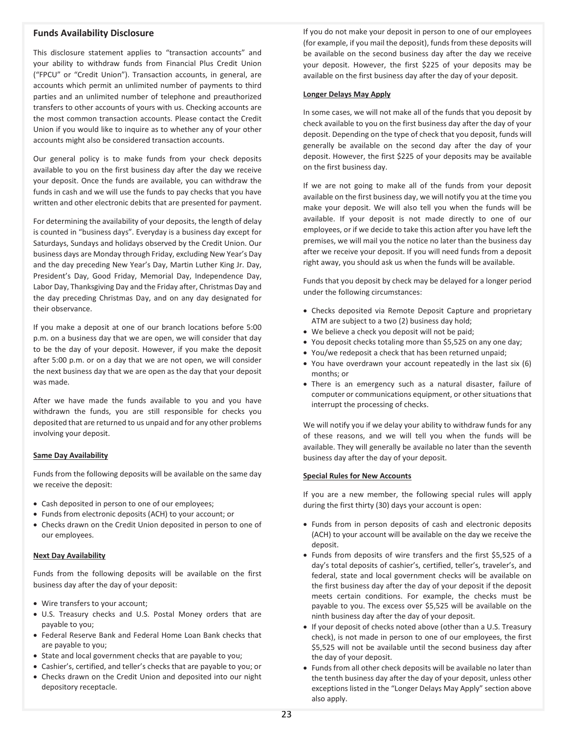## Funds Availability Disclosure

This disclosure statement applies to "transaction accounts" and your ability to withdraw funds from Financial Plus Credit Union ("FPCU" or "Credit Union"). Transaction accounts, in general, are accounts which permit an unlimited number of payments to third parties and an unlimited number of telephone and preauthorized transfers to other accounts of yours with us. Checking accounts are the most common transaction accounts. Please contact the Credit Union if you would like to inquire as to whether any of your other accounts might also be considered transaction accounts.

Our general policy is to make funds from your check deposits available to you on the first business day after the day we receive your deposit. Once the funds are available, you can withdraw the funds in cash and we will use the funds to pay checks that you have written and other electronic debits that are presented for payment.

For determining the availability of your deposits, the length of delay is counted in "business days". Everyday is a business day except for Saturdays, Sundays and holidays observed by the Credit Union. Our business days are Monday through Friday, excluding New Year's Day and the day preceding New Year's Day, Martin Luther King Jr. Day, President's Day, Good Friday, Memorial Day, Independence Day, Labor Day, Thanksgiving Day and the Friday after, Christmas Day and the day preceding Christmas Day, and on any day designated for their observance.

If you make a deposit at one of our branch locations before 5:00 p.m. on a business day that we are open, we will consider that day to be the day of your deposit. However, if you make the deposit after 5:00 p.m. or on a day that we are not open, we will consider the next business day that we are open as the day that your deposit was made.

After we have made the funds available to you and you have withdrawn the funds, you are still responsible for checks you deposited that are returned to us unpaid and for any other problems involving your deposit.

### Same Day Availability

Funds from the following deposits will be available on the same day we receive the deposit:

- Cash deposited in person to one of our employees;
- Funds from electronic deposits (ACH) to your account; or
- Checks drawn on the Credit Union deposited in person to one of our employees.

### Next Day Availability

Funds from the following deposits will be available on the first business day after the day of your deposit:

- Wire transfers to your account;
- U.S. Treasury checks and U.S. Postal Money orders that are payable to you;
- Federal Reserve Bank and Federal Home Loan Bank checks that are payable to you;
- State and local government checks that are payable to you;
- Cashier's, certified, and teller's checks that are payable to you; or
- Checks drawn on the Credit Union and deposited into our night depository receptacle.

If you do not make your deposit in person to one of our employees (for example, if you mail the deposit), funds from these deposits will be available on the second business day after the day we receive your deposit. However, the first $225 of your deposits may be available on the first business day after the day of your deposit.

### Longer Delays May Apply

In some cases, we will not make all of the funds that you deposit by check available to you on the first business day after the day of your deposit. Depending on the type of check that you deposit, funds will generally be available on the second day after the day of your deposit. However, the first $225 of your deposits may be available on the first business day.

If we are not going to make all of the funds from your deposit available on the first business day, we will notify you at the time you make your deposit. We will also tell you when the funds will be available. If your deposit is not made directly to one of our employees, or if we decide to take this action after you have left the premises, we will mail you the notice no later than the business day after we receive your deposit. If you will need funds from a deposit right away, you should ask us when the funds will be available.

Funds that you deposit by check may be delayed for a longer period under the following circumstances:

- Checks deposited via Remote Deposit Capture and proprietary ATM are subject to a two (2) business day hold;
- We believe a check you deposit will not be paid;
- You deposit checks totaling more than $5,525 on any one day;
- You/we redeposit a check that has been returned unpaid;
- You have overdrawn your account repeatedly in the last six (6) months; or
- There is an emergency such as a natural disaster, failure of computer or communications equipment, or other situations that interrupt the processing of checks.

We will notify you if we delay your ability to withdraw funds for any of these reasons, and we will tell you when the funds will be available. They will generally be available no later than the seventh business day after the day of your deposit.

### Special Rules for New Accounts

If you are a new member, the following special rules will apply during the first thirty (30) days your account is open:

- Funds from in person deposits of cash and electronic deposits (ACH) to your account will be available on the day we receive the deposit.
- Funds from deposits of wire transfers and the first $5,525 of a day's total deposits of cashier's, certified, teller's, traveler's, and federal, state and local government checks will be available on the first business day after the day of your deposit if the deposit meets certain conditions. For example, the checks must be payable to you. The excess over $5,525 will be available on the ninth business day after the day of your deposit.
- If your deposit of checks noted above (other than a U.S. Treasury check), is not made in person to one of our employees, the first $5,525 will not be available until the second business day after the day of your deposit.
- Funds from all other check deposits will be available no later than the tenth business day after the day of your deposit, unless other exceptions listed in the "Longer Delays May Apply" section above also apply.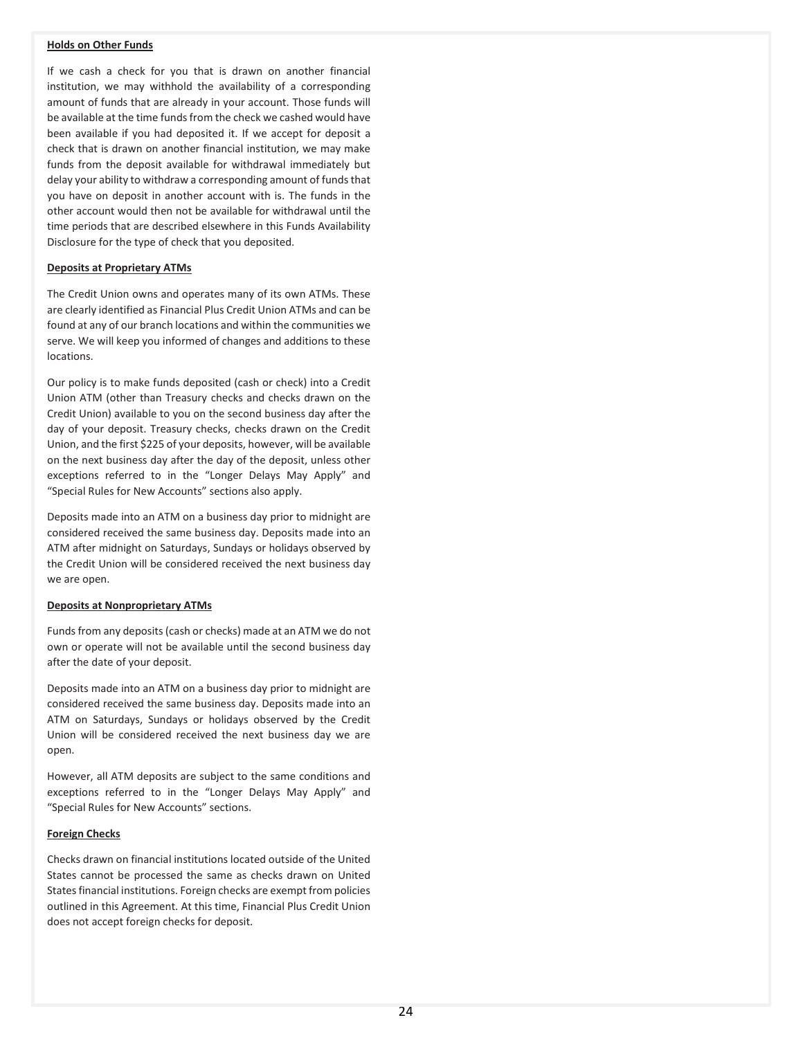**Holds on Other Funds**

If we cash a check for you that is drawn on another financial institution, we may withhold the availability of a corresponding amount of funds that are already in your account. Those funds will be available at the time funds from the check we cashed would have been available if you had deposited it. If we accept for deposit a check that is drawn on another financial institution, we may make funds from the deposit available for withdrawal immediately but delay your ability to withdraw a corresponding amount of funds that you have on deposit in another account with is. The funds in the other account would then not be available for withdrawal until the time periods that are described elsewhere in this Funds Availability Disclosure for the type of check that you deposited.

**Deposits at Proprietary ATMs**

The Credit Union owns and operates many of its own ATMs. These are clearly identified as Financial Plus Credit Union ATMs and can be found at any of our branch locations and within the communities we serve. We will keep you informed of changes and additions to these locations.

Our policy is to make funds deposited (cash or check) into a Credit Union ATM (other than Treasury checks and checks drawn on the Credit Union) available to you on the second business day after the day of your deposit. Treasury checks, checks drawn on the Credit Union, and the first $225 of your deposits, however, will be available on the next business day after the day of the deposit, unless other exceptions referred to in the "Longer Delays May Apply" and "Special Rules for New Accounts" sections also apply.

Deposits made into an ATM on a business day prior to midnight are considered received the same business day. Deposits made into an ATM after midnight on Saturdays, Sundays or holidays observed by the Credit Union will be considered received the next business day we are open.

**Deposits at Nonproprietary ATMs**

Funds from any deposits (cash or checks) made at an ATM we do not own or operate will not be available until the second business day after the date of your deposit.

Deposits made into an ATM on a business day prior to midnight are considered received the same business day. Deposits made into an ATM on Saturdays, Sundays or holidays observed by the Credit Union will be considered received the next business day we are open.

However, all ATM deposits are subject to the same conditions and exceptions referred to in the "Longer Delays May Apply" and "Special Rules for New Accounts" sections.

**Foreign Checks**

Checks drawn on financial institutions located outside of the United States cannot be processed the same as checks drawn on United States financial institutions. Foreign checks are exempt from policies outlined in this Agreement. At this time, Financial Plus Credit Union does not accept foreign checks for deposit.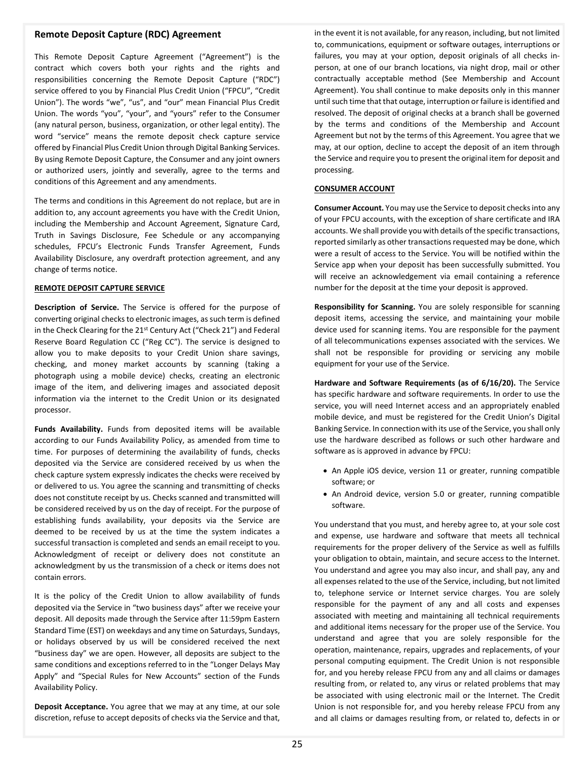## Remote Deposit Capture (RDC) Agreement

This Remote Deposit Capture Agreement ("Agreement") is the contract which covers both your rights and the rights and responsibilities concerning the Remote Deposit Capture ("RDC") service offered to you by Financial Plus Credit Union ("FPCU", "Credit Union"). The words "we", "us", and "our" mean Financial Plus Credit Union. The words "you", "your", and "yours" refer to the Consumer (any natural person, business, organization, or other legal entity). The word "service" means the remote deposit check capture service offered by Financial Plus Credit Union through Digital Banking Services. By using Remote Deposit Capture, the Consumer and any joint owners or authorized users, jointly and severally, agree to the terms and conditions of this Agreement and any amendments.

The terms and conditions in this Agreement do not replace, but are in addition to, any account agreements you have with the Credit Union, including the Membership and Account Agreement, Signature Card, Truth in Savings Disclosure, Fee Schedule or any accompanying schedules, FPCU's Electronic Funds Transfer Agreement, Funds Availability Disclosure, any overdraft protection agreement, and any change of terms notice.

**REMOTE DEPOSIT CAPTURE SERVICE**

**Description of Service.** The Service is offered for the purpose of converting original checks to electronic images, as such term is defined in the Check Clearing for the 21st Century Act ("Check 21") and Federal Reserve Board Regulation CC ("Reg CC"). The service is designed to allow you to make deposits to your Credit Union share savings, checking, and money market accounts by scanning (taking a photograph using a mobile device) checks, creating an electronic image of the item, and delivering images and associated deposit information via the internet to the Credit Union or its designated processor.

**Funds Availability.** Funds from deposited items will be available according to our Funds Availability Policy, as amended from time to time. For purposes of determining the availability of funds, checks deposited via the Service are considered received by us when the check capture system expressly indicates the checks were received by or delivered to us. You agree the scanning and transmitting of checks does not constitute receipt by us. Checks scanned and transmitted will be considered received by us on the day of receipt. For the purpose of establishing funds availability, your deposits via the Service are deemed to be received by us at the time the system indicates a successful transaction is completed and sends an email receipt to you. Acknowledgment of receipt or delivery does not constitute an acknowledgment by us the transmission of a check or items does not contain errors.

It is the policy of the Credit Union to allow availability of funds deposited via the Service in "two business days" after we receive your deposit. All deposits made through the Service after 11:59pm Eastern Standard Time (EST) on weekdays and any time on Saturdays, Sundays, or holidays observed by us will be considered received the next "business day" we are open. However, all deposits are subject to the same conditions and exceptions referred to in the "Longer Delays May Apply" and "Special Rules for New Accounts" section of the Funds Availability Policy.

**Deposit Acceptance.** You agree that we may at any time, at our sole discretion, refuse to accept deposits of checks via the Service and that, in the event it is not available, for any reason, including, but not limited to, communications, equipment or software outages, interruptions or failures, you may at your option, deposit originals of all checks in-person, at one of our branch locations, via night drop, mail or other contractually acceptable method (See Membership and Account Agreement). You shall continue to make deposits only in this manner until such time that that outage, interruption or failure is identified and resolved. The deposit of original checks at a branch shall be governed by the terms and conditions of the Membership and Account Agreement but not by the terms of this Agreement. You agree that we may, at our option, decline to accept the deposit of an item through the Service and require you to present the original item for deposit and processing.

**CONSUMER ACCOUNT**

**Consumer Account.** You may use the Service to deposit checks into any of your FPCU accounts, with the exception of share certificate and IRA accounts. We shall provide you with details of the specific transactions, reported similarly as other transactions requested may be done, which were a result of access to the Service. You will be notified within the Service app when your deposit has been successfully submitted. You will receive an acknowledgement via email containing a reference number for the deposit at the time your deposit is approved.

**Responsibility for Scanning.** You are solely responsible for scanning deposit items, accessing the service, and maintaining your mobile device used for scanning items. You are responsible for the payment of all telecommunications expenses associated with the services. We shall not be responsible for providing or servicing any mobile equipment for your use of the Service.

**Hardware and Software Requirements (as of 6/16/20).** The Service has specific hardware and software requirements. In order to use the service, you will need Internet access and an appropriately enabled mobile device, and must be registered for the Credit Union's Digital Banking Service. In connection with its use of the Service, you shall only use the hardware described as follows or such other hardware and software as is approved in advance by FPCU:

- An Apple iOS device, version 11 or greater, running compatible software; or
- An Android device, version 5.0 or greater, running compatible software.

You understand that you must, and hereby agree to, at your sole cost and expense, use hardware and software that meets all technical requirements for the proper delivery of the Service as well as fulfills your obligation to obtain, maintain, and secure access to the Internet. You understand and agree you may also incur, and shall pay, any and all expenses related to the use of the Service, including, but not limited to, telephone service or Internet service charges. You are solely responsible for the payment of any and all costs and expenses associated with meeting and maintaining all technical requirements and additional items necessary for the proper use of the Service. You understand and agree that you are solely responsible for the operation, maintenance, repairs, upgrades and replacements, of your personal computing equipment. The Credit Union is not responsible for, and you hereby release FPCU from any and all claims or damages resulting from, or related to, any virus or related problems that may be associated with using electronic mail or the Internet. The Credit Union is not responsible for, and you hereby release FPCU from any and all claims or damages resulting from, or related to, defects in or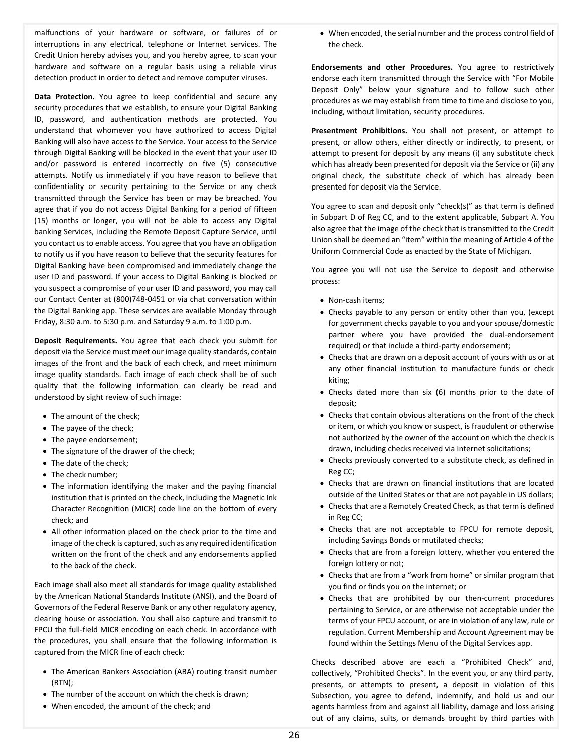malfunctions of your hardware or software, or failures of or interruptions in any electrical, telephone or Internet services. The Credit Union hereby advises you, and you hereby agree, to scan your hardware and software on a regular basis using a reliable virus detection product in order to detect and remove computer viruses.

**Data Protection.** You agree to keep confidential and secure any security procedures that we establish, to ensure your Digital Banking ID, password, and authentication methods are protected. You understand that whomever you have authorized to access Digital Banking will also have access to the Service. Your access to the Service through Digital Banking will be blocked in the event that your user ID and/or password is entered incorrectly on five (5) consecutive attempts. Notify us immediately if you have reason to believe that confidentiality or security pertaining to the Service or any check transmitted through the Service has been or may be breached. You agree that if you do not access Digital Banking for a period of fifteen (15) months or longer, you will not be able to access any Digital banking Services, including the Remote Deposit Capture Service, until you contact us to enable access. You agree that you have an obligation to notify us if you have reason to believe that the security features for Digital Banking have been compromised and immediately change the user ID and password. If your access to Digital Banking is blocked or you suspect a compromise of your user ID and password, you may call our Contact Center at (800)748-0451 or via chat conversation within the Digital Banking app. These services are available Monday through Friday, 8:30 a.m. to 5:30 p.m. and Saturday 9 a.m. to 1:00 p.m.

**Deposit Requirements.** You agree that each check you submit for deposit via the Service must meet our image quality standards, contain images of the front and the back of each check, and meet minimum image quality standards. Each image of each check shall be of such quality that the following information can clearly be read and understood by sight review of such image:

- The amount of the check;
- The payee of the check;
- The payee endorsement;
- The signature of the drawer of the check;
- The date of the check;
- The check number;
- The information identifying the maker and the paying financial institution that is printed on the check, including the Magnetic Ink Character Recognition (MICR) code line on the bottom of every check; and
- All other information placed on the check prior to the time and image of the check is captured, such as any required identification written on the front of the check and any endorsements applied to the back of the check.

Each image shall also meet all standards for image quality established by the American National Standards Institute (ANSI), and the Board of Governors of the Federal Reserve Bank or any other regulatory agency, clearing house or association. You shall also capture and transmit to FPCU the full-field MICR encoding on each check. In accordance with the procedures, you shall ensure that the following information is captured from the MICR line of each check:

- The American Bankers Association (ABA) routing transit number (RTN);
- The number of the account on which the check is drawn;
- When encoded, the amount of the check; and
- When encoded, the serial number and the process control field of the check.

**Endorsements and other Procedures.** You agree to restrictively endorse each item transmitted through the Service with "For Mobile Deposit Only" below your signature and to follow such other procedures as we may establish from time to time and disclose to you, including, without limitation, security procedures.

**Presentment Prohibitions.** You shall not present, or attempt to present, or allow others, either directly or indirectly, to present, or attempt to present for deposit by any means (i) any substitute check which has already been presented for deposit via the Service or (ii) any original check, the substitute check of which has already been presented for deposit via the Service.

You agree to scan and deposit only "check(s)" as that term is defined in Subpart D of Reg CC, and to the extent applicable, Subpart A. You also agree that the image of the check that is transmitted to the Credit Union shall be deemed an "item" within the meaning of Article 4 of the Uniform Commercial Code as enacted by the State of Michigan.

You agree you will not use the Service to deposit and otherwise process:

- Non-cash items;
- Checks payable to any person or entity other than you, (except for government checks payable to you and your spouse/domestic partner where you have provided the dual-endorsement required) or that include a third-party endorsement;
- Checks that are drawn on a deposit account of yours with us or at any other financial institution to manufacture funds or check kiting;
- Checks dated more than six (6) months prior to the date of deposit;
- Checks that contain obvious alterations on the front of the check or item, or which you know or suspect, is fraudulent or otherwise not authorized by the owner of the account on which the check is drawn, including checks received via Internet solicitations;
- Checks previously converted to a substitute check, as defined in Reg CC;
- Checks that are drawn on financial institutions that are located outside of the United States or that are not payable in US dollars;
- Checks that are a Remotely Created Check, as that term is defined in Reg CC;
- Checks that are not acceptable to FPCU for remote deposit, including Savings Bonds or mutilated checks;
- Checks that are from a foreign lottery, whether you entered the foreign lottery or not;
- Checks that are from a "work from home" or similar program that you find or finds you on the internet; or
- Checks that are prohibited by our then-current procedures pertaining to Service, or are otherwise not acceptable under the terms of your FPCU account, or are in violation of any law, rule or regulation. Current Membership and Account Agreement may be found within the Settings Menu of the Digital Services app.

Checks described above are each a "Prohibited Check" and, collectively, "Prohibited Checks". In the event you, or any third party, presents, or attempts to present, a deposit in violation of this Subsection, you agree to defend, indemnify, and hold us and our agents harmless from and against all liability, damage and loss arising out of any claims, suits, or demands brought by third parties with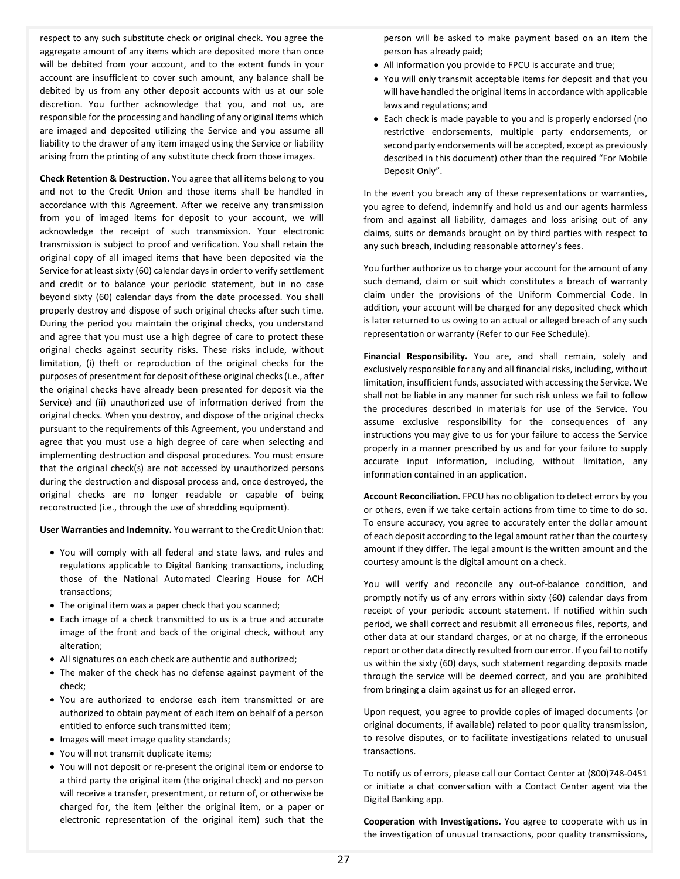respect to any such substitute check or original check. You agree the aggregate amount of any items which are deposited more than once will be debited from your account, and to the extent funds in your account are insufficient to cover such amount, any balance shall be debited by us from any other deposit accounts with us at our sole discretion. You further acknowledge that you, and not us, are responsible for the processing and handling of any original items which are imaged and deposited utilizing the Service and you assume all liability to the drawer of any item imaged using the Service or liability arising from the printing of any substitute check from those images.

**Check Retention & Destruction.** You agree that all items belong to you and not to the Credit Union and those items shall be handled in accordance with this Agreement. After we receive any transmission from you of imaged items for deposit to your account, we will acknowledge the receipt of such transmission. Your electronic transmission is subject to proof and verification. You shall retain the original copy of all imaged items that have been deposited via the Service for at least sixty (60) calendar days in order to verify settlement and credit or to balance your periodic statement, but in no case beyond sixty (60) calendar days from the date processed. You shall properly destroy and dispose of such original checks after such time. During the period you maintain the original checks, you understand and agree that you must use a high degree of care to protect these original checks against security risks. These risks include, without limitation, (i) theft or reproduction of the original checks for the purposes of presentment for deposit of these original checks (i.e., after the original checks have already been presented for deposit via the Service) and (ii) unauthorized use of information derived from the original checks. When you destroy, and dispose of the original checks pursuant to the requirements of this Agreement, you understand and agree that you must use a high degree of care when selecting and implementing destruction and disposal procedures. You must ensure that the original check(s) are not accessed by unauthorized persons during the destruction and disposal process and, once destroyed, the original checks are no longer readable or capable of being reconstructed (i.e., through the use of shredding equipment).

**User Warranties and Indemnity.** You warrant to the Credit Union that:

- You will comply with all federal and state laws, and rules and regulations applicable to Digital Banking transactions, including those of the National Automated Clearing House for ACH transactions;
- The original item was a paper check that you scanned;
- Each image of a check transmitted to us is a true and accurate image of the front and back of the original check, without any alteration;
- All signatures on each check are authentic and authorized;
- The maker of the check has no defense against payment of the check;
- You are authorized to endorse each item transmitted or are authorized to obtain payment of each item on behalf of a person entitled to enforce such transmitted item;
- Images will meet image quality standards;
- You will not transmit duplicate items;
- You will not deposit or re-present the original item or endorse to a third party the original item (the original check) and no person will receive a transfer, presentment, or return of, or otherwise be charged for, the item (either the original item, or a paper or electronic representation of the original item) such that the person will be asked to make payment based on an item the person has already paid;
- All information you provide to FPCU is accurate and true;
- You will only transmit acceptable items for deposit and that you will have handled the original items in accordance with applicable laws and regulations; and
- Each check is made payable to you and is properly endorsed (no restrictive endorsements, multiple party endorsements, or second party endorsements will be accepted, except as previously described in this document) other than the required "For Mobile Deposit Only".

In the event you breach any of these representations or warranties, you agree to defend, indemnify and hold us and our agents harmless from and against all liability, damages and loss arising out of any claims, suits or demands brought on by third parties with respect to any such breach, including reasonable attorney's fees.

You further authorize us to charge your account for the amount of any such demand, claim or suit which constitutes a breach of warranty claim under the provisions of the Uniform Commercial Code. In addition, your account will be charged for any deposited check which is later returned to us owing to an actual or alleged breach of any such representation or warranty (Refer to our Fee Schedule).

**Financial Responsibility.** You are, and shall remain, solely and exclusively responsible for any and all financial risks, including, without limitation, insufficient funds, associated with accessing the Service. We shall not be liable in any manner for such risk unless we fail to follow the procedures described in materials for use of the Service. You assume exclusive responsibility for the consequences of any instructions you may give to us for your failure to access the Service properly in a manner prescribed by us and for your failure to supply accurate input information, including, without limitation, any information contained in an application.

**Account Reconciliation.** FPCU has no obligation to detect errors by you or others, even if we take certain actions from time to time to do so. To ensure accuracy, you agree to accurately enter the dollar amount of each deposit according to the legal amount rather than the courtesy amount if they differ. The legal amount is the written amount and the courtesy amount is the digital amount on a check.

You will verify and reconcile any out-of-balance condition, and promptly notify us of any errors within sixty (60) calendar days from receipt of your periodic account statement. If notified within such period, we shall correct and resubmit all erroneous files, reports, and other data at our standard charges, or at no charge, if the erroneous report or other data directly resulted from our error. If you fail to notify us within the sixty (60) days, such statement regarding deposits made through the service will be deemed correct, and you are prohibited from bringing a claim against us for an alleged error.

Upon request, you agree to provide copies of imaged documents (or original documents, if available) related to poor quality transmission, to resolve disputes, or to facilitate investigations related to unusual transactions.

To notify us of errors, please call our Contact Center at (800)748-0451 or initiate a chat conversation with a Contact Center agent via the Digital Banking app.

**Cooperation with Investigations.** You agree to cooperate with us in the investigation of unusual transactions, poor quality transmissions,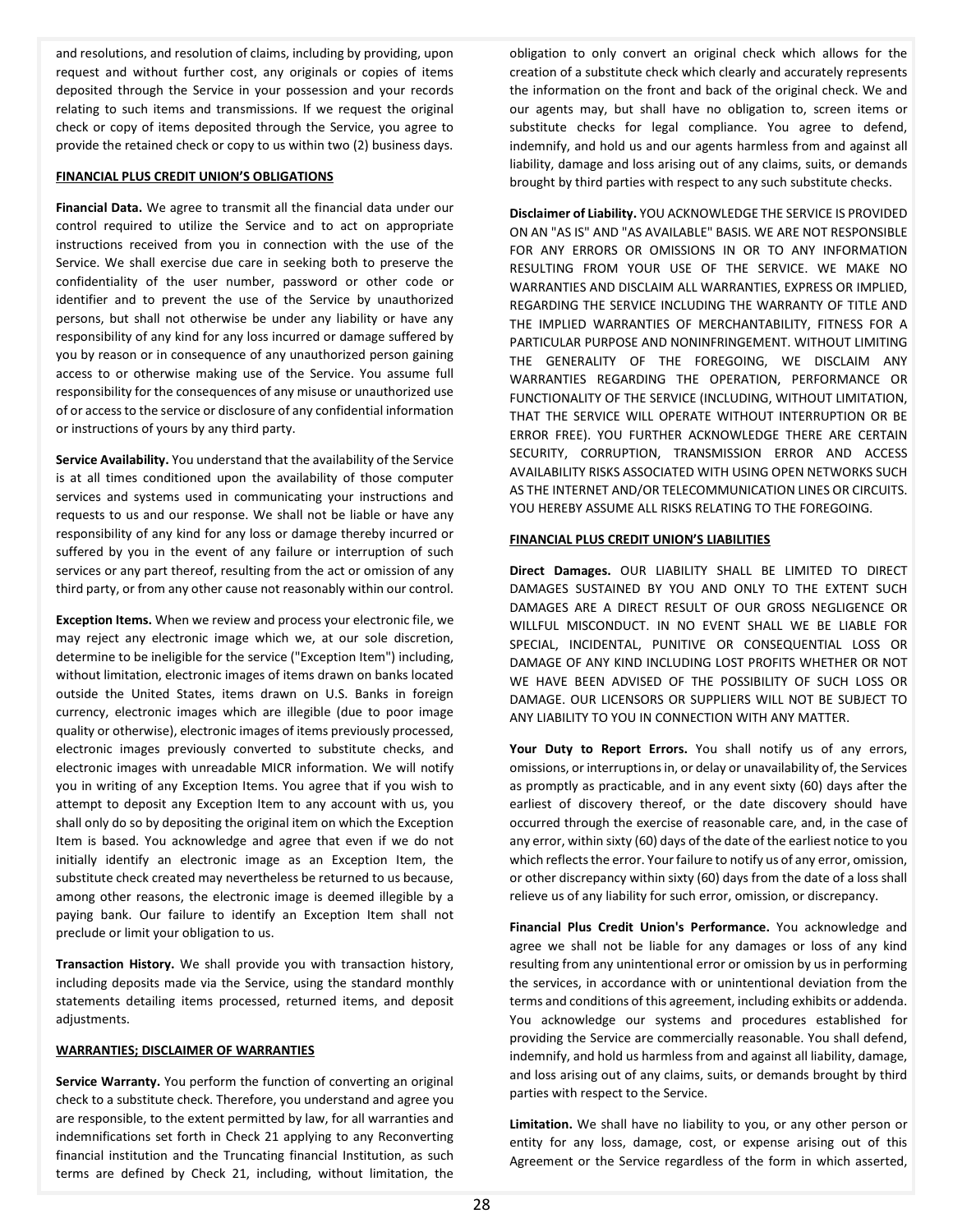and resolutions, and resolution of claims, including by providing, upon request and without further cost, any originals or copies of items deposited through the Service in your possession and your records relating to such items and transmissions. If we request the original check or copy of items deposited through the Service, you agree to provide the retained check or copy to us within two (2) business days.

**FINANCIAL PLUS CREDIT UNION'S OBLIGATIONS**

**Financial Data.** We agree to transmit all the financial data under our control required to utilize the Service and to act on appropriate instructions received from you in connection with the use of the Service. We shall exercise due care in seeking both to preserve the confidentiality of the user number, password or other code or identifier and to prevent the use of the Service by unauthorized persons, but shall not otherwise be under any liability or have any responsibility of any kind for any loss incurred or damage suffered by you by reason or in consequence of any unauthorized person gaining access to or otherwise making use of the Service. You assume full responsibility for the consequences of any misuse or unauthorized use of or access to the service or disclosure of any confidential information or instructions of yours by any third party.

**Service Availability.** You understand that the availability of the Service is at all times conditioned upon the availability of those computer services and systems used in communicating your instructions and requests to us and our response. We shall not be liable or have any responsibility of any kind for any loss or damage thereby incurred or suffered by you in the event of any failure or interruption of such services or any part thereof, resulting from the act or omission of any third party, or from any other cause not reasonably within our control.

**Exception Items.** When we review and process your electronic file, we may reject any electronic image which we, at our sole discretion, determine to be ineligible for the service ("Exception Item") including, without limitation, electronic images of items drawn on banks located outside the United States, items drawn on U.S. Banks in foreign currency, electronic images which are illegible (due to poor image quality or otherwise), electronic images of items previously processed, electronic images previously converted to substitute checks, and electronic images with unreadable MICR information. We will notify you in writing of any Exception Items. You agree that if you wish to attempt to deposit any Exception Item to any account with us, you shall only do so by depositing the original item on which the Exception Item is based. You acknowledge and agree that even if we do not initially identify an electronic image as an Exception Item, the substitute check created may nevertheless be returned to us because, among other reasons, the electronic image is deemed illegible by a paying bank. Our failure to identify an Exception Item shall not preclude or limit your obligation to us.

**Transaction History.** We shall provide you with transaction history, including deposits made via the Service, using the standard monthly statements detailing items processed, returned items, and deposit adjustments.

**WARRANTIES; DISCLAIMER OF WARRANTIES**

**Service Warranty.** You perform the function of converting an original check to a substitute check. Therefore, you understand and agree you are responsible, to the extent permitted by law, for all warranties and indemnifications set forth in Check 21 applying to any Reconverting financial institution and the Truncating financial Institution, as such terms are defined by Check 21, including, without limitation, the obligation to only convert an original check which allows for the creation of a substitute check which clearly and accurately represents the information on the front and back of the original check. We and our agents may, but shall have no obligation to, screen items or substitute checks for legal compliance. You agree to defend, indemnify, and hold us and our agents harmless from and against all liability, damage and loss arising out of any claims, suits, or demands brought by third parties with respect to any such substitute checks.

**Disclaimer of Liability.** YOU ACKNOWLEDGE THE SERVICE IS PROVIDED ON AN "AS IS" AND "AS AVAILABLE" BASIS. WE ARE NOT RESPONSIBLE FOR ANY ERRORS OR OMISSIONS IN OR TO ANY INFORMATION RESULTING FROM YOUR USE OF THE SERVICE. WE MAKE NO WARRANTIES AND DISCLAIM ALL WARRANTIES, EXPRESS OR IMPLIED, REGARDING THE SERVICE INCLUDING THE WARRANTY OF TITLE AND THE IMPLIED WARRANTIES OF MERCHANTABILITY, FITNESS FOR A PARTICULAR PURPOSE AND NONINFRINGEMENT. WITHOUT LIMITING THE GENERALITY OF THE FOREGOING, WE DISCLAIM ANY WARRANTIES REGARDING THE OPERATION, PERFORMANCE OR FUNCTIONALITY OF THE SERVICE (INCLUDING, WITHOUT LIMITATION, THAT THE SERVICE WILL OPERATE WITHOUT INTERRUPTION OR BE ERROR FREE). YOU FURTHER ACKNOWLEDGE THERE ARE CERTAIN SECURITY, CORRUPTION, TRANSMISSION ERROR AND ACCESS AVAILABILITY RISKS ASSOCIATED WITH USING OPEN NETWORKS SUCH AS THE INTERNET AND/OR TELECOMMUNICATION LINES OR CIRCUITS. YOU HEREBY ASSUME ALL RISKS RELATING TO THE FOREGOING.

**FINANCIAL PLUS CREDIT UNION'S LIABILITIES**

**Direct Damages.** OUR LIABILITY SHALL BE LIMITED TO DIRECT DAMAGES SUSTAINED BY YOU AND ONLY TO THE EXTENT SUCH DAMAGES ARE A DIRECT RESULT OF OUR GROSS NEGLIGENCE OR WILLFUL MISCONDUCT. IN NO EVENT SHALL WE BE LIABLE FOR SPECIAL, INCIDENTAL, PUNITIVE OR CONSEQUENTIAL LOSS OR DAMAGE OF ANY KIND INCLUDING LOST PROFITS WHETHER OR NOT WE HAVE BEEN ADVISED OF THE POSSIBILITY OF SUCH LOSS OR DAMAGE. OUR LICENSORS OR SUPPLIERS WILL NOT BE SUBJECT TO ANY LIABILITY TO YOU IN CONNECTION WITH ANY MATTER.

**Your Duty to Report Errors.** You shall notify us of any errors, omissions, or interruptions in, or delay or unavailability of, the Services as promptly as practicable, and in any event sixty (60) days after the earliest of discovery thereof, or the date discovery should have occurred through the exercise of reasonable care, and, in the case of any error, within sixty (60) days of the date of the earliest notice to you which reflects the error. Your failure to notify us of any error, omission, or other discrepancy within sixty (60) days from the date of a loss shall relieve us of any liability for such error, omission, or discrepancy.

**Financial Plus Credit Union's Performance.** You acknowledge and agree we shall not be liable for any damages or loss of any kind resulting from any unintentional error or omission by us in performing the services, in accordance with or unintentional deviation from the terms and conditions of this agreement, including exhibits or addenda. You acknowledge our systems and procedures established for providing the Service are commercially reasonable. You shall defend, indemnify, and hold us harmless from and against all liability, damage, and loss arising out of any claims, suits, or demands brought by third parties with respect to the Service.

**Limitation.** We shall have no liability to you, or any other person or entity for any loss, damage, cost, or expense arising out of this Agreement or the Service regardless of the form in which asserted,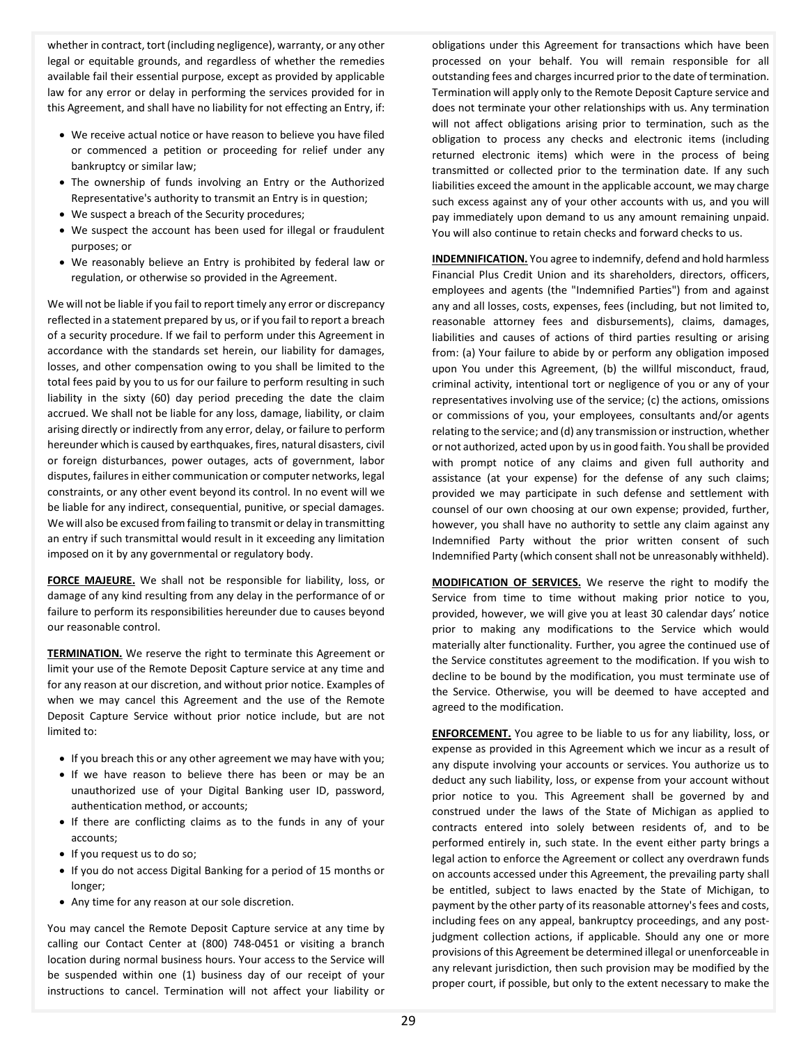whether in contract, tort (including negligence), warranty, or any other legal or equitable grounds, and regardless of whether the remedies available fail their essential purpose, except as provided by applicable law for any error or delay in performing the services provided for in this Agreement, and shall have no liability for not effecting an Entry, if:

- We receive actual notice or have reason to believe you have filed or commenced a petition or proceeding for relief under any bankruptcy or similar law;
- The ownership of funds involving an Entry or the Authorized Representative's authority to transmit an Entry is in question;
- We suspect a breach of the Security procedures;
- We suspect the account has been used for illegal or fraudulent purposes; or
- We reasonably believe an Entry is prohibited by federal law or regulation, or otherwise so provided in the Agreement.

We will not be liable if you fail to report timely any error or discrepancy reflected in a statement prepared by us, or if you fail to report a breach of a security procedure. If we fail to perform under this Agreement in accordance with the standards set herein, our liability for damages, losses, and other compensation owing to you shall be limited to the total fees paid by you to us for our failure to perform resulting in such liability in the sixty (60) day period preceding the date the claim accrued. We shall not be liable for any loss, damage, liability, or claim arising directly or indirectly from any error, delay, or failure to perform hereunder which is caused by earthquakes, fires, natural disasters, civil or foreign disturbances, power outages, acts of government, labor disputes, failures in either communication or computer networks, legal constraints, or any other event beyond its control. In no event will we be liable for any indirect, consequential, punitive, or special damages. We will also be excused from failing to transmit or delay in transmitting an entry if such transmittal would result in it exceeding any limitation imposed on it by any governmental or regulatory body.

**FORCE MAJEURE.** We shall not be responsible for liability, loss, or damage of any kind resulting from any delay in the performance of or failure to perform its responsibilities hereunder due to causes beyond our reasonable control.

**TERMINATION.** We reserve the right to terminate this Agreement or limit your use of the Remote Deposit Capture service at any time and for any reason at our discretion, and without prior notice. Examples of when we may cancel this Agreement and the use of the Remote Deposit Capture Service without prior notice include, but are not limited to:

- If you breach this or any other agreement we may have with you;
- If we have reason to believe there has been or may be an unauthorized use of your Digital Banking user ID, password, authentication method, or accounts;
- If there are conflicting claims as to the funds in any of your accounts;
- If you request us to do so;
- If you do not access Digital Banking for a period of 15 months or longer;
- Any time for any reason at our sole discretion.

You may cancel the Remote Deposit Capture service at any time by calling our Contact Center at (800) 748-0451 or visiting a branch location during normal business hours. Your access to the Service will be suspended within one (1) business day of our receipt of your instructions to cancel. Termination will not affect your liability or obligations under this Agreement for transactions which have been processed on your behalf. You will remain responsible for all outstanding fees and charges incurred prior to the date of termination. Termination will apply only to the Remote Deposit Capture service and does not terminate your other relationships with us. Any termination will not affect obligations arising prior to termination, such as the obligation to process any checks and electronic items (including returned electronic items) which were in the process of being transmitted or collected prior to the termination date. If any such liabilities exceed the amount in the applicable account, we may charge such excess against any of your other accounts with us, and you will pay immediately upon demand to us any amount remaining unpaid. You will also continue to retain checks and forward checks to us.

**INDEMNIFICATION.** You agree to indemnify, defend and hold harmless Financial Plus Credit Union and its shareholders, directors, officers, employees and agents (the "Indemnified Parties") from and against any and all losses, costs, expenses, fees (including, but not limited to, reasonable attorney fees and disbursements), claims, damages, liabilities and causes of actions of third parties resulting or arising from: (a) Your failure to abide by or perform any obligation imposed upon You under this Agreement, (b) the willful misconduct, fraud, criminal activity, intentional tort or negligence of you or any of your representatives involving use of the service; (c) the actions, omissions or commissions of you, your employees, consultants and/or agents relating to the service; and (d) any transmission or instruction, whether or not authorized, acted upon by us in good faith. You shall be provided with prompt notice of any claims and given full authority and assistance (at your expense) for the defense of any such claims; provided we may participate in such defense and settlement with counsel of our own choosing at our own expense; provided, further, however, you shall have no authority to settle any claim against any Indemnified Party without the prior written consent of such Indemnified Party (which consent shall not be unreasonably withheld).

**MODIFICATION OF SERVICES.** We reserve the right to modify the Service from time to time without making prior notice to you, provided, however, we will give you at least 30 calendar days' notice prior to making any modifications to the Service which would materially alter functionality. Further, you agree the continued use of the Service constitutes agreement to the modification. If you wish to decline to be bound by the modification, you must terminate use of the Service. Otherwise, you will be deemed to have accepted and agreed to the modification.

**ENFORCEMENT.** You agree to be liable to us for any liability, loss, or expense as provided in this Agreement which we incur as a result of any dispute involving your accounts or services. You authorize us to deduct any such liability, loss, or expense from your account without prior notice to you. This Agreement shall be governed by and construed under the laws of the State of Michigan as applied to contracts entered into solely between residents of, and to be performed entirely in, such state. In the event either party brings a legal action to enforce the Agreement or collect any overdrawn funds on accounts accessed under this Agreement, the prevailing party shall be entitled, subject to laws enacted by the State of Michigan, to payment by the other party of its reasonable attorney's fees and costs, including fees on any appeal, bankruptcy proceedings, and any post-judgment collection actions, if applicable. Should any one or more provisions of this Agreement be determined illegal or unenforceable in any relevant jurisdiction, then such provision may be modified by the proper court, if possible, but only to the extent necessary to make the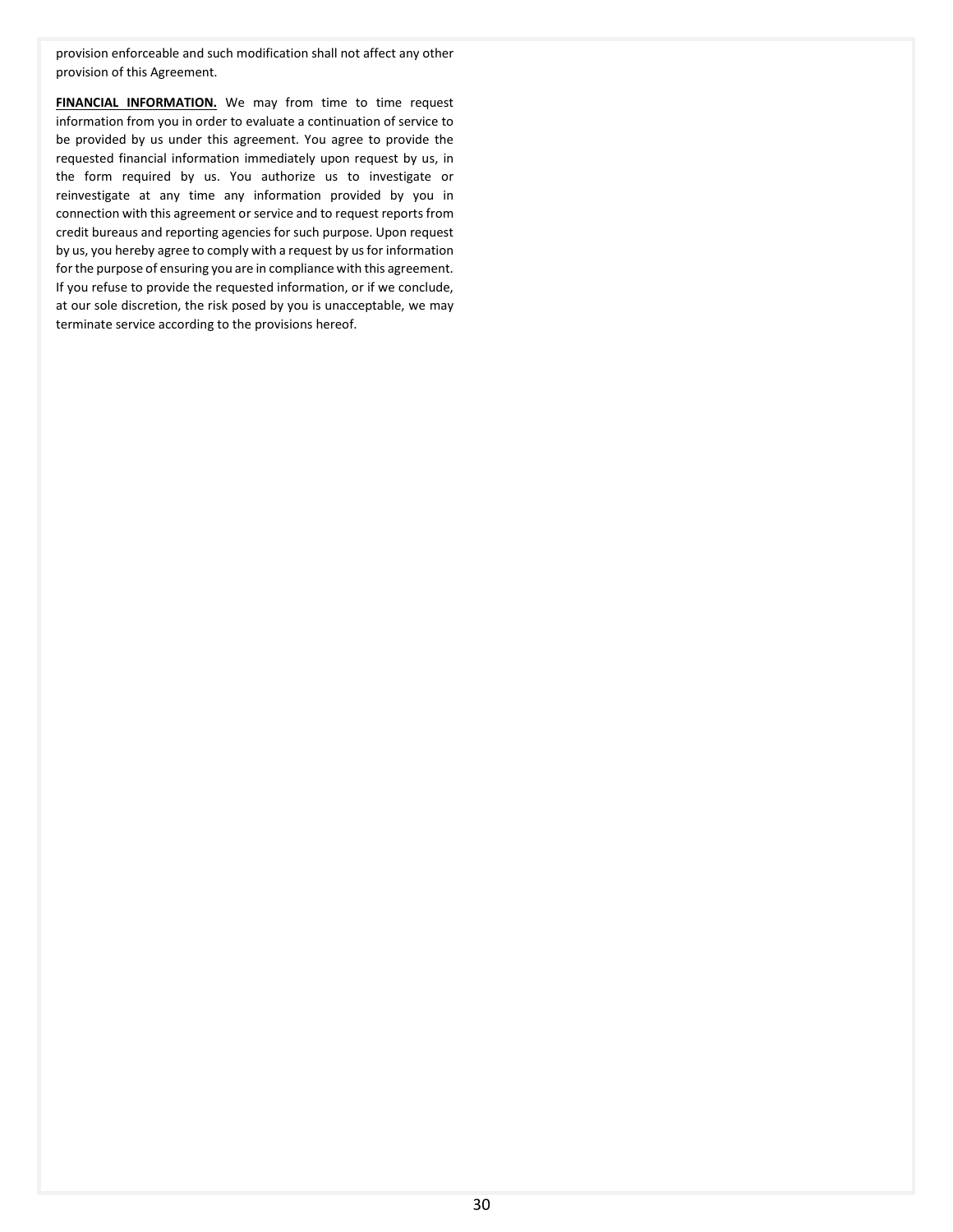provision enforceable and such modification shall not affect any other provision of this Agreement.

**FINANCIAL INFORMATION.** We may from time to time request information from you in order to evaluate a continuation of service to be provided by us under this agreement. You agree to provide the requested financial information immediately upon request by us, in the form required by us. You authorize us to investigate or reinvestigate at any time any information provided by you in connection with this agreement or service and to request reports from credit bureaus and reporting agencies for such purpose. Upon request by us, you hereby agree to comply with a request by us for information for the purpose of ensuring you are in compliance with this agreement. If you refuse to provide the requested information, or if we conclude, at our sole discretion, the risk posed by you is unacceptable, we may terminate service according to the provisions hereof.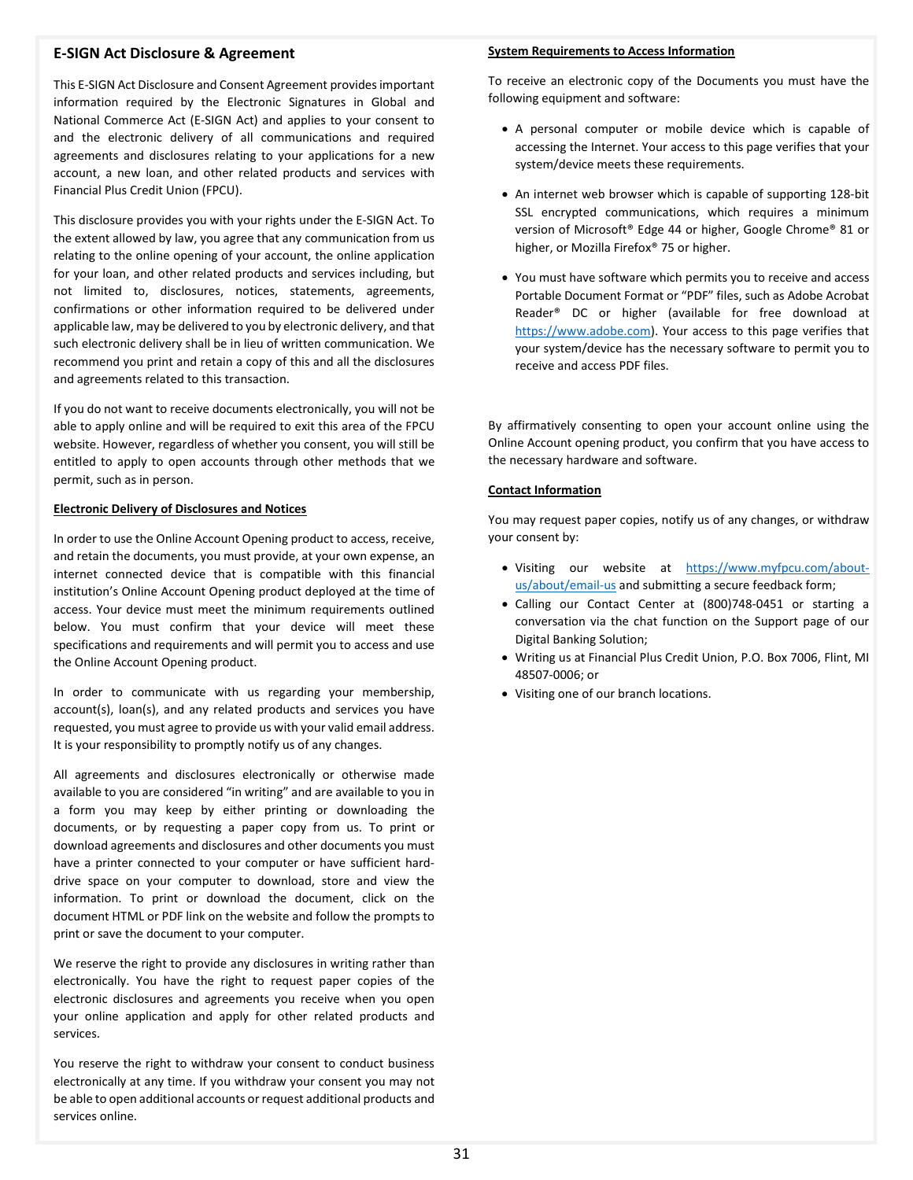## E-SIGN Act Disclosure & Agreement

This E-SIGN Act Disclosure and Consent Agreement provides important information required by the Electronic Signatures in Global and National Commerce Act (E-SIGN Act) and applies to your consent to and the electronic delivery of all communications and required agreements and disclosures relating to your applications for a new account, a new loan, and other related products and services with Financial Plus Credit Union (FPCU).

This disclosure provides you with your rights under the E-SIGN Act. To the extent allowed by law, you agree that any communication from us relating to the online opening of your account, the online application for your loan, and other related products and services including, but not limited to, disclosures, notices, statements, agreements, confirmations or other information required to be delivered under applicable law, may be delivered to you by electronic delivery, and that such electronic delivery shall be in lieu of written communication. We recommend you print and retain a copy of this and all the disclosures and agreements related to this transaction.

If you do not want to receive documents electronically, you will not be able to apply online and will be required to exit this area of the FPCU website. However, regardless of whether you consent, you will still be entitled to apply to open accounts through other methods that we permit, such as in person.

**Electronic Delivery of Disclosures and Notices**

In order to use the Online Account Opening product to access, receive, and retain the documents, you must provide, at your own expense, an internet connected device that is compatible with this financial institution's Online Account Opening product deployed at the time of access. Your device must meet the minimum requirements outlined below. You must confirm that your device will meet these specifications and requirements and will permit you to access and use the Online Account Opening product.

In order to communicate with us regarding your membership, account(s), loan(s), and any related products and services you have requested, you must agree to provide us with your valid email address. It is your responsibility to promptly notify us of any changes.

All agreements and disclosures electronically or otherwise made available to you are considered "in writing" and are available to you in a form you may keep by either printing or downloading the documents, or by requesting a paper copy from us. To print or download agreements and disclosures and other documents you must have a printer connected to your computer or have sufficient hard-drive space on your computer to download, store and view the information. To print or download the document, click on the document HTML or PDF link on the website and follow the prompts to print or save the document to your computer.

We reserve the right to provide any disclosures in writing rather than electronically. You have the right to request paper copies of the electronic disclosures and agreements you receive when you open your online application and apply for other related products and services.

You reserve the right to withdraw your consent to conduct business electronically at any time. If you withdraw your consent you may not be able to open additional accounts or request additional products and services online.

**System Requirements to Access Information**

To receive an electronic copy of the Documents you must have the following equipment and software:

- A personal computer or mobile device which is capable of accessing the Internet. Your access to this page verifies that your system/device meets these requirements.
- An internet web browser which is capable of supporting 128-bit SSL encrypted communications, which requires a minimum version of Microsoft® Edge 44 or higher, Google Chrome® 81 or higher, or Mozilla Firefox® 75 or higher.
- You must have software which permits you to receive and access Portable Document Format or "PDF" files, such as Adobe Acrobat Reader® DC or higher (available for free download at https://www.adobe.com). Your access to this page verifies that your system/device has the necessary software to permit you to receive and access PDF files.

By affirmatively consenting to open your account online using the Online Account opening product, you confirm that you have access to the necessary hardware and software.

**Contact Information**

You may request paper copies, notify us of any changes, or withdraw your consent by:

- Visiting our website at https://www.myfpcu.com/about-us/about/email-us and submitting a secure feedback form;
- Calling our Contact Center at (800)748-0451 or starting a conversation via the chat function on the Support page of our Digital Banking Solution;
- Writing us at Financial Plus Credit Union, P.O. Box 7006, Flint, MI 48507-0006; or
- Visiting one of our branch locations.